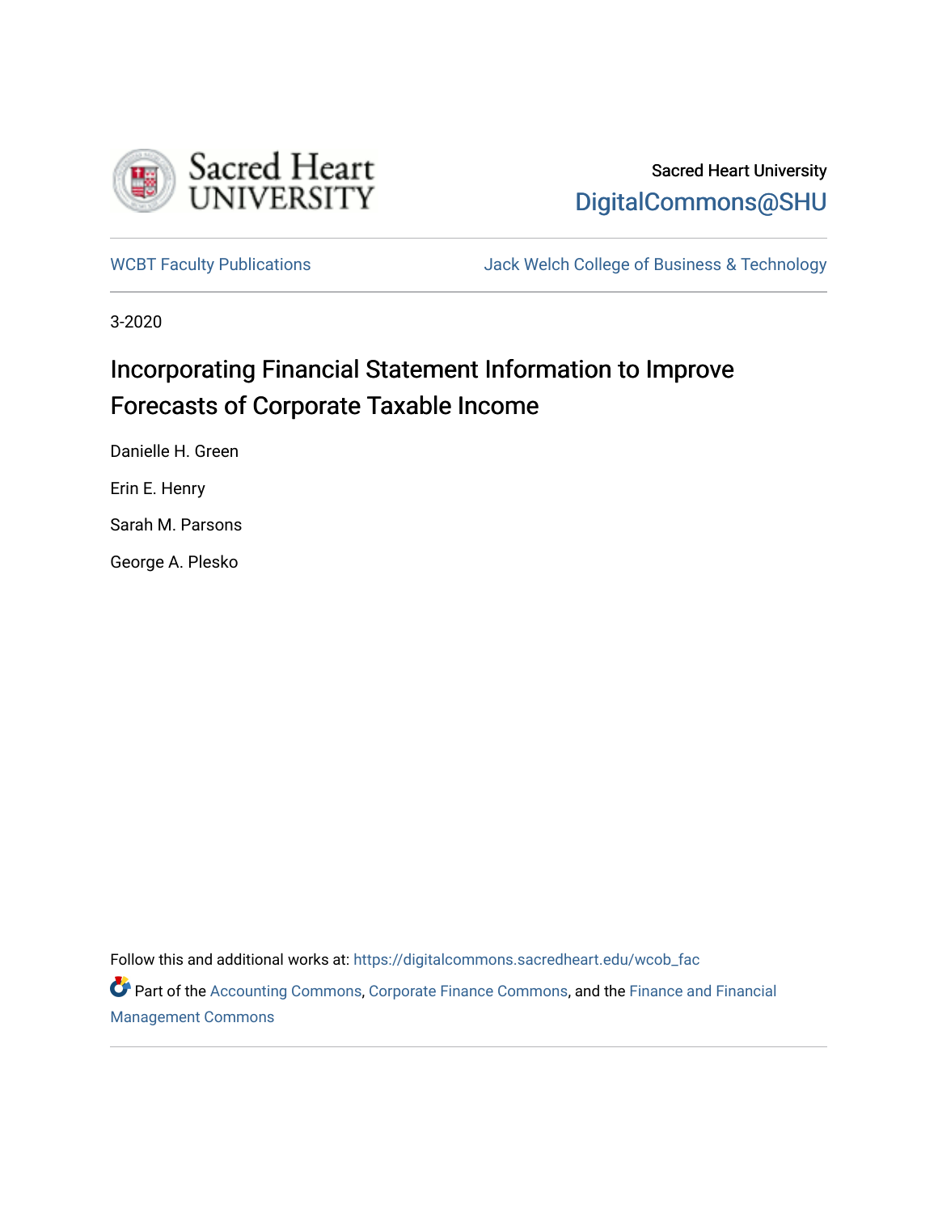Sacred Heart University

DigitalCommons@SHU

WCBT Faculty Publications

Jack Welch College of Business & Technology

3-2020

# Incorporating Financial Statement Information to Improve Forecasts of Corporate Taxable Income

Danielle H. Green

Erin E. Henry

Sarah M. Parsons

George A. Plesko

Follow this and additional works at: https://digitalcommons.sacredheart.edu/wcob_fac

Part of the Accounting Commons, Corporate Finance Commons, and the Finance and Financial Management Commons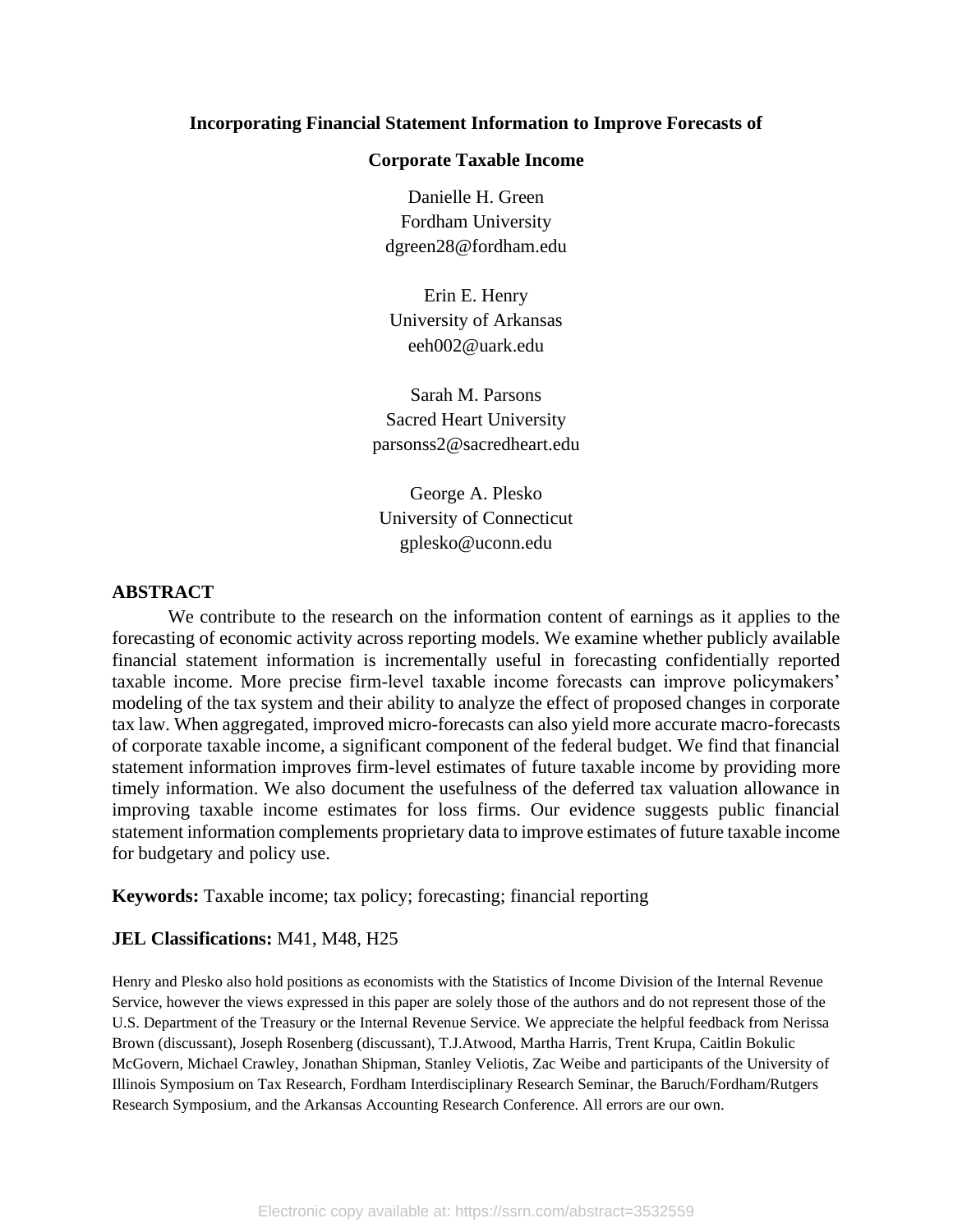**Incorporating Financial Statement Information to Improve Forecasts of Corporate Taxable Income**

Danielle H. Green
Fordham University
dgreen28@fordham.edu

Erin E. Henry
University of Arkansas
eeh002@uark.edu

Sarah M. Parsons
Sacred Heart University
parsonss2@sacredheart.edu

George A. Plesko
University of Connecticut
gplesko@uconn.edu

## ABSTRACT

We contribute to the research on the information content of earnings as it applies to the forecasting of economic activity across reporting models. We examine whether publicly available financial statement information is incrementally useful in forecasting confidentially reported taxable income. More precise firm-level taxable income forecasts can improve policymakers' modeling of the tax system and their ability to analyze the effect of proposed changes in corporate tax law. When aggregated, improved micro-forecasts can also yield more accurate macro-forecasts of corporate taxable income, a significant component of the federal budget. We find that financial statement information improves firm-level estimates of future taxable income by providing more timely information. We also document the usefulness of the deferred tax valuation allowance in improving taxable income estimates for loss firms. Our evidence suggests public financial statement information complements proprietary data to improve estimates of future taxable income for budgetary and policy use.

**Keywords:** Taxable income; tax policy; forecasting; financial reporting

**JEL Classifications:** M41, M48, H25

Henry and Plesko also hold positions as economists with the Statistics of Income Division of the Internal Revenue Service, however the views expressed in this paper are solely those of the authors and do not represent those of the U.S. Department of the Treasury or the Internal Revenue Service. We appreciate the helpful feedback from Nerissa Brown (discussant), Joseph Rosenberg (discussant), T.J.Atwood, Martha Harris, Trent Krupa, Caitlin Bokulic McGovern, Michael Crawley, Jonathan Shipman, Stanley Veliotis, Zac Weibe and participants of the University of Illinois Symposium on Tax Research, Fordham Interdisciplinary Research Seminar, the Baruch/Fordham/Rutgers Research Symposium, and the Arkansas Accounting Research Conference. All errors are our own.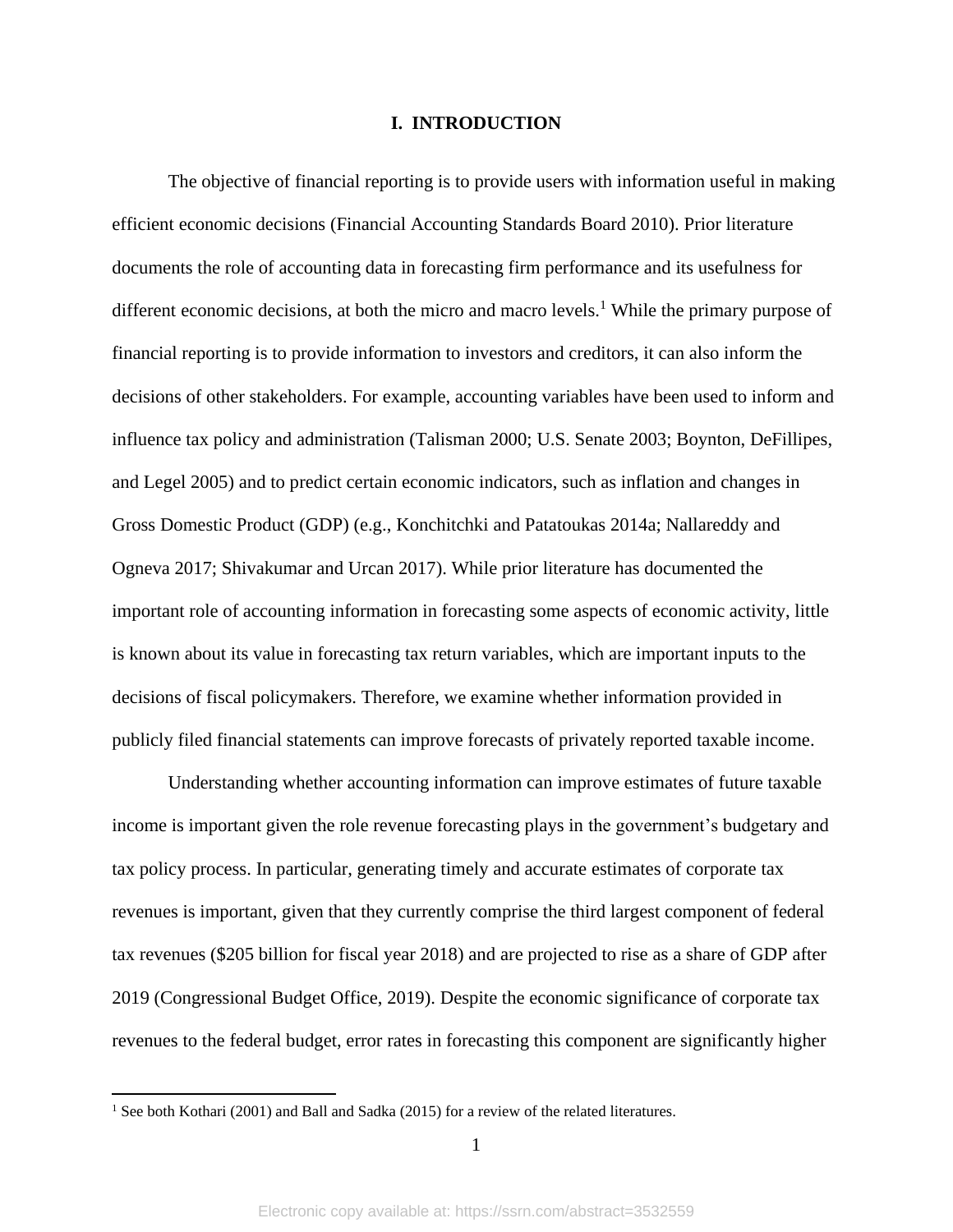# I. INTRODUCTION

The objective of financial reporting is to provide users with information useful in making efficient economic decisions (Financial Accounting Standards Board 2010). Prior literature documents the role of accounting data in forecasting firm performance and its usefulness for different economic decisions, at both the micro and macro levels.[1] While the primary purpose of financial reporting is to provide information to investors and creditors, it can also inform the decisions of other stakeholders. For example, accounting variables have been used to inform and influence tax policy and administration (Talisman 2000; U.S. Senate 2003; Boynton, DeFillipes, and Legel 2005) and to predict certain economic indicators, such as inflation and changes in Gross Domestic Product (GDP) (e.g., Konchitchki and Patatoukas 2014a; Nallareddy and Ogneva 2017; Shivakumar and Urcan 2017). While prior literature has documented the important role of accounting information in forecasting some aspects of economic activity, little is known about its value in forecasting tax return variables, which are important inputs to the decisions of fiscal policymakers. Therefore, we examine whether information provided in publicly filed financial statements can improve forecasts of privately reported taxable income.

Understanding whether accounting information can improve estimates of future taxable income is important given the role revenue forecasting plays in the government's budgetary and tax policy process. In particular, generating timely and accurate estimates of corporate tax revenues is important, given that they currently comprise the third largest component of federal tax revenues ($205 billion for fiscal year 2018) and are projected to rise as a share of GDP after 2019 (Congressional Budget Office, 2019). Despite the economic significance of corporate tax revenues to the federal budget, error rates in forecasting this component are significantly higher

[1] See both Kothari (2001) and Ball and Sadka (2015) for a review of the related literatures.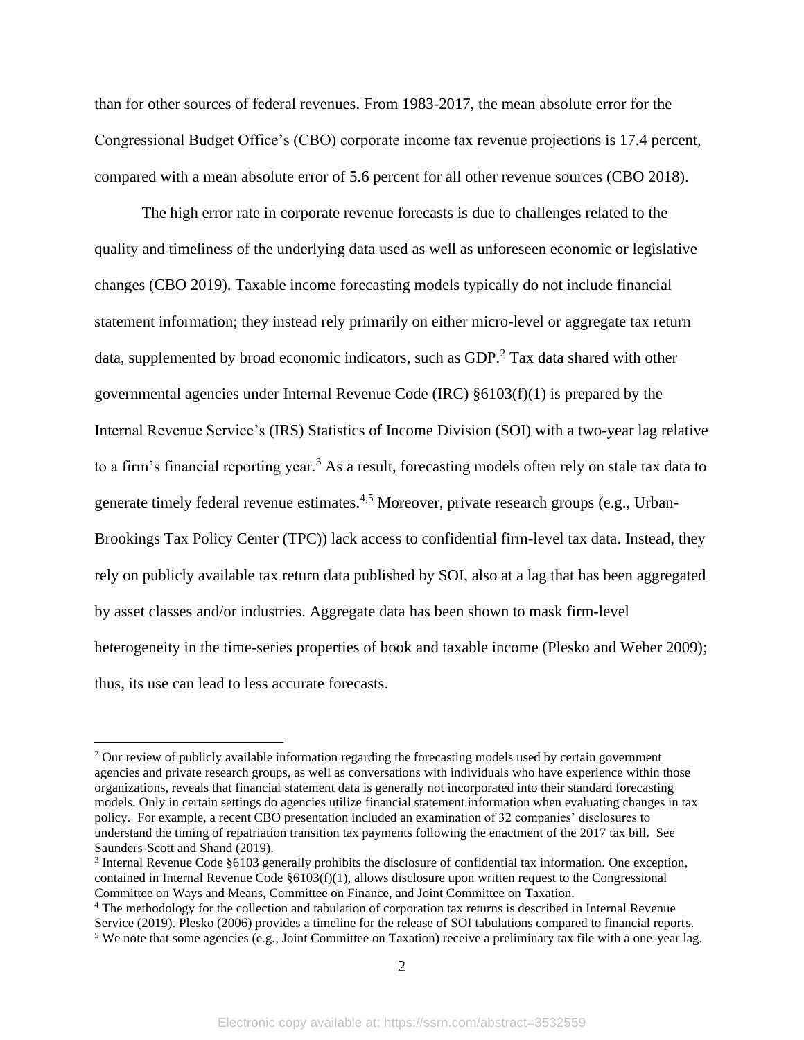than for other sources of federal revenues. From 1983-2017, the mean absolute error for the Congressional Budget Office's (CBO) corporate income tax revenue projections is 17.4 percent, compared with a mean absolute error of 5.6 percent for all other revenue sources (CBO 2018).

The high error rate in corporate revenue forecasts is due to challenges related to the quality and timeliness of the underlying data used as well as unforeseen economic or legislative changes (CBO 2019). Taxable income forecasting models typically do not include financial statement information; they instead rely primarily on either micro-level or aggregate tax return data, supplemented by broad economic indicators, such as GDP.[2] Tax data shared with other governmental agencies under Internal Revenue Code (IRC) §6103(f)(1) is prepared by the Internal Revenue Service's (IRS) Statistics of Income Division (SOI) with a two-year lag relative to a firm's financial reporting year.[3] As a result, forecasting models often rely on stale tax data to generate timely federal revenue estimates.[4,5] Moreover, private research groups (e.g., Urban-Brookings Tax Policy Center (TPC)) lack access to confidential firm-level tax data. Instead, they rely on publicly available tax return data published by SOI, also at a lag that has been aggregated by asset classes and/or industries. Aggregate data has been shown to mask firm-level heterogeneity in the time-series properties of book and taxable income (Plesko and Weber 2009); thus, its use can lead to less accurate forecasts.

---

[2] Our review of publicly available information regarding the forecasting models used by certain government agencies and private research groups, as well as conversations with individuals who have experience within those organizations, reveals that financial statement data is generally not incorporated into their standard forecasting models. Only in certain settings do agencies utilize financial statement information when evaluating changes in tax policy. For example, a recent CBO presentation included an examination of 32 companies' disclosures to understand the timing of repatriation transition tax payments following the enactment of the 2017 tax bill. See Saunders-Scott and Shand (2019).

[3] Internal Revenue Code §6103 generally prohibits the disclosure of confidential tax information. One exception, contained in Internal Revenue Code §6103(f)(1), allows disclosure upon written request to the Congressional Committee on Ways and Means, Committee on Finance, and Joint Committee on Taxation.

[4] The methodology for the collection and tabulation of corporation tax returns is described in Internal Revenue Service (2019). Plesko (2006) provides a timeline for the release of SOI tabulations compared to financial reports.

[5] We note that some agencies (e.g., Joint Committee on Taxation) receive a preliminary tax file with a one-year lag.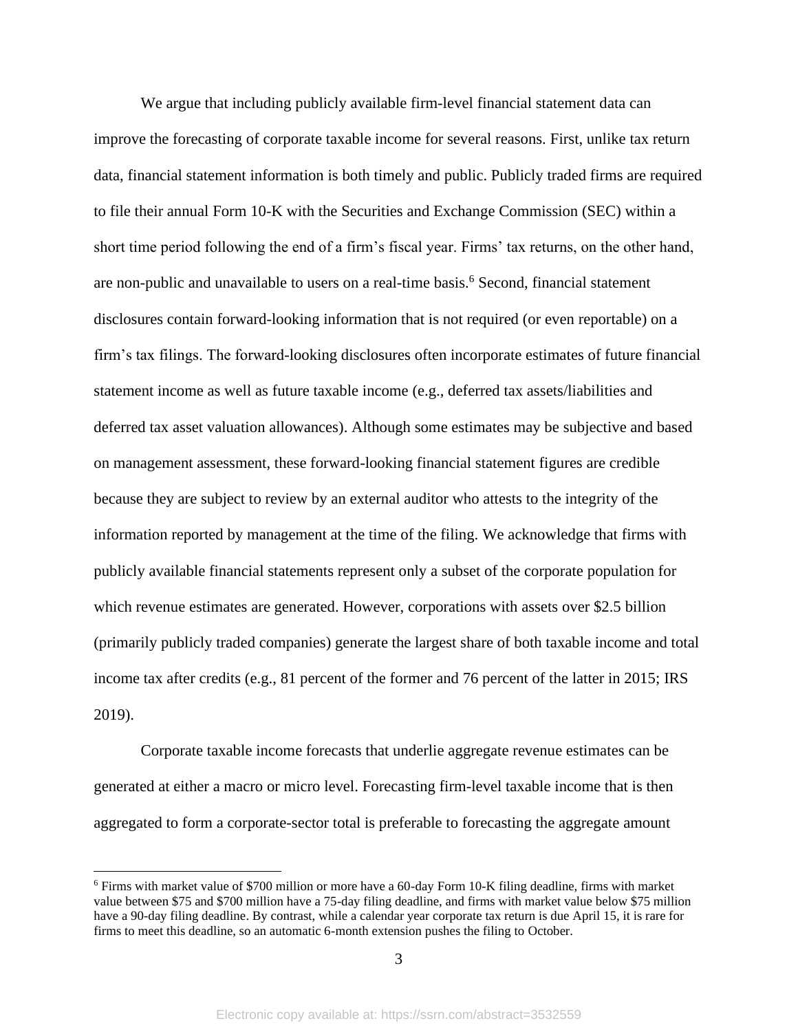We argue that including publicly available firm-level financial statement data can improve the forecasting of corporate taxable income for several reasons. First, unlike tax return data, financial statement information is both timely and public. Publicly traded firms are required to file their annual Form 10-K with the Securities and Exchange Commission (SEC) within a short time period following the end of a firm's fiscal year. Firms' tax returns, on the other hand, are non-public and unavailable to users on a real-time basis.[6] Second, financial statement disclosures contain forward-looking information that is not required (or even reportable) on a firm's tax filings. The forward-looking disclosures often incorporate estimates of future financial statement income as well as future taxable income (e.g., deferred tax assets/liabilities and deferred tax asset valuation allowances). Although some estimates may be subjective and based on management assessment, these forward-looking financial statement figures are credible because they are subject to review by an external auditor who attests to the integrity of the information reported by management at the time of the filing. We acknowledge that firms with publicly available financial statements represent only a subset of the corporate population for which revenue estimates are generated. However, corporations with assets over $2.5 billion (primarily publicly traded companies) generate the largest share of both taxable income and total income tax after credits (e.g., 81 percent of the former and 76 percent of the latter in 2015; IRS 2019).

Corporate taxable income forecasts that underlie aggregate revenue estimates can be generated at either a macro or micro level. Forecasting firm-level taxable income that is then aggregated to form a corporate-sector total is preferable to forecasting the aggregate amount

---

[6] Firms with market value of $700 million or more have a 60-day Form 10-K filing deadline, firms with market value between $75 and $700 million have a 75-day filing deadline, and firms with market value below $75 million have a 90-day filing deadline. By contrast, while a calendar year corporate tax return is due April 15, it is rare for firms to meet this deadline, so an automatic 6-month extension pushes the filing to October.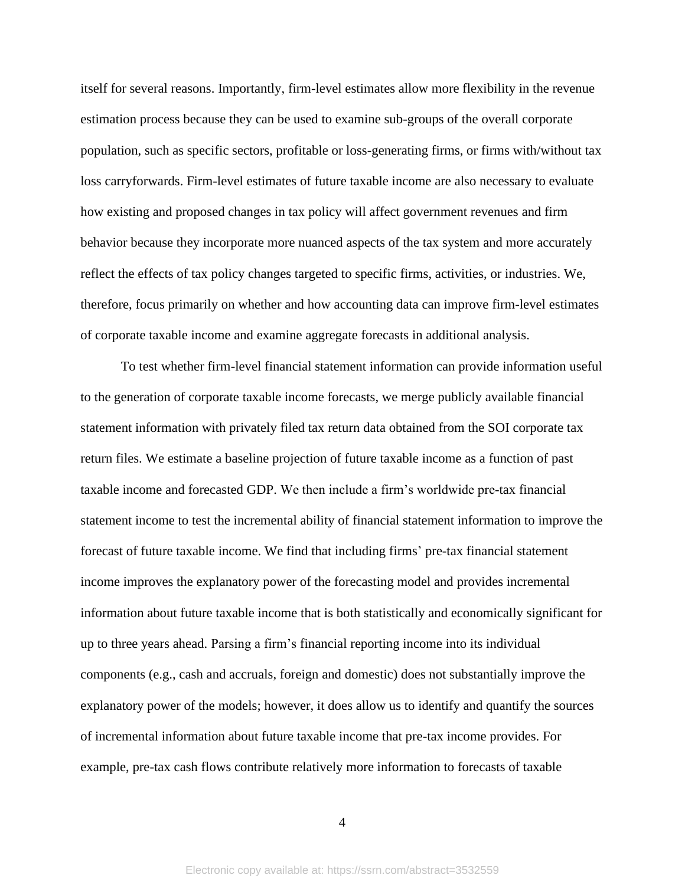itself for several reasons. Importantly, firm-level estimates allow more flexibility in the revenue estimation process because they can be used to examine sub-groups of the overall corporate population, such as specific sectors, profitable or loss-generating firms, or firms with/without tax loss carryforwards. Firm-level estimates of future taxable income are also necessary to evaluate how existing and proposed changes in tax policy will affect government revenues and firm behavior because they incorporate more nuanced aspects of the tax system and more accurately reflect the effects of tax policy changes targeted to specific firms, activities, or industries. We, therefore, focus primarily on whether and how accounting data can improve firm-level estimates of corporate taxable income and examine aggregate forecasts in additional analysis.

To test whether firm-level financial statement information can provide information useful to the generation of corporate taxable income forecasts, we merge publicly available financial statement information with privately filed tax return data obtained from the SOI corporate tax return files. We estimate a baseline projection of future taxable income as a function of past taxable income and forecasted GDP. We then include a firm's worldwide pre-tax financial statement income to test the incremental ability of financial statement information to improve the forecast of future taxable income. We find that including firms' pre-tax financial statement income improves the explanatory power of the forecasting model and provides incremental information about future taxable income that is both statistically and economically significant for up to three years ahead. Parsing a firm's financial reporting income into its individual components (e.g., cash and accruals, foreign and domestic) does not substantially improve the explanatory power of the models; however, it does allow us to identify and quantify the sources of incremental information about future taxable income that pre-tax income provides. For example, pre-tax cash flows contribute relatively more information to forecasts of taxable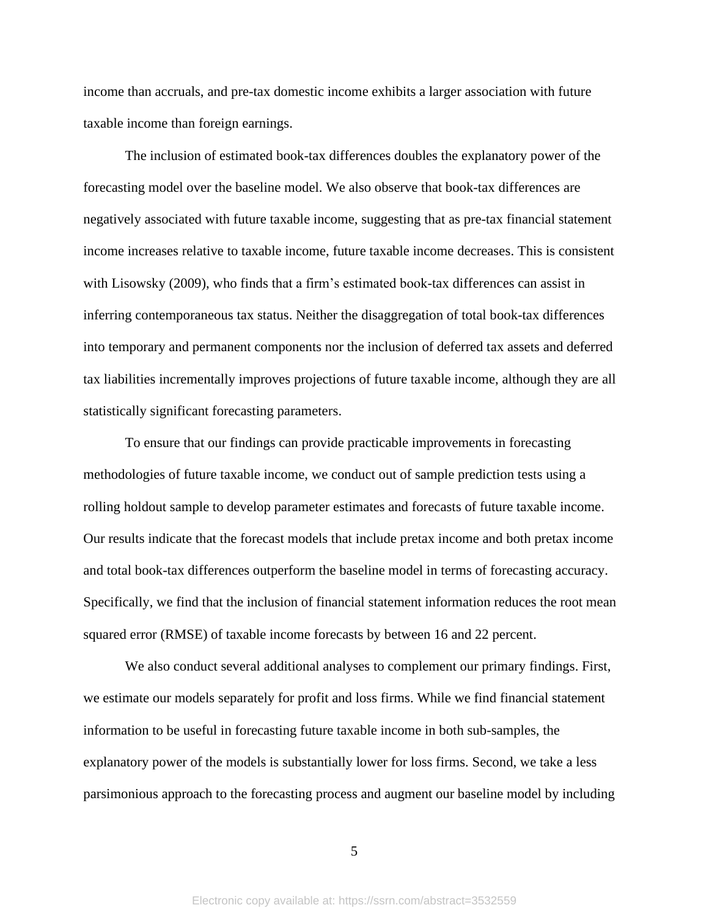income than accruals, and pre-tax domestic income exhibits a larger association with future taxable income than foreign earnings.

The inclusion of estimated book-tax differences doubles the explanatory power of the forecasting model over the baseline model. We also observe that book-tax differences are negatively associated with future taxable income, suggesting that as pre-tax financial statement income increases relative to taxable income, future taxable income decreases. This is consistent with Lisowsky (2009), who finds that a firm's estimated book-tax differences can assist in inferring contemporaneous tax status. Neither the disaggregation of total book-tax differences into temporary and permanent components nor the inclusion of deferred tax assets and deferred tax liabilities incrementally improves projections of future taxable income, although they are all statistically significant forecasting parameters.

To ensure that our findings can provide practicable improvements in forecasting methodologies of future taxable income, we conduct out of sample prediction tests using a rolling holdout sample to develop parameter estimates and forecasts of future taxable income. Our results indicate that the forecast models that include pretax income and both pretax income and total book-tax differences outperform the baseline model in terms of forecasting accuracy. Specifically, we find that the inclusion of financial statement information reduces the root mean squared error (RMSE) of taxable income forecasts by between 16 and 22 percent.

We also conduct several additional analyses to complement our primary findings. First, we estimate our models separately for profit and loss firms. While we find financial statement information to be useful in forecasting future taxable income in both sub-samples, the explanatory power of the models is substantially lower for loss firms. Second, we take a less parsimonious approach to the forecasting process and augment our baseline model by including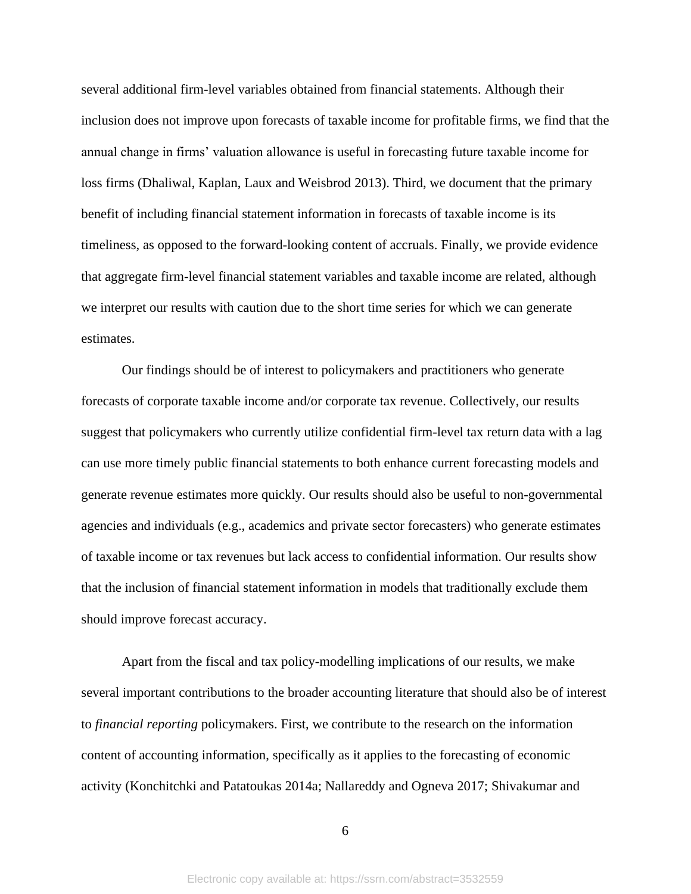several additional firm-level variables obtained from financial statements. Although their inclusion does not improve upon forecasts of taxable income for profitable firms, we find that the annual change in firms' valuation allowance is useful in forecasting future taxable income for loss firms (Dhaliwal, Kaplan, Laux and Weisbrod 2013). Third, we document that the primary benefit of including financial statement information in forecasts of taxable income is its timeliness, as opposed to the forward-looking content of accruals. Finally, we provide evidence that aggregate firm-level financial statement variables and taxable income are related, although we interpret our results with caution due to the short time series for which we can generate estimates.

Our findings should be of interest to policymakers and practitioners who generate forecasts of corporate taxable income and/or corporate tax revenue. Collectively, our results suggest that policymakers who currently utilize confidential firm-level tax return data with a lag can use more timely public financial statements to both enhance current forecasting models and generate revenue estimates more quickly. Our results should also be useful to non-governmental agencies and individuals (e.g., academics and private sector forecasters) who generate estimates of taxable income or tax revenues but lack access to confidential information. Our results show that the inclusion of financial statement information in models that traditionally exclude them should improve forecast accuracy.

Apart from the fiscal and tax policy-modelling implications of our results, we make several important contributions to the broader accounting literature that should also be of interest to *financial reporting* policymakers. First, we contribute to the research on the information content of accounting information, specifically as it applies to the forecasting of economic activity (Konchitchki and Patatoukas 2014a; Nallareddy and Ogneva 2017; Shivakumar and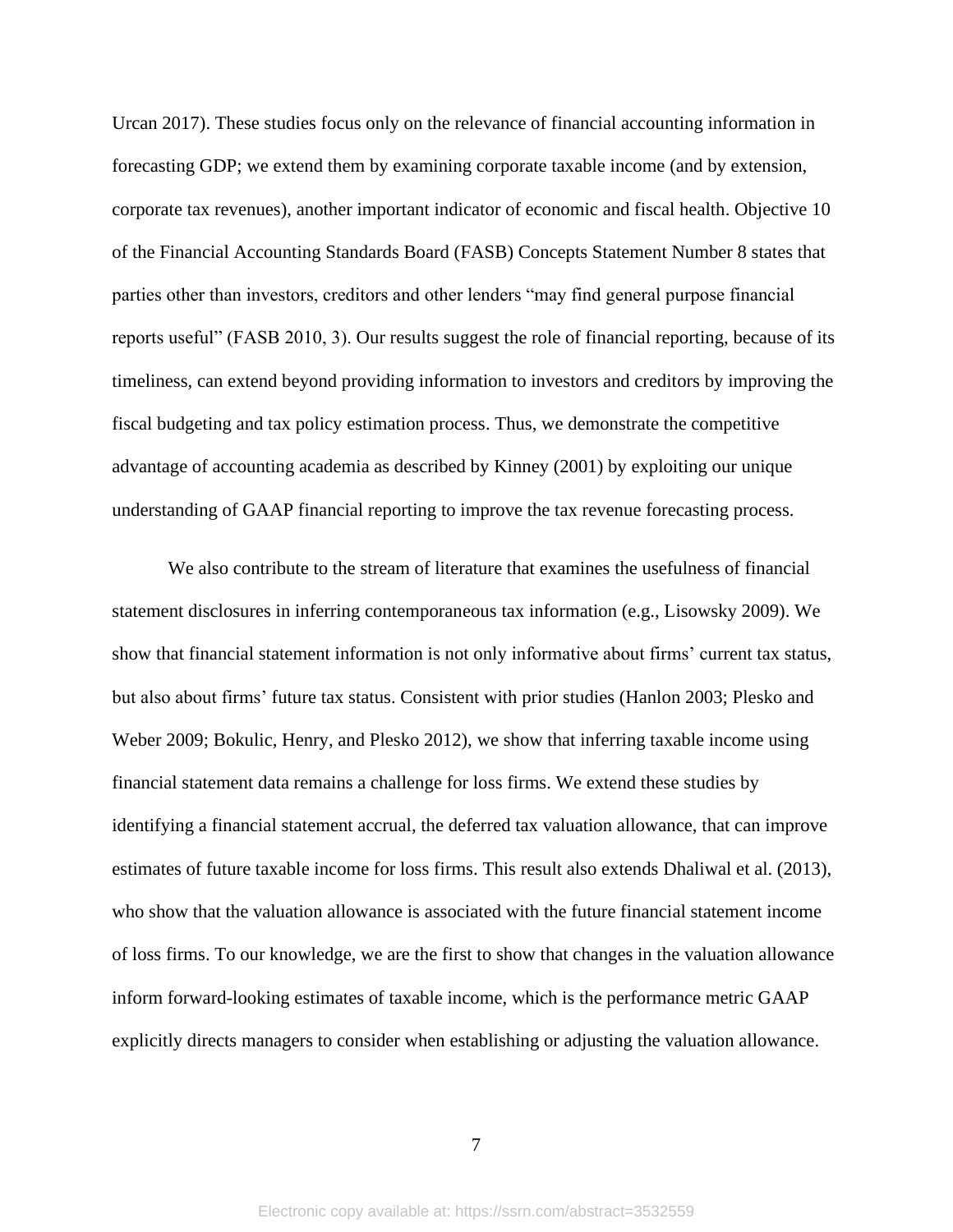Urcan 2017). These studies focus only on the relevance of financial accounting information in forecasting GDP; we extend them by examining corporate taxable income (and by extension, corporate tax revenues), another important indicator of economic and fiscal health. Objective 10 of the Financial Accounting Standards Board (FASB) Concepts Statement Number 8 states that parties other than investors, creditors and other lenders "may find general purpose financial reports useful" (FASB 2010, 3). Our results suggest the role of financial reporting, because of its timeliness, can extend beyond providing information to investors and creditors by improving the fiscal budgeting and tax policy estimation process. Thus, we demonstrate the competitive advantage of accounting academia as described by Kinney (2001) by exploiting our unique understanding of GAAP financial reporting to improve the tax revenue forecasting process.

We also contribute to the stream of literature that examines the usefulness of financial statement disclosures in inferring contemporaneous tax information (e.g., Lisowsky 2009). We show that financial statement information is not only informative about firms' current tax status, but also about firms' future tax status. Consistent with prior studies (Hanlon 2003; Plesko and Weber 2009; Bokulic, Henry, and Plesko 2012), we show that inferring taxable income using financial statement data remains a challenge for loss firms. We extend these studies by identifying a financial statement accrual, the deferred tax valuation allowance, that can improve estimates of future taxable income for loss firms. This result also extends Dhaliwal et al. (2013), who show that the valuation allowance is associated with the future financial statement income of loss firms. To our knowledge, we are the first to show that changes in the valuation allowance inform forward-looking estimates of taxable income, which is the performance metric GAAP explicitly directs managers to consider when establishing or adjusting the valuation allowance.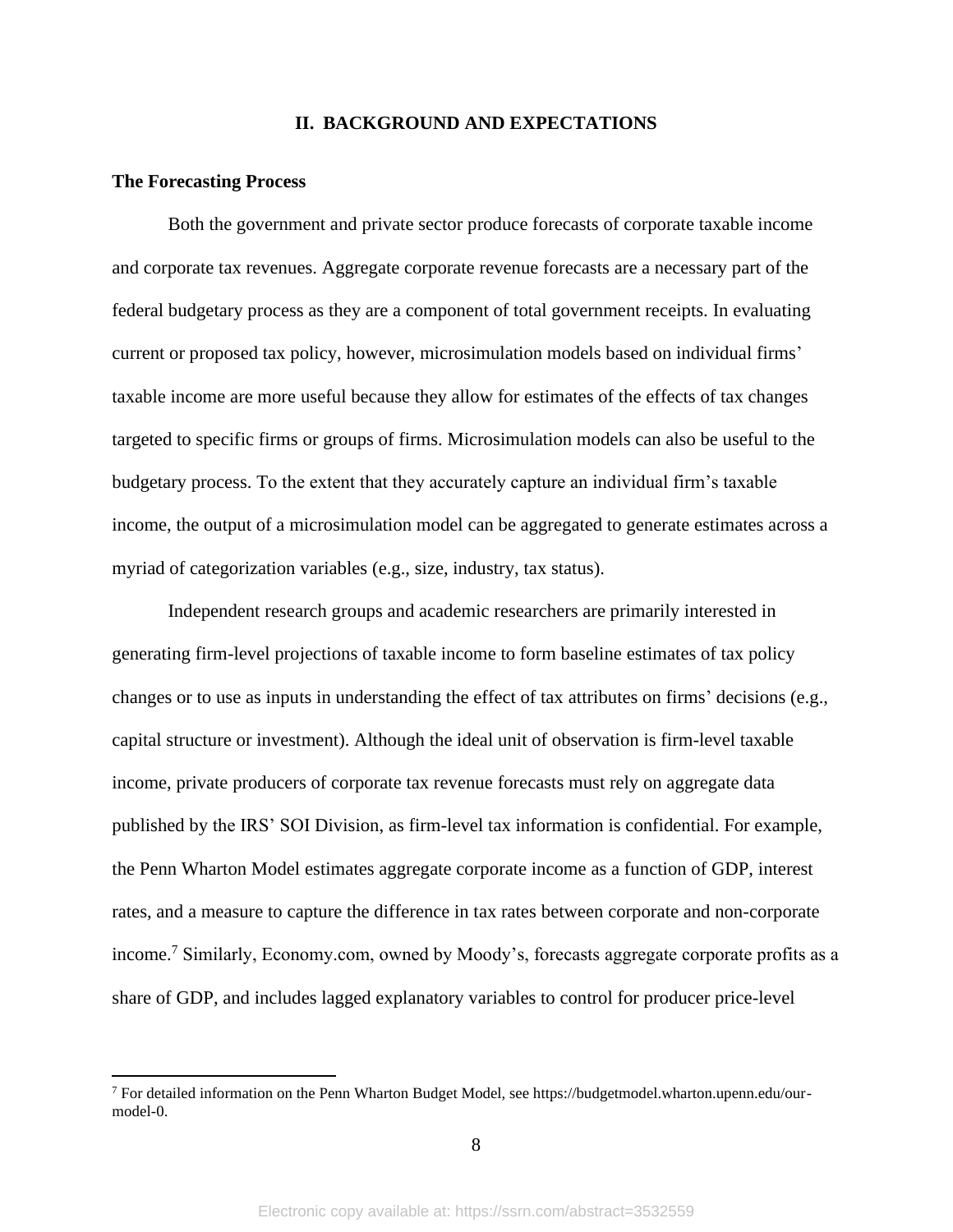## II. BACKGROUND AND EXPECTATIONS

### The Forecasting Process

Both the government and private sector produce forecasts of corporate taxable income and corporate tax revenues. Aggregate corporate revenue forecasts are a necessary part of the federal budgetary process as they are a component of total government receipts. In evaluating current or proposed tax policy, however, microsimulation models based on individual firms' taxable income are more useful because they allow for estimates of the effects of tax changes targeted to specific firms or groups of firms. Microsimulation models can also be useful to the budgetary process. To the extent that they accurately capture an individual firm's taxable income, the output of a microsimulation model can be aggregated to generate estimates across a myriad of categorization variables (e.g., size, industry, tax status).

Independent research groups and academic researchers are primarily interested in generating firm-level projections of taxable income to form baseline estimates of tax policy changes or to use as inputs in understanding the effect of tax attributes on firms' decisions (e.g., capital structure or investment). Although the ideal unit of observation is firm-level taxable income, private producers of corporate tax revenue forecasts must rely on aggregate data published by the IRS' SOI Division, as firm-level tax information is confidential. For example, the Penn Wharton Model estimates aggregate corporate income as a function of GDP, interest rates, and a measure to capture the difference in tax rates between corporate and non-corporate income.[7] Similarly, Economy.com, owned by Moody's, forecasts aggregate corporate profits as a share of GDP, and includes lagged explanatory variables to control for producer price-level

---

[7] For detailed information on the Penn Wharton Budget Model, see https://budgetmodel.wharton.upenn.edu/our-model-0.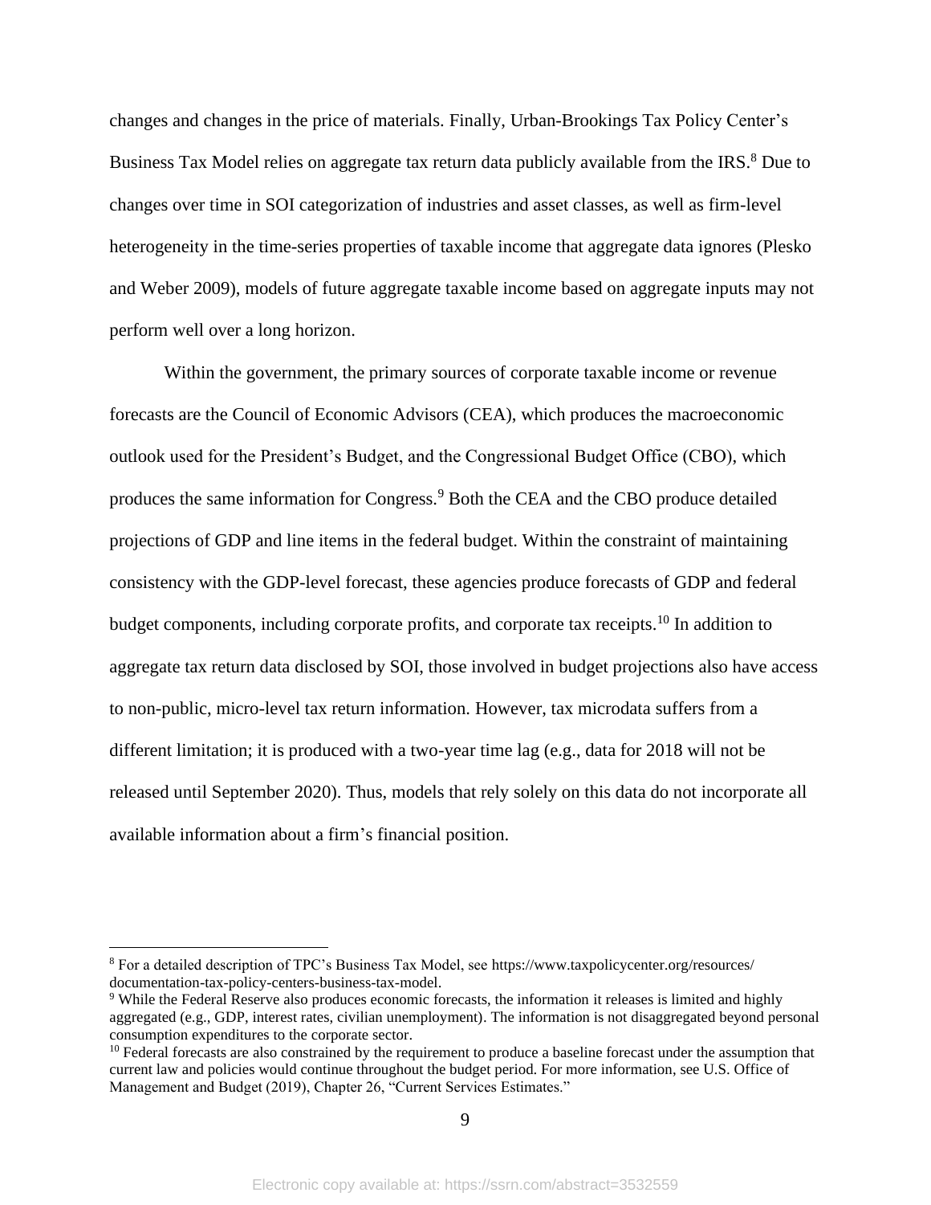changes and changes in the price of materials. Finally, Urban-Brookings Tax Policy Center's Business Tax Model relies on aggregate tax return data publicly available from the IRS.[8] Due to changes over time in SOI categorization of industries and asset classes, as well as firm-level heterogeneity in the time-series properties of taxable income that aggregate data ignores (Plesko and Weber 2009), models of future aggregate taxable income based on aggregate inputs may not perform well over a long horizon.

Within the government, the primary sources of corporate taxable income or revenue forecasts are the Council of Economic Advisors (CEA), which produces the macroeconomic outlook used for the President's Budget, and the Congressional Budget Office (CBO), which produces the same information for Congress.[9] Both the CEA and the CBO produce detailed projections of GDP and line items in the federal budget. Within the constraint of maintaining consistency with the GDP-level forecast, these agencies produce forecasts of GDP and federal budget components, including corporate profits, and corporate tax receipts.[10] In addition to aggregate tax return data disclosed by SOI, those involved in budget projections also have access to non-public, micro-level tax return information. However, tax microdata suffers from a different limitation; it is produced with a two-year time lag (e.g., data for 2018 will not be released until September 2020). Thus, models that rely solely on this data do not incorporate all available information about a firm's financial position.

---

[8] For a detailed description of TPC's Business Tax Model, see https://www.taxpolicycenter.org/resources/documentation-tax-policy-centers-business-tax-model.

[9] While the Federal Reserve also produces economic forecasts, the information it releases is limited and highly aggregated (e.g., GDP, interest rates, civilian unemployment). The information is not disaggregated beyond personal consumption expenditures to the corporate sector.

[10] Federal forecasts are also constrained by the requirement to produce a baseline forecast under the assumption that current law and policies would continue throughout the budget period. For more information, see U.S. Office of Management and Budget (2019), Chapter 26, "Current Services Estimates."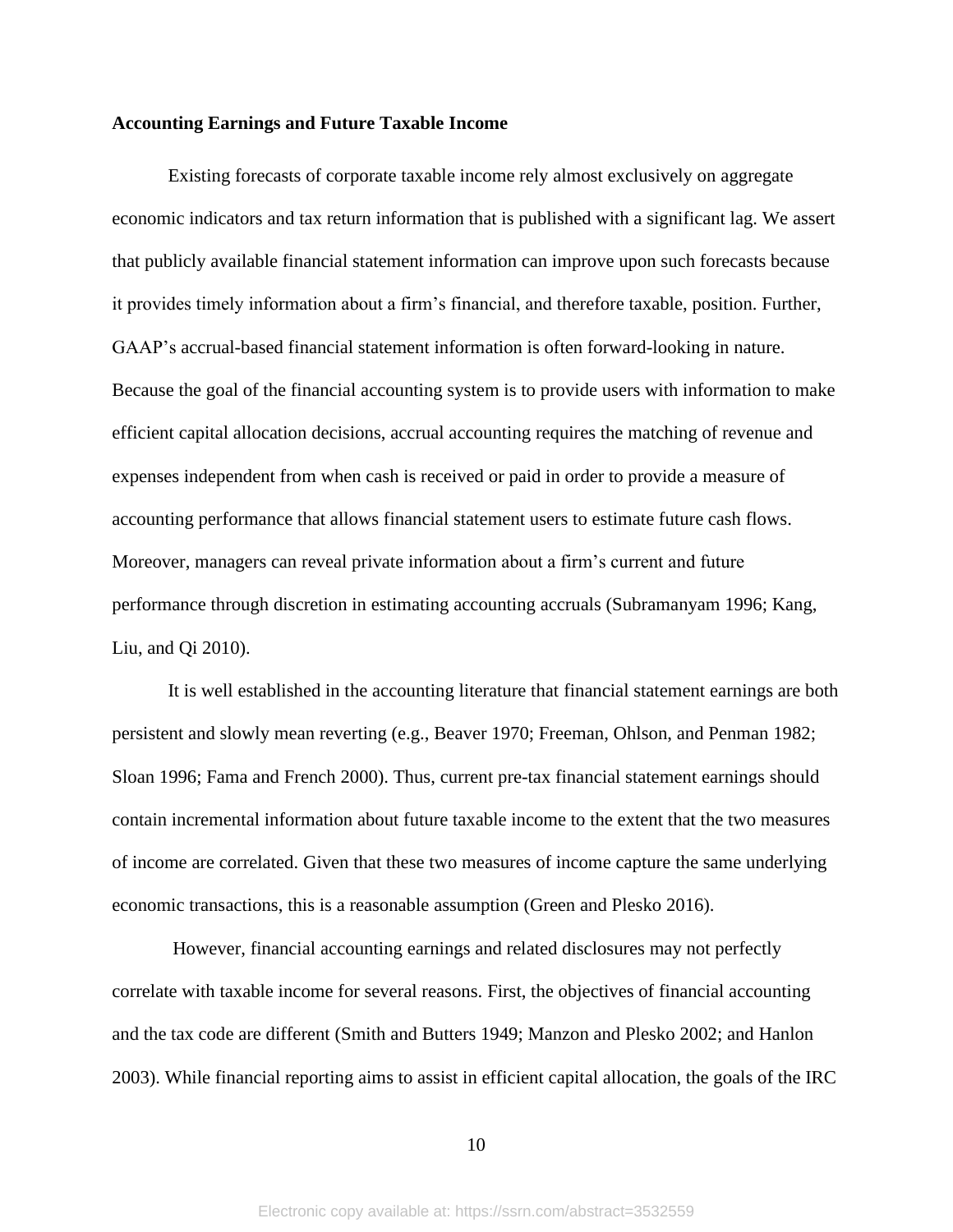**Accounting Earnings and Future Taxable Income**

Existing forecasts of corporate taxable income rely almost exclusively on aggregate economic indicators and tax return information that is published with a significant lag. We assert that publicly available financial statement information can improve upon such forecasts because it provides timely information about a firm's financial, and therefore taxable, position. Further, GAAP's accrual-based financial statement information is often forward-looking in nature. Because the goal of the financial accounting system is to provide users with information to make efficient capital allocation decisions, accrual accounting requires the matching of revenue and expenses independent from when cash is received or paid in order to provide a measure of accounting performance that allows financial statement users to estimate future cash flows. Moreover, managers can reveal private information about a firm's current and future performance through discretion in estimating accounting accruals (Subramanyam 1996; Kang, Liu, and Qi 2010).

It is well established in the accounting literature that financial statement earnings are both persistent and slowly mean reverting (e.g., Beaver 1970; Freeman, Ohlson, and Penman 1982; Sloan 1996; Fama and French 2000). Thus, current pre-tax financial statement earnings should contain incremental information about future taxable income to the extent that the two measures of income are correlated. Given that these two measures of income capture the same underlying economic transactions, this is a reasonable assumption (Green and Plesko 2016).

However, financial accounting earnings and related disclosures may not perfectly correlate with taxable income for several reasons. First, the objectives of financial accounting and the tax code are different (Smith and Butters 1949; Manzon and Plesko 2002; and Hanlon 2003). While financial reporting aims to assist in efficient capital allocation, the goals of the IRC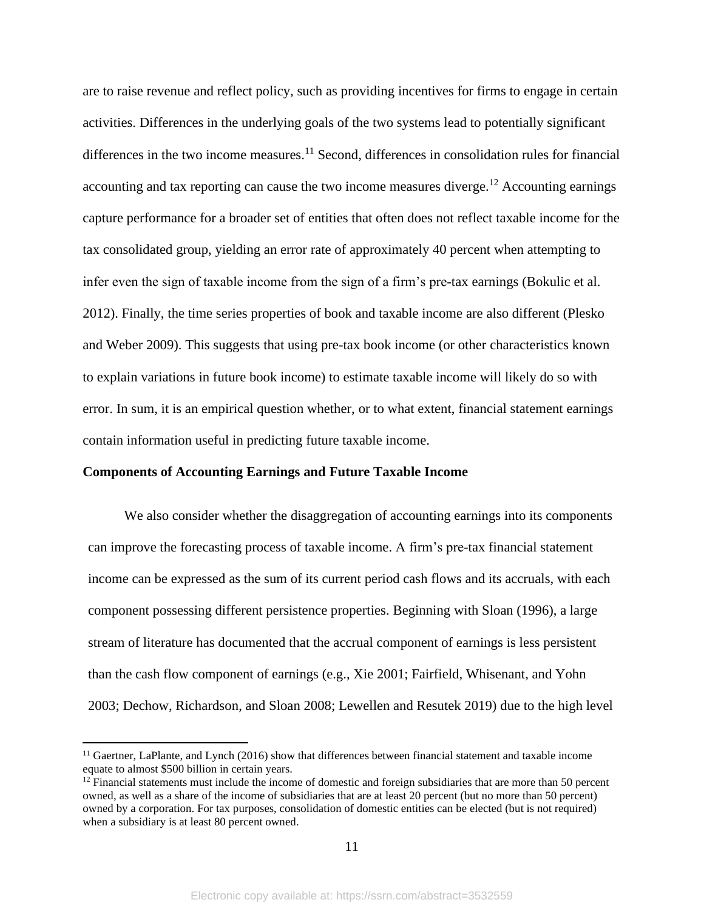are to raise revenue and reflect policy, such as providing incentives for firms to engage in certain activities. Differences in the underlying goals of the two systems lead to potentially significant differences in the two income measures.[11] Second, differences in consolidation rules for financial accounting and tax reporting can cause the two income measures diverge.[12] Accounting earnings capture performance for a broader set of entities that often does not reflect taxable income for the tax consolidated group, yielding an error rate of approximately 40 percent when attempting to infer even the sign of taxable income from the sign of a firm's pre-tax earnings (Bokulic et al. 2012). Finally, the time series properties of book and taxable income are also different (Plesko and Weber 2009). This suggests that using pre-tax book income (or other characteristics known to explain variations in future book income) to estimate taxable income will likely do so with error. In sum, it is an empirical question whether, or to what extent, financial statement earnings contain information useful in predicting future taxable income.

**Components of Accounting Earnings and Future Taxable Income**

We also consider whether the disaggregation of accounting earnings into its components can improve the forecasting process of taxable income. A firm's pre-tax financial statement income can be expressed as the sum of its current period cash flows and its accruals, with each component possessing different persistence properties. Beginning with Sloan (1996), a large stream of literature has documented that the accrual component of earnings is less persistent than the cash flow component of earnings (e.g., Xie 2001; Fairfield, Whisenant, and Yohn 2003; Dechow, Richardson, and Sloan 2008; Lewellen and Resutek 2019) due to the high level

[11] Gaertner, LaPlante, and Lynch (2016) show that differences between financial statement and taxable income equate to almost $500 billion in certain years.

[12] Financial statements must include the income of domestic and foreign subsidiaries that are more than 50 percent owned, as well as a share of the income of subsidiaries that are at least 20 percent (but no more than 50 percent) owned by a corporation. For tax purposes, consolidation of domestic entities can be elected (but is not required) when a subsidiary is at least 80 percent owned.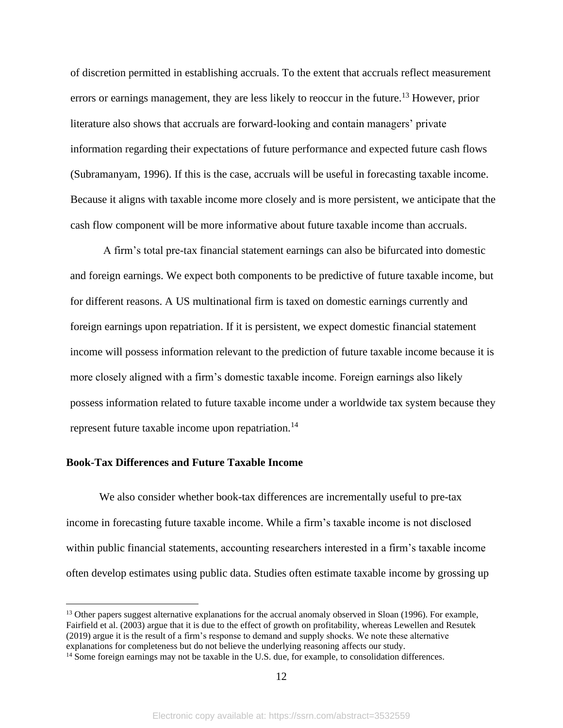of discretion permitted in establishing accruals. To the extent that accruals reflect measurement errors or earnings management, they are less likely to reoccur in the future.[13] However, prior literature also shows that accruals are forward-looking and contain managers' private information regarding their expectations of future performance and expected future cash flows (Subramanyam, 1996). If this is the case, accruals will be useful in forecasting taxable income. Because it aligns with taxable income more closely and is more persistent, we anticipate that the cash flow component will be more informative about future taxable income than accruals.

A firm's total pre-tax financial statement earnings can also be bifurcated into domestic and foreign earnings. We expect both components to be predictive of future taxable income, but for different reasons. A US multinational firm is taxed on domestic earnings currently and foreign earnings upon repatriation. If it is persistent, we expect domestic financial statement income will possess information relevant to the prediction of future taxable income because it is more closely aligned with a firm's domestic taxable income. Foreign earnings also likely possess information related to future taxable income under a worldwide tax system because they represent future taxable income upon repatriation.[14]

### Book-Tax Differences and Future Taxable Income

We also consider whether book-tax differences are incrementally useful to pre-tax income in forecasting future taxable income. While a firm's taxable income is not disclosed within public financial statements, accounting researchers interested in a firm's taxable income often develop estimates using public data. Studies often estimate taxable income by grossing up

---

[13] Other papers suggest alternative explanations for the accrual anomaly observed in Sloan (1996). For example, Fairfield et al. (2003) argue that it is due to the effect of growth on profitability, whereas Lewellen and Resutek (2019) argue it is the result of a firm's response to demand and supply shocks. We note these alternative explanations for completeness but do not believe the underlying reasoning affects our study.

[14] Some foreign earnings may not be taxable in the U.S. due, for example, to consolidation differences.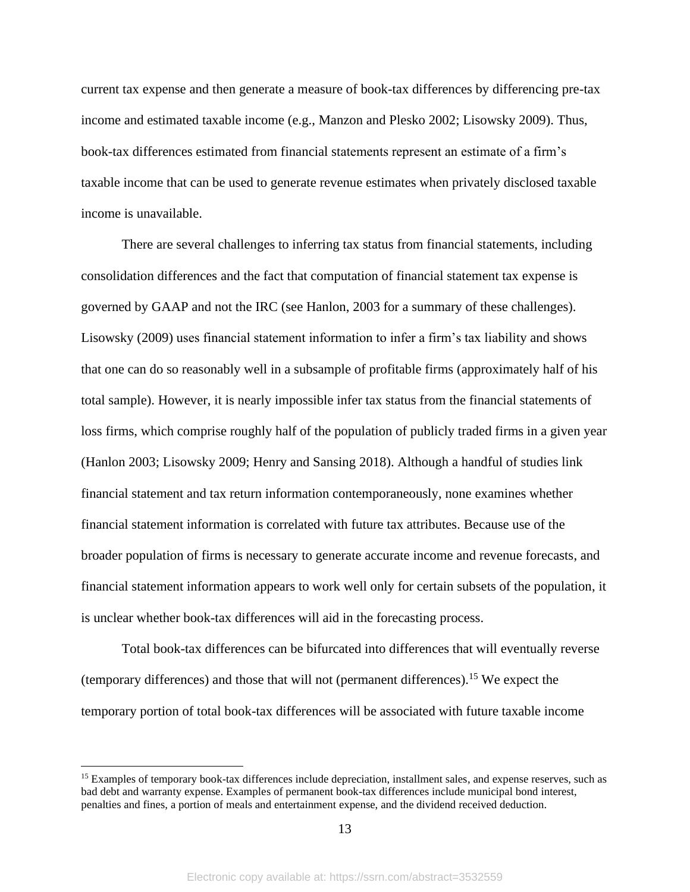current tax expense and then generate a measure of book-tax differences by differencing pre-tax income and estimated taxable income (e.g., Manzon and Plesko 2002; Lisowsky 2009). Thus, book-tax differences estimated from financial statements represent an estimate of a firm's taxable income that can be used to generate revenue estimates when privately disclosed taxable income is unavailable.

There are several challenges to inferring tax status from financial statements, including consolidation differences and the fact that computation of financial statement tax expense is governed by GAAP and not the IRC (see Hanlon, 2003 for a summary of these challenges). Lisowsky (2009) uses financial statement information to infer a firm's tax liability and shows that one can do so reasonably well in a subsample of profitable firms (approximately half of his total sample). However, it is nearly impossible infer tax status from the financial statements of loss firms, which comprise roughly half of the population of publicly traded firms in a given year (Hanlon 2003; Lisowsky 2009; Henry and Sansing 2018). Although a handful of studies link financial statement and tax return information contemporaneously, none examines whether financial statement information is correlated with future tax attributes. Because use of the broader population of firms is necessary to generate accurate income and revenue forecasts, and financial statement information appears to work well only for certain subsets of the population, it is unclear whether book-tax differences will aid in the forecasting process.

Total book-tax differences can be bifurcated into differences that will eventually reverse (temporary differences) and those that will not (permanent differences).[15] We expect the temporary portion of total book-tax differences will be associated with future taxable income

[15] Examples of temporary book-tax differences include depreciation, installment sales, and expense reserves, such as bad debt and warranty expense. Examples of permanent book-tax differences include municipal bond interest, penalties and fines, a portion of meals and entertainment expense, and the dividend received deduction.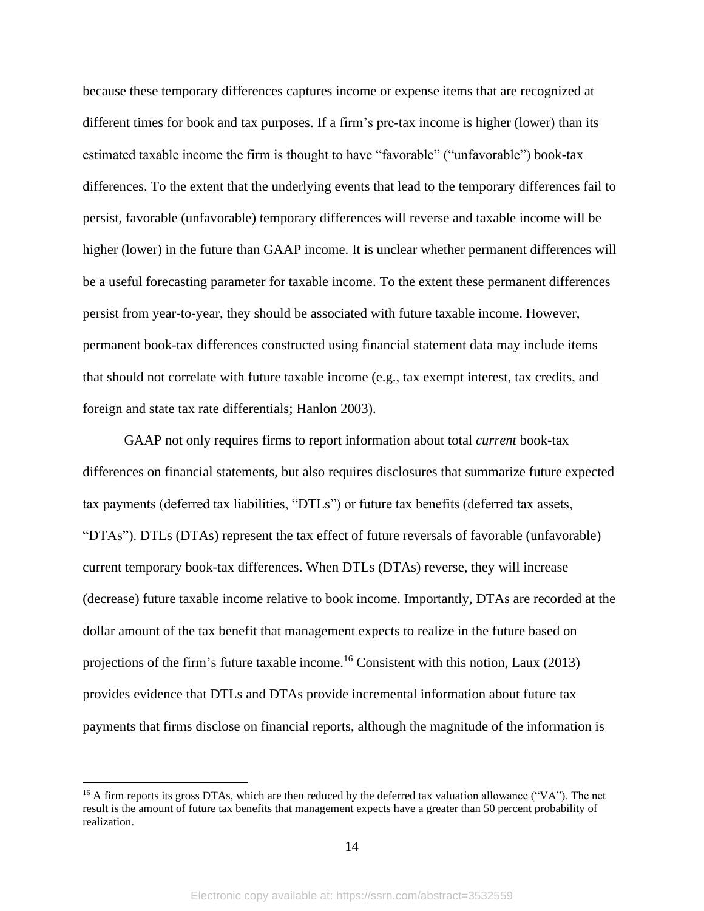because these temporary differences captures income or expense items that are recognized at different times for book and tax purposes. If a firm's pre-tax income is higher (lower) than its estimated taxable income the firm is thought to have "favorable" ("unfavorable") book-tax differences. To the extent that the underlying events that lead to the temporary differences fail to persist, favorable (unfavorable) temporary differences will reverse and taxable income will be higher (lower) in the future than GAAP income. It is unclear whether permanent differences will be a useful forecasting parameter for taxable income. To the extent these permanent differences persist from year-to-year, they should be associated with future taxable income. However, permanent book-tax differences constructed using financial statement data may include items that should not correlate with future taxable income (e.g., tax exempt interest, tax credits, and foreign and state tax rate differentials; Hanlon 2003).

GAAP not only requires firms to report information about total *current* book-tax differences on financial statements, but also requires disclosures that summarize future expected tax payments (deferred tax liabilities, "DTLs") or future tax benefits (deferred tax assets, "DTAs"). DTLs (DTAs) represent the tax effect of future reversals of favorable (unfavorable) current temporary book-tax differences. When DTLs (DTAs) reverse, they will increase (decrease) future taxable income relative to book income. Importantly, DTAs are recorded at the dollar amount of the tax benefit that management expects to realize in the future based on projections of the firm's future taxable income.[16] Consistent with this notion, Laux (2013) provides evidence that DTLs and DTAs provide incremental information about future tax payments that firms disclose on financial reports, although the magnitude of the information is

[16] A firm reports its gross DTAs, which are then reduced by the deferred tax valuation allowance ("VA"). The net result is the amount of future tax benefits that management expects have a greater than 50 percent probability of realization.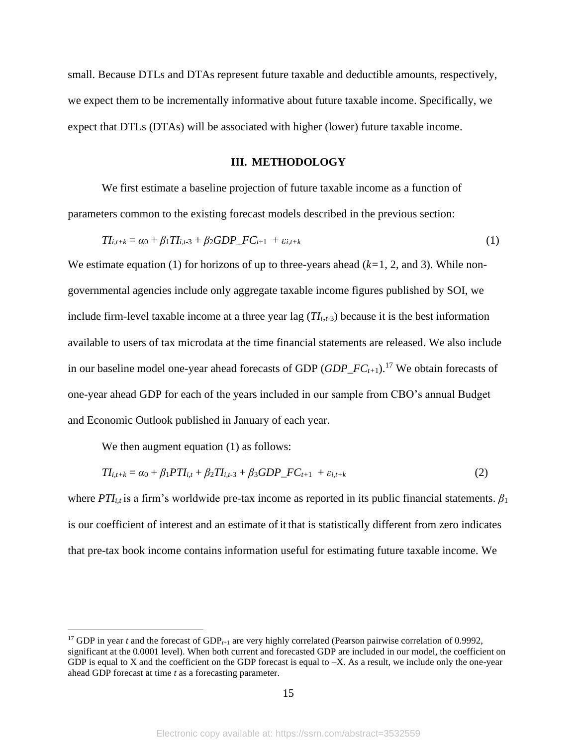small. Because DTLs and DTAs represent future taxable and deductible amounts, respectively, we expect them to be incrementally informative about future taxable income. Specifically, we expect that DTLs (DTAs) will be associated with higher (lower) future taxable income.

## III. METHODOLOGY

We first estimate a baseline projection of future taxable income as a function of parameters common to the existing forecast models described in the previous section:

$$TI_{i,t+k} = \alpha_0 + \beta_1 TI_{i,t\text{-}3} + \beta_2 GDP\_FC_{t+1} + \varepsilon_{i,t+k} \tag{1}$$

We estimate equation (1) for horizons of up to three-years ahead ($k$=1, 2, and 3). While non-governmental agencies include only aggregate taxable income figures published by SOI, we include firm-level taxable income at a three year lag ($TI_{i,t\text{-}3}$) because it is the best information available to users of tax microdata at the time financial statements are released. We also include in our baseline model one-year ahead forecasts of GDP ($GDP\_FC_{t+1}$).[17] We obtain forecasts of one-year ahead GDP for each of the years included in our sample from CBO's annual Budget and Economic Outlook published in January of each year.

We then augment equation (1) as follows:

$$TI_{i,t+k} = \alpha_0 + \beta_1 PTI_{i,t} + \beta_2 TI_{i,t\text{-}3} + \beta_3 GDP\_FC_{t+1} + \varepsilon_{i,t+k} \tag{2}$$

where $PTI_{i,t}$ is a firm's worldwide pre-tax income as reported in its public financial statements. $\beta_1$ is our coefficient of interest and an estimate of it that is statistically different from zero indicates that pre-tax book income contains information useful for estimating future taxable income. We

---

[17] GDP in year $t$ and the forecast of $GDP_{t+1}$ are very highly correlated (Pearson pairwise correlation of 0.9992, significant at the 0.0001 level). When both current and forecasted GDP are included in our model, the coefficient on GDP is equal to X and the coefficient on the GDP forecast is equal to –X. As a result, we include only the one-year ahead GDP forecast at time $t$ as a forecasting parameter.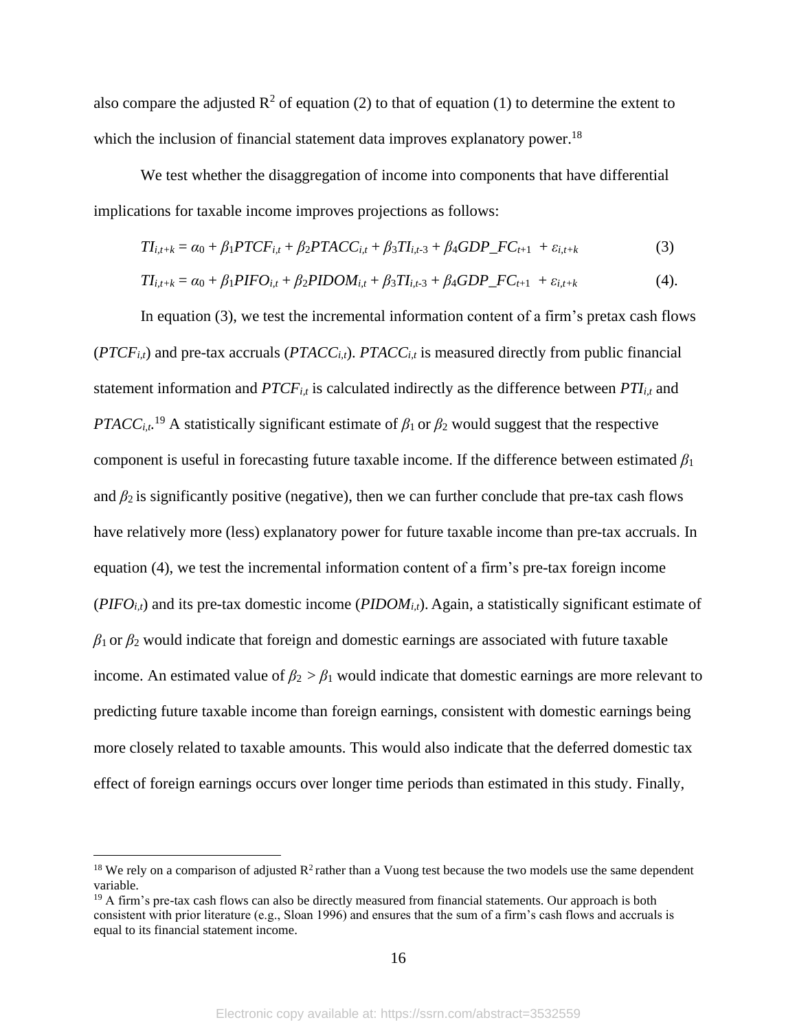also compare the adjusted $R^2$ of equation (2) to that of equation (1) to determine the extent to which the inclusion of financial statement data improves explanatory power.[18]

We test whether the disaggregation of income into components that have differential implications for taxable income improves projections as follows:

$$TI_{i,t+k} = \alpha_0 + \beta_1 PTCF_{i,t} + \beta_2 PTACC_{i,t} + \beta_3 TI_{i,t-3} + \beta_4 GDP\_FC_{t+1} + \varepsilon_{i,t+k} \quad (3)$$

$$TI_{i,t+k} = \alpha_0 + \beta_1 PIFO_{i,t} + \beta_2 PIDOM_{i,t} + \beta_3 TI_{i,t-3} + \beta_4 GDP\_FC_{t+1} + \varepsilon_{i,t+k} \quad (4).$$

In equation (3), we test the incremental information content of a firm's pretax cash flows ($PTCF_{i,t}$) and pre-tax accruals ($PTACC_{i,t}$). $PTACC_{i,t}$ is measured directly from public financial statement information and $PTCF_{i,t}$ is calculated indirectly as the difference between $PTI_{i,t}$ and $PTACC_{i,t}$.[19] A statistically significant estimate of $\beta_1$ or $\beta_2$ would suggest that the respective component is useful in forecasting future taxable income. If the difference between estimated $\beta_1$ and $\beta_2$ is significantly positive (negative), then we can further conclude that pre-tax cash flows have relatively more (less) explanatory power for future taxable income than pre-tax accruals. In equation (4), we test the incremental information content of a firm's pre-tax foreign income ($PIFO_{i,t}$) and its pre-tax domestic income ($PIDOM_{i,t}$). Again, a statistically significant estimate of $\beta_1$ or $\beta_2$ would indicate that foreign and domestic earnings are associated with future taxable income. An estimated value of $\beta_2 > \beta_1$ would indicate that domestic earnings are more relevant to predicting future taxable income than foreign earnings, consistent with domestic earnings being more closely related to taxable amounts. This would also indicate that the deferred domestic tax effect of foreign earnings occurs over longer time periods than estimated in this study. Finally,

---

[18] We rely on a comparison of adjusted $R^2$ rather than a Vuong test because the two models use the same dependent variable.

[19] A firm's pre-tax cash flows can also be directly measured from financial statements. Our approach is both consistent with prior literature (e.g., Sloan 1996) and ensures that the sum of a firm's cash flows and accruals is equal to its financial statement income.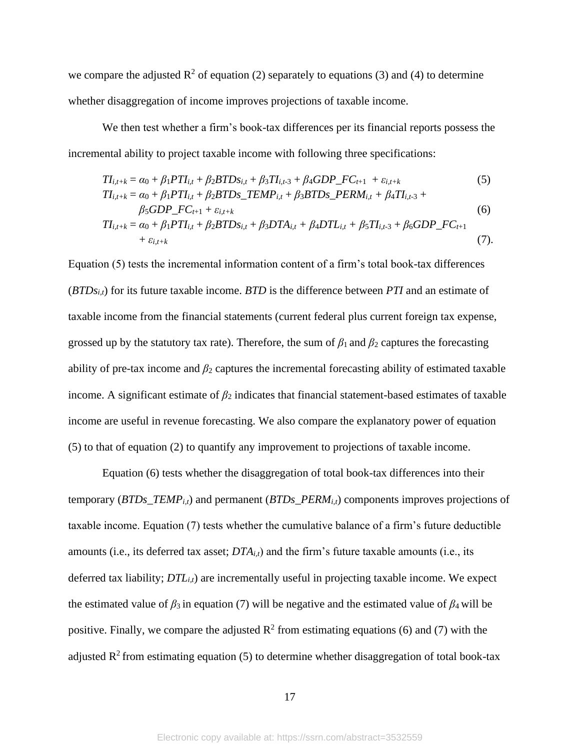we compare the adjusted $R^2$ of equation (2) separately to equations (3) and (4) to determine whether disaggregation of income improves projections of taxable income.

We then test whether a firm's book-tax differences per its financial reports possess the incremental ability to project taxable income with following three specifications:

$$TI_{i,t+k} = \alpha_0 + \beta_1 PTI_{i,t} + \beta_2 BTDs_{i,t} + \beta_3 TI_{i,t-3} + \beta_4 GDP\_FC_{t+1} + \varepsilon_{i,t+k} \quad (5)$$

$$TI_{i,t+k} = \alpha_0 + \beta_1 PTI_{i,t} + \beta_2 BTDs\_TEMP_{i,t} + \beta_3 BTDs\_PERM_{i,t} + \beta_4 TI_{i,t-3} + \beta_5 GDP\_FC_{t+1} + \varepsilon_{i,t+k} \quad (6)$$

$$TI_{i,t+k} = \alpha_0 + \beta_1 PTI_{i,t} + \beta_2 BTDs_{i,t} + \beta_3 DTA_{i,t} + \beta_4 DTL_{i,t} + \beta_5 TI_{i,t-3} + \beta_6 GDP\_FC_{t+1} + \varepsilon_{i,t+k} \quad (7).$$

Equation (5) tests the incremental information content of a firm's total book-tax differences ($BTDs_{i,t}$) for its future taxable income. *BTD* is the difference between *PTI* and an estimate of taxable income from the financial statements (current federal plus current foreign tax expense, grossed up by the statutory tax rate). Therefore, the sum of $\beta_1$ and $\beta_2$ captures the forecasting ability of pre-tax income and $\beta_2$ captures the incremental forecasting ability of estimated taxable income. A significant estimate of $\beta_2$ indicates that financial statement-based estimates of taxable income are useful in revenue forecasting. We also compare the explanatory power of equation (5) to that of equation (2) to quantify any improvement to projections of taxable income.

Equation (6) tests whether the disaggregation of total book-tax differences into their temporary ($BTDs\_TEMP_{i,t}$) and permanent ($BTDs\_PERM_{i,t}$) components improves projections of taxable income. Equation (7) tests whether the cumulative balance of a firm's future deductible amounts (i.e., its deferred tax asset; $DTA_{i,t}$) and the firm's future taxable amounts (i.e., its deferred tax liability; $DTL_{i,t}$) are incrementally useful in projecting taxable income. We expect the estimated value of $\beta_3$ in equation (7) will be negative and the estimated value of $\beta_4$ will be positive. Finally, we compare the adjusted $R^2$ from estimating equations (6) and (7) with the adjusted $R^2$ from estimating equation (5) to determine whether disaggregation of total book-tax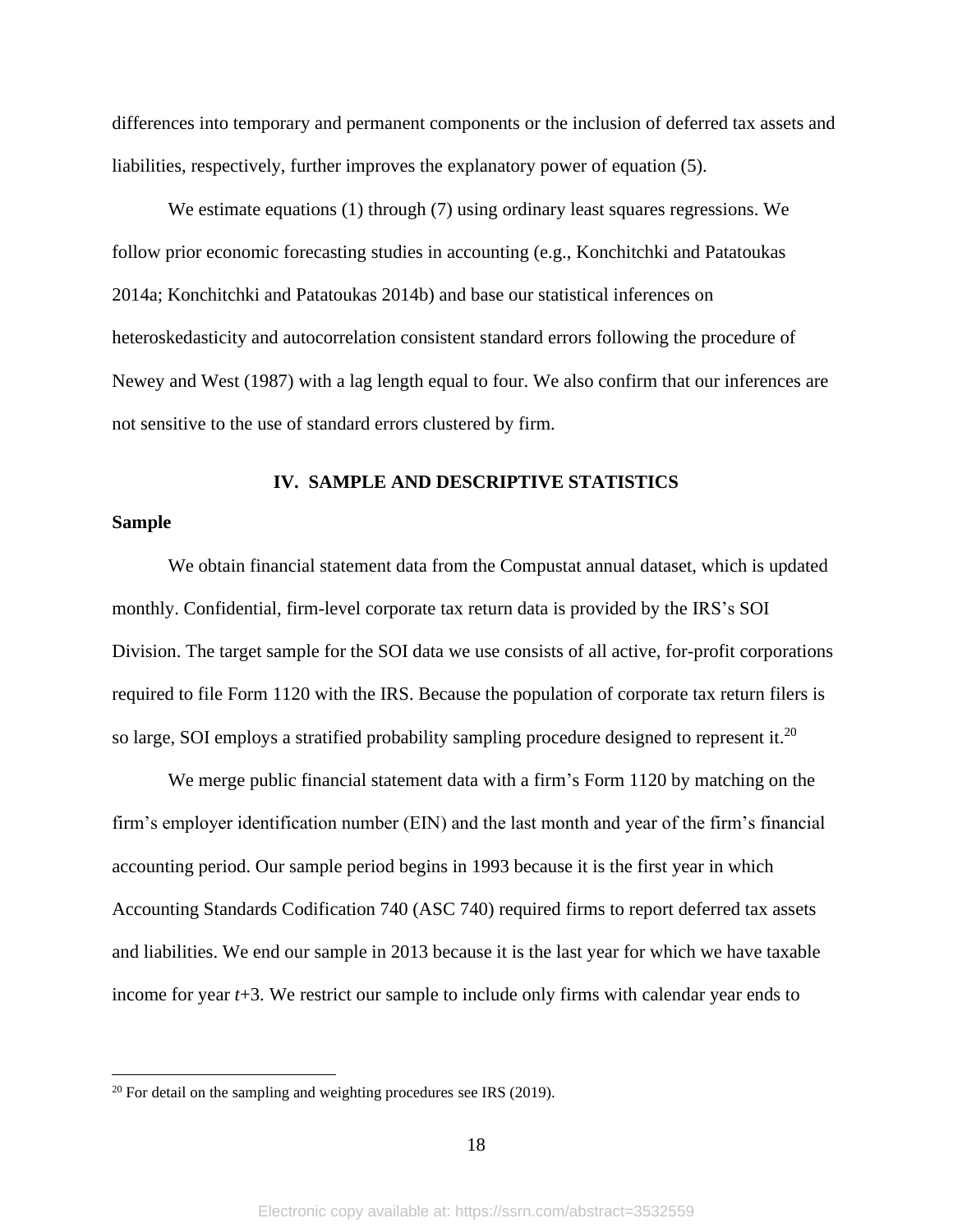differences into temporary and permanent components or the inclusion of deferred tax assets and liabilities, respectively, further improves the explanatory power of equation (5).

We estimate equations (1) through (7) using ordinary least squares regressions. We follow prior economic forecasting studies in accounting (e.g., Konchitchki and Patatoukas 2014a; Konchitchki and Patatoukas 2014b) and base our statistical inferences on heteroskedasticity and autocorrelation consistent standard errors following the procedure of Newey and West (1987) with a lag length equal to four. We also confirm that our inferences are not sensitive to the use of standard errors clustered by firm.

## IV. SAMPLE AND DESCRIPTIVE STATISTICS

### Sample

We obtain financial statement data from the Compustat annual dataset, which is updated monthly. Confidential, firm-level corporate tax return data is provided by the IRS's SOI Division. The target sample for the SOI data we use consists of all active, for-profit corporations required to file Form 1120 with the IRS. Because the population of corporate tax return filers is so large, SOI employs a stratified probability sampling procedure designed to represent it.[20]

We merge public financial statement data with a firm's Form 1120 by matching on the firm's employer identification number (EIN) and the last month and year of the firm's financial accounting period. Our sample period begins in 1993 because it is the first year in which Accounting Standards Codification 740 (ASC 740) required firms to report deferred tax assets and liabilities. We end our sample in 2013 because it is the last year for which we have taxable income for year *t*+3. We restrict our sample to include only firms with calendar year ends to

[20] For detail on the sampling and weighting procedures see IRS (2019).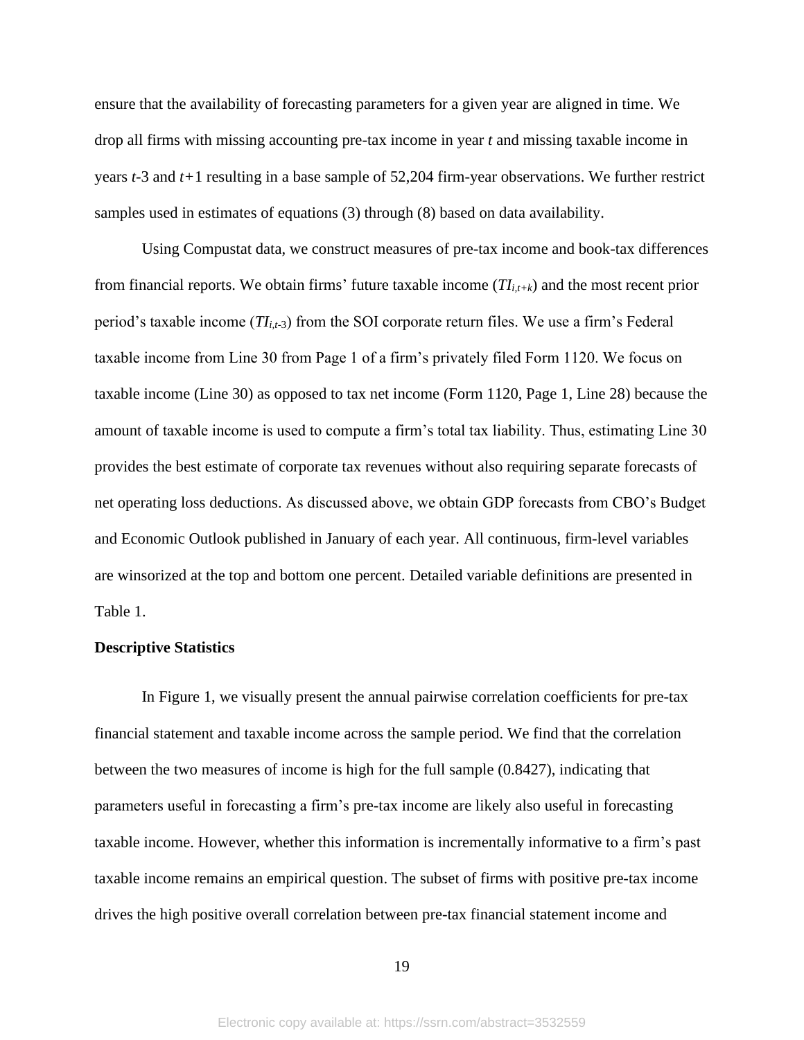ensure that the availability of forecasting parameters for a given year are aligned in time. We drop all firms with missing accounting pre-tax income in year *t* and missing taxable income in years *t*-3 and *t*+1 resulting in a base sample of 52,204 firm-year observations. We further restrict samples used in estimates of equations (3) through (8) based on data availability.

Using Compustat data, we construct measures of pre-tax income and book-tax differences from financial reports. We obtain firms' future taxable income ($TI_{i,t+k}$) and the most recent prior period's taxable income ($TI_{i,t\text{-}3}$) from the SOI corporate return files. We use a firm's Federal taxable income from Line 30 from Page 1 of a firm's privately filed Form 1120. We focus on taxable income (Line 30) as opposed to tax net income (Form 1120, Page 1, Line 28) because the amount of taxable income is used to compute a firm's total tax liability. Thus, estimating Line 30 provides the best estimate of corporate tax revenues without also requiring separate forecasts of net operating loss deductions. As discussed above, we obtain GDP forecasts from CBO's Budget and Economic Outlook published in January of each year. All continuous, firm-level variables are winsorized at the top and bottom one percent. Detailed variable definitions are presented in Table 1.

**Descriptive Statistics**

In Figure 1, we visually present the annual pairwise correlation coefficients for pre-tax financial statement and taxable income across the sample period. We find that the correlation between the two measures of income is high for the full sample (0.8427), indicating that parameters useful in forecasting a firm's pre-tax income are likely also useful in forecasting taxable income. However, whether this information is incrementally informative to a firm's past taxable income remains an empirical question. The subset of firms with positive pre-tax income drives the high positive overall correlation between pre-tax financial statement income and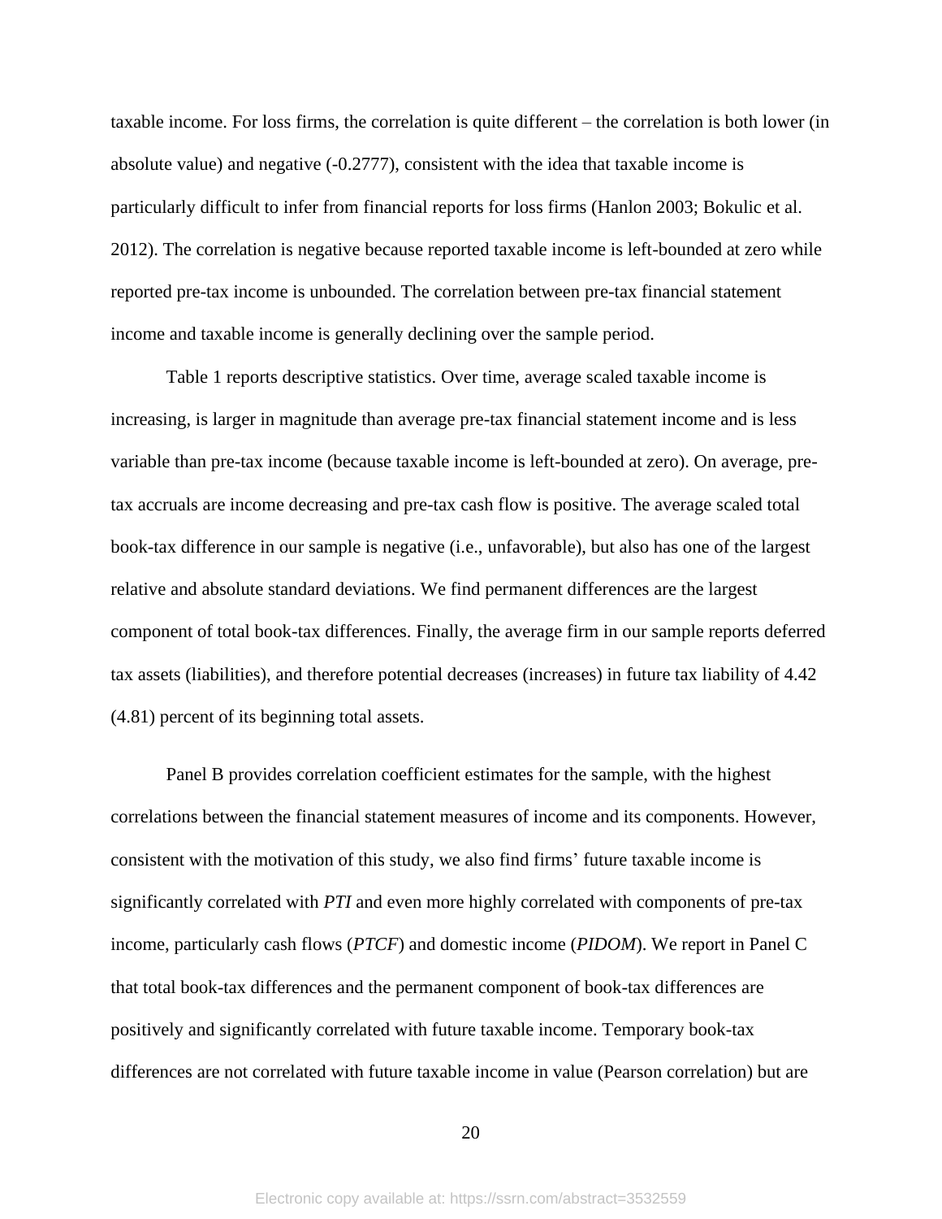taxable income. For loss firms, the correlation is quite different – the correlation is both lower (in absolute value) and negative (-0.2777), consistent with the idea that taxable income is particularly difficult to infer from financial reports for loss firms (Hanlon 2003; Bokulic et al. 2012). The correlation is negative because reported taxable income is left-bounded at zero while reported pre-tax income is unbounded. The correlation between pre-tax financial statement income and taxable income is generally declining over the sample period.

Table 1 reports descriptive statistics. Over time, average scaled taxable income is increasing, is larger in magnitude than average pre-tax financial statement income and is less variable than pre-tax income (because taxable income is left-bounded at zero). On average, pre-tax accruals are income decreasing and pre-tax cash flow is positive. The average scaled total book-tax difference in our sample is negative (i.e., unfavorable), but also has one of the largest relative and absolute standard deviations. We find permanent differences are the largest component of total book-tax differences. Finally, the average firm in our sample reports deferred tax assets (liabilities), and therefore potential decreases (increases) in future tax liability of 4.42 (4.81) percent of its beginning total assets.

Panel B provides correlation coefficient estimates for the sample, with the highest correlations between the financial statement measures of income and its components. However, consistent with the motivation of this study, we also find firms' future taxable income is significantly correlated with *PTI* and even more highly correlated with components of pre-tax income, particularly cash flows (*PTCF*) and domestic income (*PIDOM*). We report in Panel C that total book-tax differences and the permanent component of book-tax differences are positively and significantly correlated with future taxable income. Temporary book-tax differences are not correlated with future taxable income in value (Pearson correlation) but are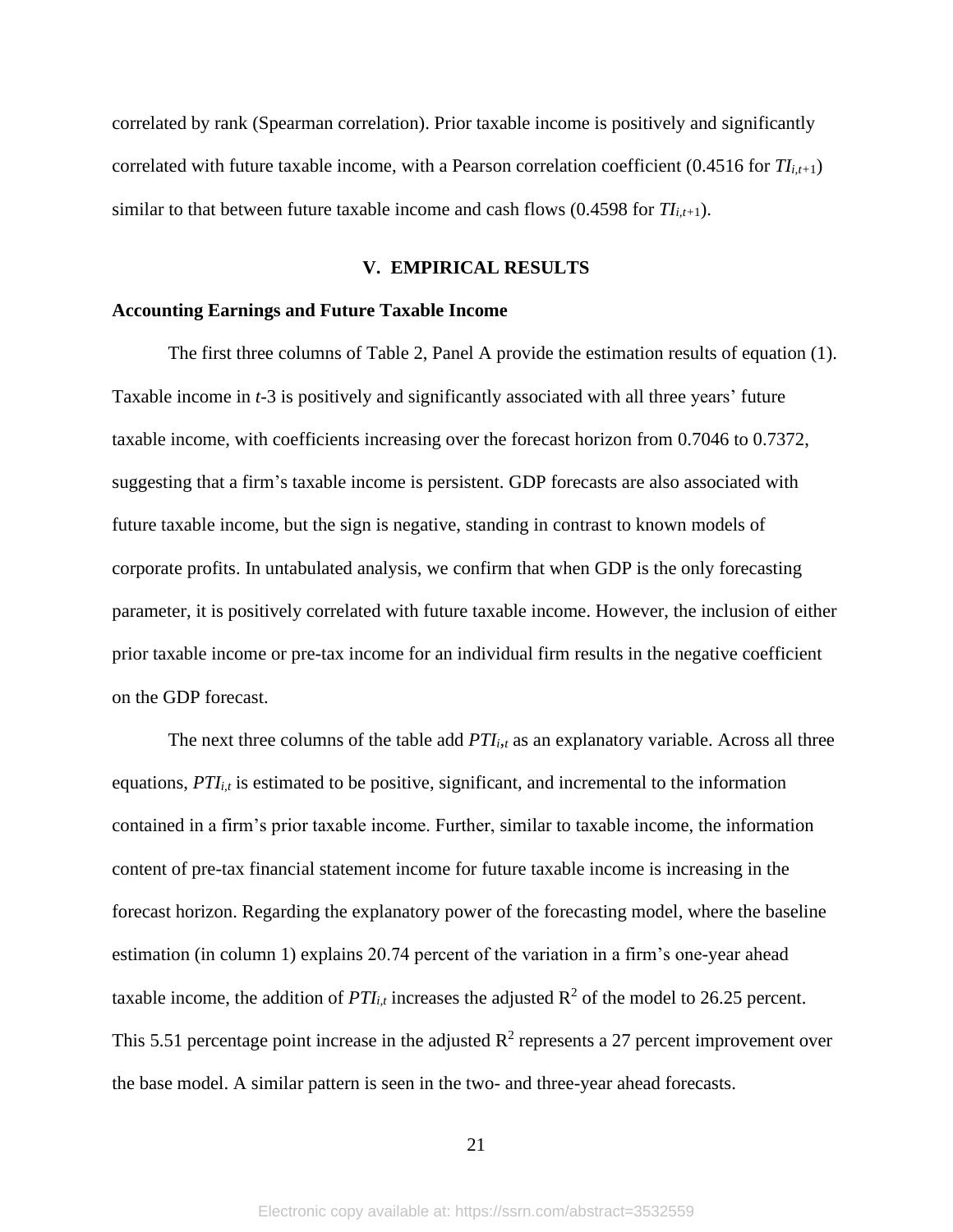correlated by rank (Spearman correlation). Prior taxable income is positively and significantly correlated with future taxable income, with a Pearson correlation coefficient (0.4516 for $TI_{i,t+1}$) similar to that between future taxable income and cash flows (0.4598 for $TI_{i,t+1}$).

## V. EMPIRICAL RESULTS

### Accounting Earnings and Future Taxable Income

The first three columns of Table 2, Panel A provide the estimation results of equation (1). Taxable income in *t*-3 is positively and significantly associated with all three years' future taxable income, with coefficients increasing over the forecast horizon from 0.7046 to 0.7372, suggesting that a firm's taxable income is persistent. GDP forecasts are also associated with future taxable income, but the sign is negative, standing in contrast to known models of corporate profits. In untabulated analysis, we confirm that when GDP is the only forecasting parameter, it is positively correlated with future taxable income. However, the inclusion of either prior taxable income or pre-tax income for an individual firm results in the negative coefficient on the GDP forecast.

The next three columns of the table add $PTI_{i,t}$ as an explanatory variable. Across all three equations, $PTI_{i,t}$ is estimated to be positive, significant, and incremental to the information contained in a firm's prior taxable income. Further, similar to taxable income, the information content of pre-tax financial statement income for future taxable income is increasing in the forecast horizon. Regarding the explanatory power of the forecasting model, where the baseline estimation (in column 1) explains 20.74 percent of the variation in a firm's one-year ahead taxable income, the addition of $PTI_{i,t}$ increases the adjusted $R^2$ of the model to 26.25 percent. This 5.51 percentage point increase in the adjusted $R^2$ represents a 27 percent improvement over the base model. A similar pattern is seen in the two- and three-year ahead forecasts.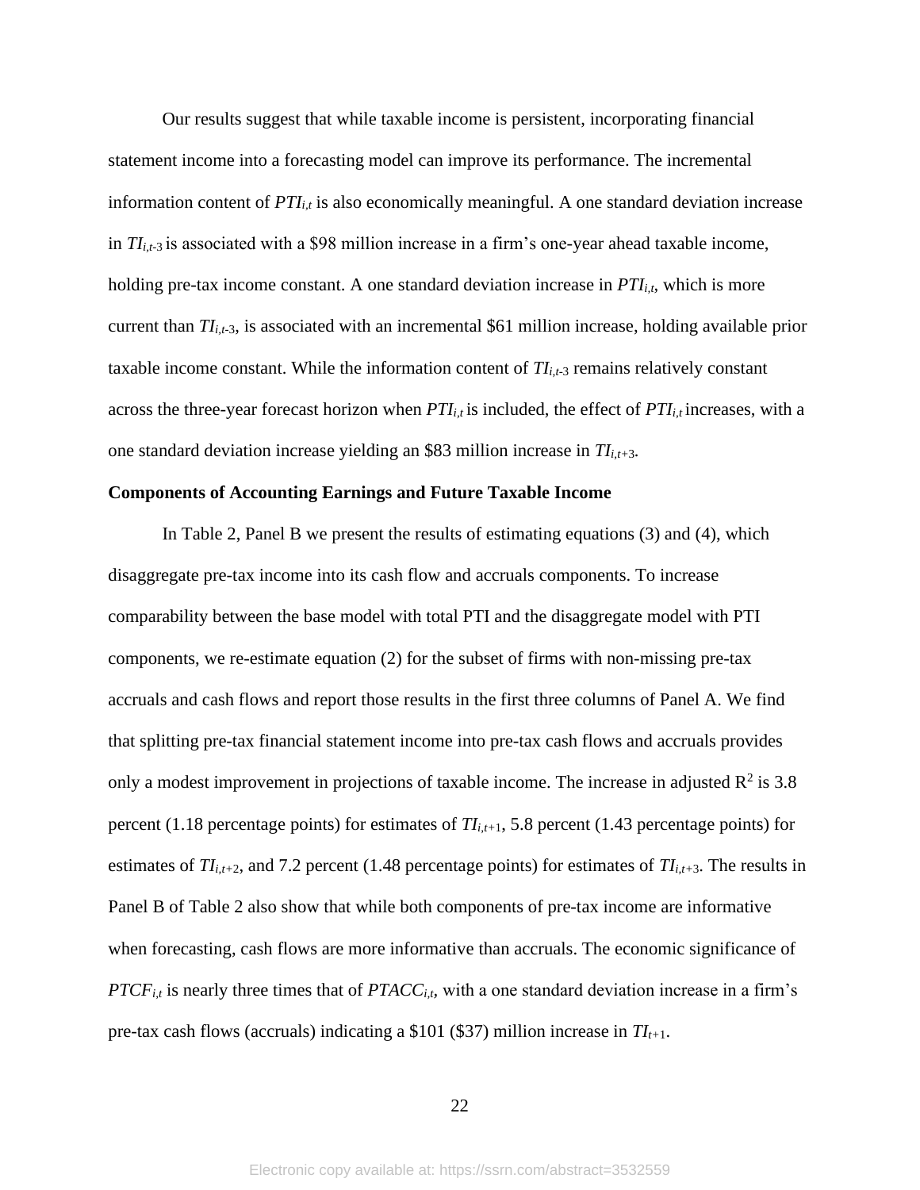Our results suggest that while taxable income is persistent, incorporating financial statement income into a forecasting model can improve its performance. The incremental information content of $PTI_{i,t}$ is also economically meaningful. A one standard deviation increase in $TI_{i,t\text{-}3}$ is associated with a \$98 million increase in a firm's one-year ahead taxable income, holding pre-tax income constant. A one standard deviation increase in $PTI_{i,t}$, which is more current than $TI_{i,t\text{-}3}$, is associated with an incremental \$61 million increase, holding available prior taxable income constant. While the information content of $TI_{i,t\text{-}3}$ remains relatively constant across the three-year forecast horizon when $PTI_{i,t}$ is included, the effect of $PTI_{i,t}$ increases, with a one standard deviation increase yielding an \$83 million increase in $TI_{i,t+3}$.

**Components of Accounting Earnings and Future Taxable Income**

In Table 2, Panel B we present the results of estimating equations (3) and (4), which disaggregate pre-tax income into its cash flow and accruals components. To increase comparability between the base model with total PTI and the disaggregate model with PTI components, we re-estimate equation (2) for the subset of firms with non-missing pre-tax accruals and cash flows and report those results in the first three columns of Panel A. We find that splitting pre-tax financial statement income into pre-tax cash flows and accruals provides only a modest improvement in projections of taxable income. The increase in adjusted $R^2$ is 3.8 percent (1.18 percentage points) for estimates of $TI_{i,t+1}$, 5.8 percent (1.43 percentage points) for estimates of $TI_{i,t+2}$, and 7.2 percent (1.48 percentage points) for estimates of $TI_{i,t+3}$. The results in Panel B of Table 2 also show that while both components of pre-tax income are informative when forecasting, cash flows are more informative than accruals. The economic significance of $PTCF_{i,t}$ is nearly three times that of $PTACC_{i,t}$, with a one standard deviation increase in a firm's pre-tax cash flows (accruals) indicating a \$101 (\$37) million increase in $TI_{t+1}$.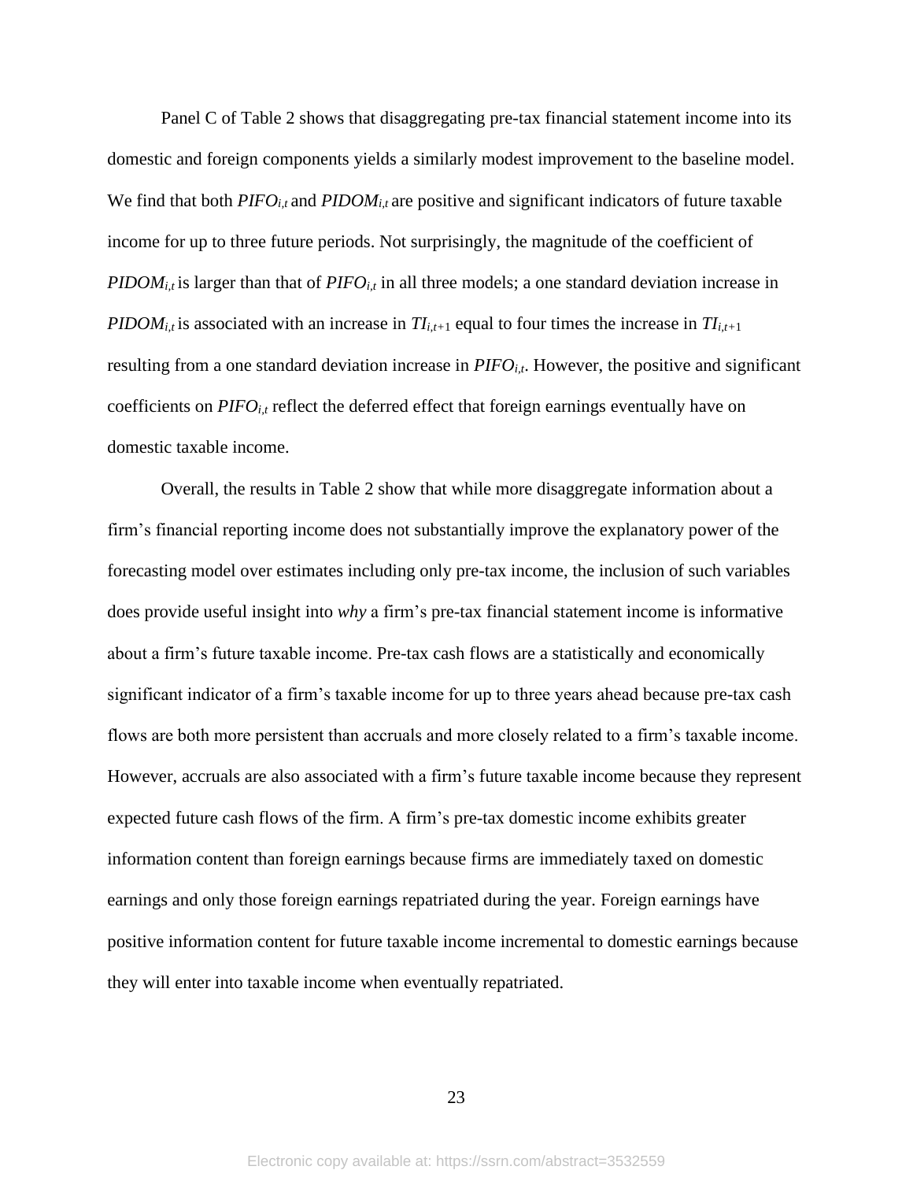Panel C of Table 2 shows that disaggregating pre-tax financial statement income into its domestic and foreign components yields a similarly modest improvement to the baseline model. We find that both $PIFO_{i,t}$ and $PIDOM_{i,t}$ are positive and significant indicators of future taxable income for up to three future periods. Not surprisingly, the magnitude of the coefficient of $PIDOM_{i,t}$ is larger than that of $PIFO_{i,t}$ in all three models; a one standard deviation increase in $PIDOM_{i,t}$ is associated with an increase in $TI_{i,t+1}$ equal to four times the increase in $TI_{i,t+1}$ resulting from a one standard deviation increase in $PIFO_{i,t}$. However, the positive and significant coefficients on $PIFO_{i,t}$ reflect the deferred effect that foreign earnings eventually have on domestic taxable income.

Overall, the results in Table 2 show that while more disaggregate information about a firm's financial reporting income does not substantially improve the explanatory power of the forecasting model over estimates including only pre-tax income, the inclusion of such variables does provide useful insight into *why* a firm's pre-tax financial statement income is informative about a firm's future taxable income. Pre-tax cash flows are a statistically and economically significant indicator of a firm's taxable income for up to three years ahead because pre-tax cash flows are both more persistent than accruals and more closely related to a firm's taxable income. However, accruals are also associated with a firm's future taxable income because they represent expected future cash flows of the firm. A firm's pre-tax domestic income exhibits greater information content than foreign earnings because firms are immediately taxed on domestic earnings and only those foreign earnings repatriated during the year. Foreign earnings have positive information content for future taxable income incremental to domestic earnings because they will enter into taxable income when eventually repatriated.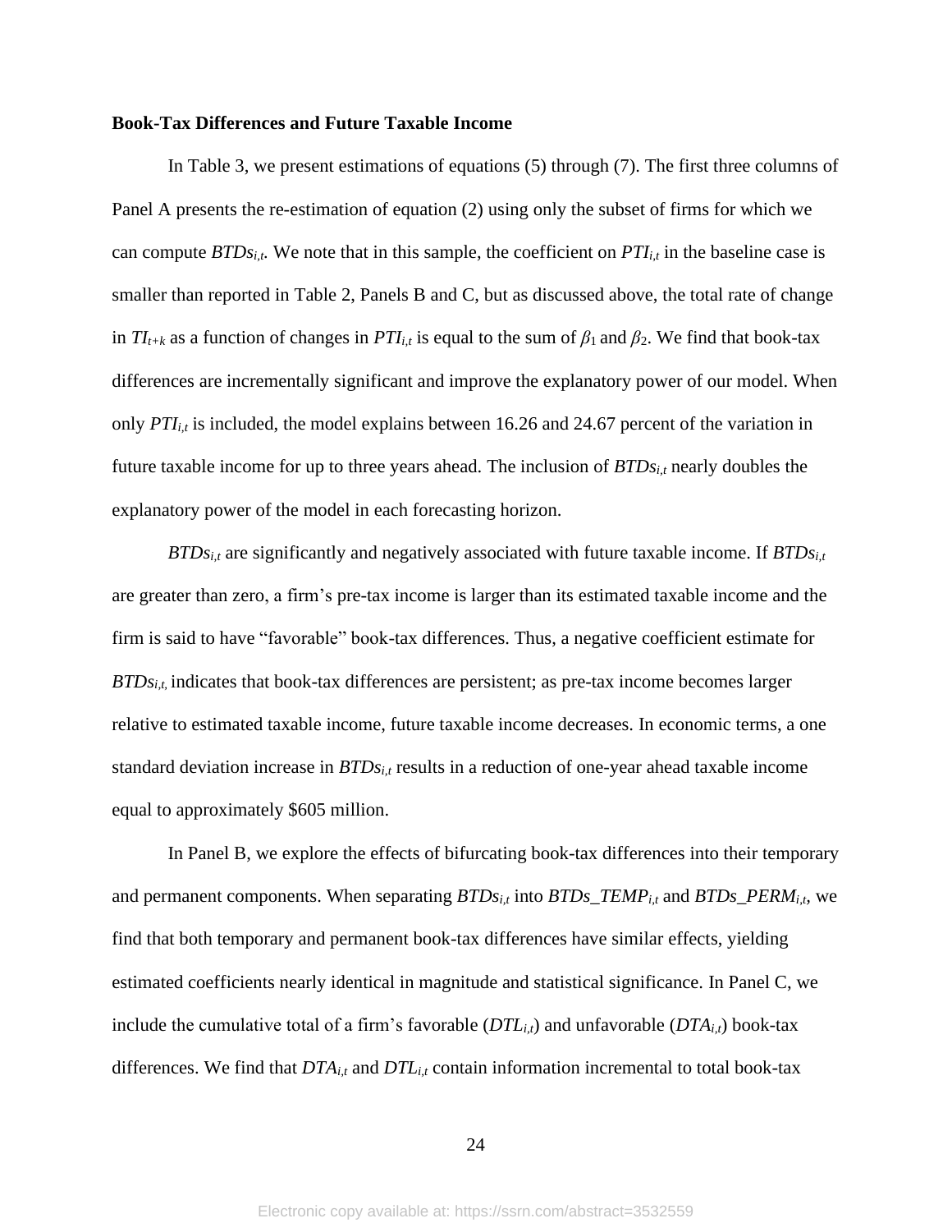**Book-Tax Differences and Future Taxable Income**

In Table 3, we present estimations of equations (5) through (7). The first three columns of Panel A presents the re-estimation of equation (2) using only the subset of firms for which we can compute $BTDs_{i,t}$. We note that in this sample, the coefficient on $PTI_{i,t}$ in the baseline case is smaller than reported in Table 2, Panels B and C, but as discussed above, the total rate of change in $TI_{t+k}$ as a function of changes in $PTI_{i,t}$ is equal to the sum of $\beta_1$ and $\beta_2$. We find that book-tax differences are incrementally significant and improve the explanatory power of our model. When only $PTI_{i,t}$ is included, the model explains between 16.26 and 24.67 percent of the variation in future taxable income for up to three years ahead. The inclusion of $BTDs_{i,t}$ nearly doubles the explanatory power of the model in each forecasting horizon.

$BTDs_{i,t}$ are significantly and negatively associated with future taxable income. If $BTDs_{i,t}$ are greater than zero, a firm's pre-tax income is larger than its estimated taxable income and the firm is said to have "favorable" book-tax differences. Thus, a negative coefficient estimate for $BTDs_{i,t,}$ indicates that book-tax differences are persistent; as pre-tax income becomes larger relative to estimated taxable income, future taxable income decreases. In economic terms, a one standard deviation increase in $BTDs_{i,t}$ results in a reduction of one-year ahead taxable income equal to approximately \$605 million.

In Panel B, we explore the effects of bifurcating book-tax differences into their temporary and permanent components. When separating $BTDs_{i,t}$ into $BTDs\_TEMP_{i,t}$ and $BTDs\_PERM_{i,t}$, we find that both temporary and permanent book-tax differences have similar effects, yielding estimated coefficients nearly identical in magnitude and statistical significance. In Panel C, we include the cumulative total of a firm's favorable ($DTL_{i,t}$) and unfavorable ($DTA_{i,t}$) book-tax differences. We find that $DTA_{i,t}$ and $DTL_{i,t}$ contain information incremental to total book-tax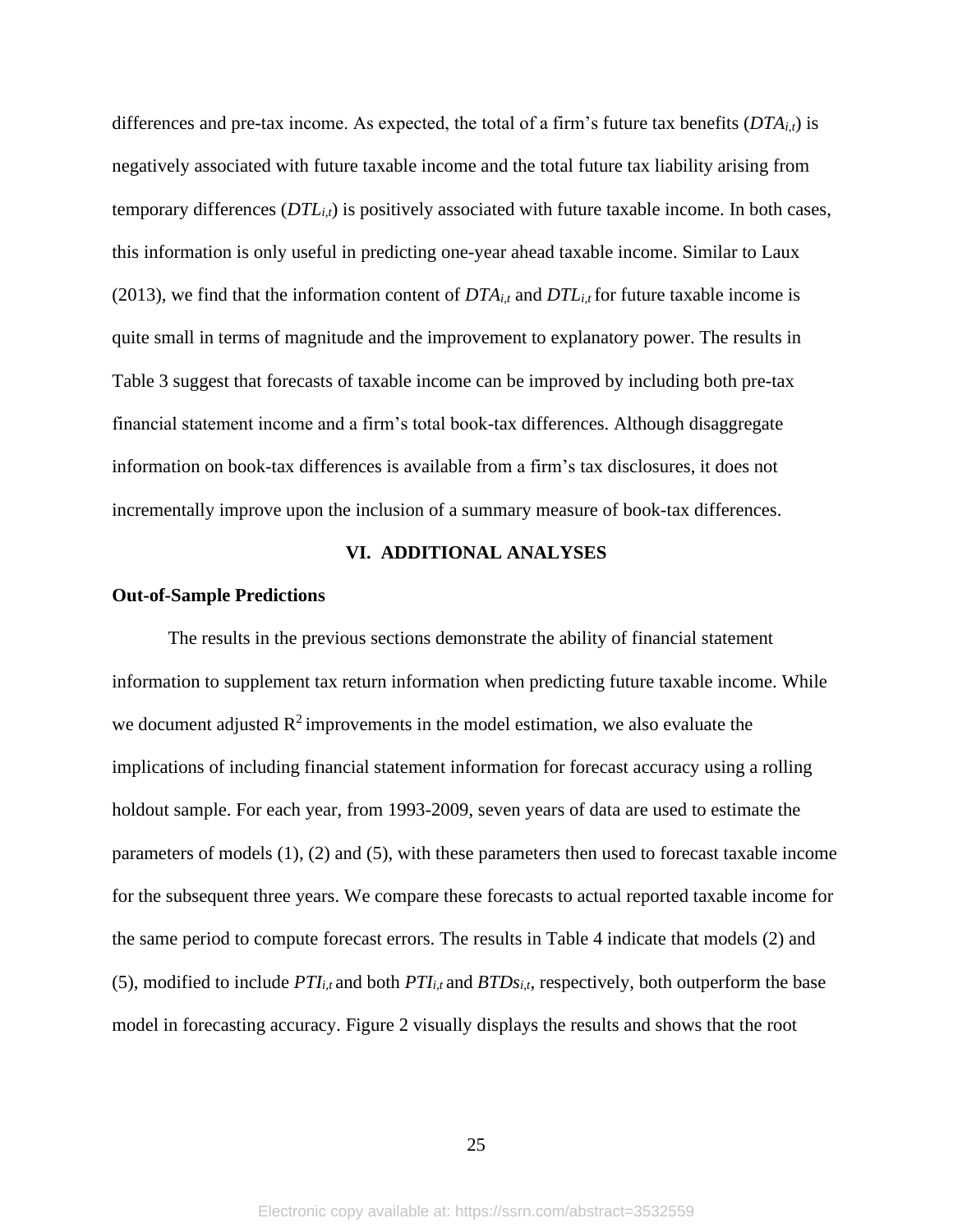differences and pre-tax income. As expected, the total of a firm's future tax benefits ($DTA_{i,t}$) is negatively associated with future taxable income and the total future tax liability arising from temporary differences ($DTL_{i,t}$) is positively associated with future taxable income. In both cases, this information is only useful in predicting one-year ahead taxable income. Similar to Laux (2013), we find that the information content of $DTA_{i,t}$ and $DTL_{i,t}$ for future taxable income is quite small in terms of magnitude and the improvement to explanatory power. The results in Table 3 suggest that forecasts of taxable income can be improved by including both pre-tax financial statement income and a firm's total book-tax differences. Although disaggregate information on book-tax differences is available from a firm's tax disclosures, it does not incrementally improve upon the inclusion of a summary measure of book-tax differences.

## VI. ADDITIONAL ANALYSES

### Out-of-Sample Predictions

The results in the previous sections demonstrate the ability of financial statement information to supplement tax return information when predicting future taxable income. While we document adjusted $R^2$ improvements in the model estimation, we also evaluate the implications of including financial statement information for forecast accuracy using a rolling holdout sample. For each year, from 1993-2009, seven years of data are used to estimate the parameters of models (1), (2) and (5), with these parameters then used to forecast taxable income for the subsequent three years. We compare these forecasts to actual reported taxable income for the same period to compute forecast errors. The results in Table 4 indicate that models (2) and (5), modified to include $PTI_{i,t}$ and both $PTI_{i,t}$ and $BTDs_{i,t}$, respectively, both outperform the base model in forecasting accuracy. Figure 2 visually displays the results and shows that the root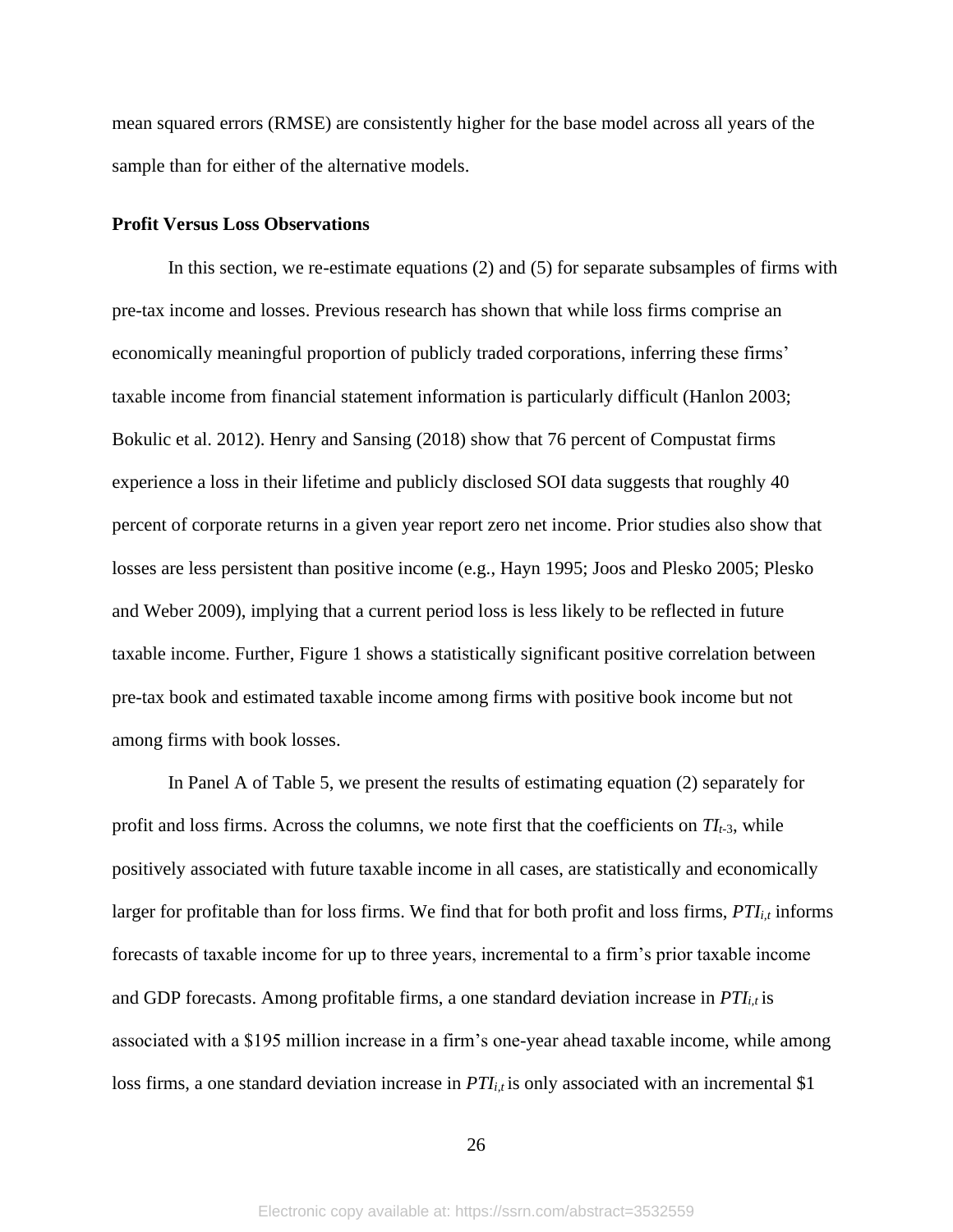mean squared errors (RMSE) are consistently higher for the base model across all years of the sample than for either of the alternative models.

**Profit Versus Loss Observations**

In this section, we re-estimate equations (2) and (5) for separate subsamples of firms with pre-tax income and losses. Previous research has shown that while loss firms comprise an economically meaningful proportion of publicly traded corporations, inferring these firms' taxable income from financial statement information is particularly difficult (Hanlon 2003; Bokulic et al. 2012). Henry and Sansing (2018) show that 76 percent of Compustat firms experience a loss in their lifetime and publicly disclosed SOI data suggests that roughly 40 percent of corporate returns in a given year report zero net income. Prior studies also show that losses are less persistent than positive income (e.g., Hayn 1995; Joos and Plesko 2005; Plesko and Weber 2009), implying that a current period loss is less likely to be reflected in future taxable income. Further, Figure 1 shows a statistically significant positive correlation between pre-tax book and estimated taxable income among firms with positive book income but not among firms with book losses.

In Panel A of Table 5, we present the results of estimating equation (2) separately for profit and loss firms. Across the columns, we note first that the coefficients on $TI_{t\text{-}3}$, while positively associated with future taxable income in all cases, are statistically and economically larger for profitable than for loss firms. We find that for both profit and loss firms, $PTI_{i,t}$ informs forecasts of taxable income for up to three years, incremental to a firm's prior taxable income and GDP forecasts. Among profitable firms, a one standard deviation increase in $PTI_{i,t}$ is associated with a \$195 million increase in a firm's one-year ahead taxable income, while among loss firms, a one standard deviation increase in $PTI_{i,t}$ is only associated with an incremental \$1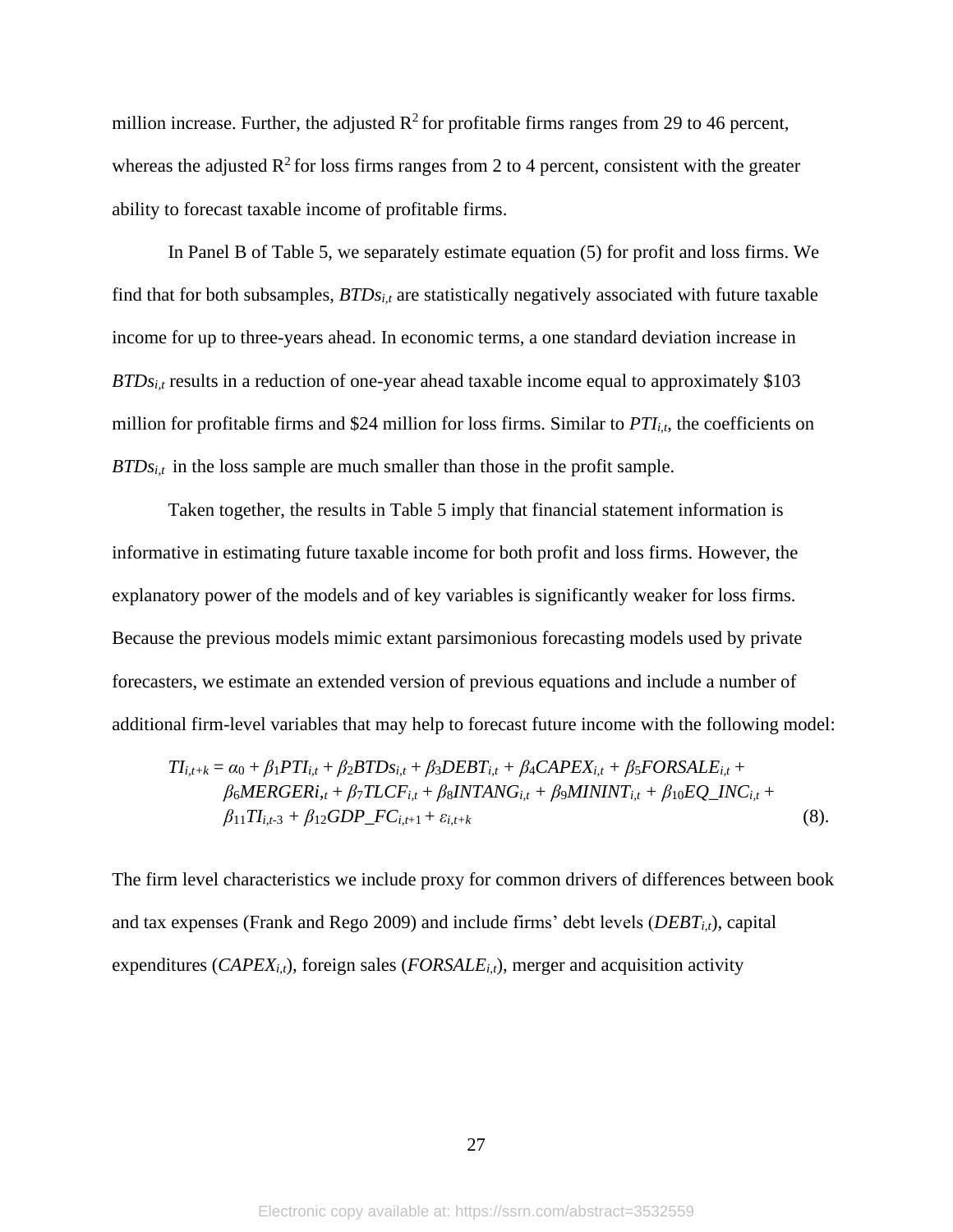million increase. Further, the adjusted $R^2$ for profitable firms ranges from 29 to 46 percent, whereas the adjusted $R^2$ for loss firms ranges from 2 to 4 percent, consistent with the greater ability to forecast taxable income of profitable firms.

In Panel B of Table 5, we separately estimate equation (5) for profit and loss firms. We find that for both subsamples, $BTDs_{i,t}$ are statistically negatively associated with future taxable income for up to three-years ahead. In economic terms, a one standard deviation increase in $BTDs_{i,t}$ results in a reduction of one-year ahead taxable income equal to approximately $103 million for profitable firms and $24 million for loss firms. Similar to $PTI_{i,t}$, the coefficients on $BTDs_{i,t}$ in the loss sample are much smaller than those in the profit sample.

Taken together, the results in Table 5 imply that financial statement information is informative in estimating future taxable income for both profit and loss firms. However, the explanatory power of the models and of key variables is significantly weaker for loss firms. Because the previous models mimic extant parsimonious forecasting models used by private forecasters, we estimate an extended version of previous equations and include a number of additional firm-level variables that may help to forecast future income with the following model:

$$TI_{i,t+k} = \alpha_0 + \beta_1 PTI_{i,t} + \beta_2 BTDs_{i,t} + \beta_3 DEBT_{i,t} + \beta_4 CAPEX_{i,t} + \beta_5 FORSALE_{i,t} + \beta_6 MERGER_{i,t} + \beta_7 TLCF_{i,t} + \beta_8 INTANG_{i,t} + \beta_9 MININT_{i,t} + \beta_{10} EQ\_INC_{i,t} + \beta_{11} TI_{i,t-3} + \beta_{12} GDP\_FC_{i,t+1} + \varepsilon_{i,t+k} \quad (8).$$

The firm level characteristics we include proxy for common drivers of differences between book and tax expenses (Frank and Rego 2009) and include firms' debt levels ($DEBT_{i,t}$), capital expenditures ($CAPEX_{i,t}$), foreign sales ($FORSALE_{i,t}$), merger and acquisition activity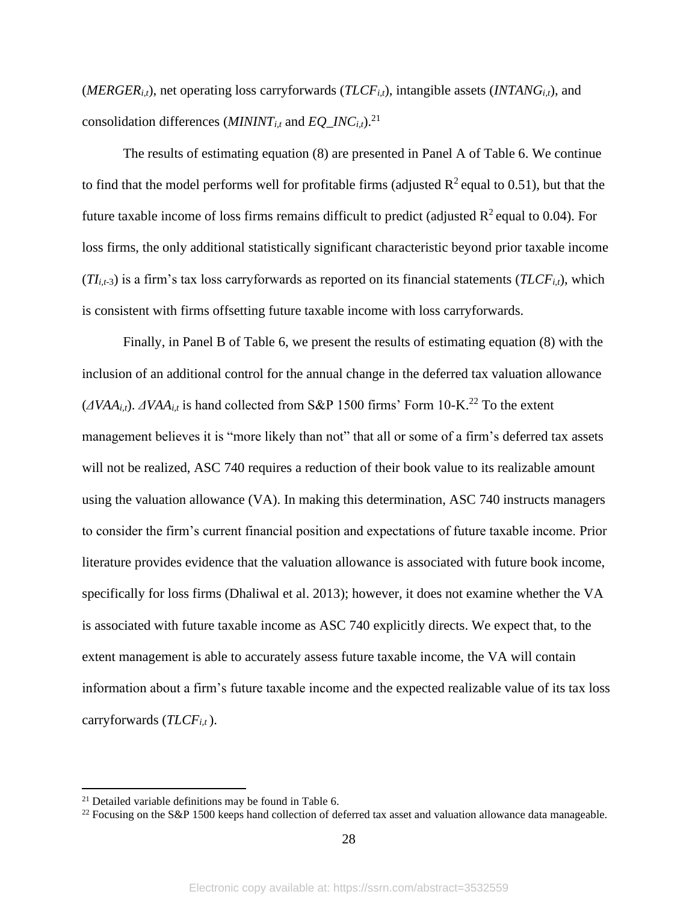($MERGER_{i,t}$), net operating loss carryforwards ($TLCF_{i,t}$), intangible assets ($INTANG_{i,t}$), and consolidation differences ($MININT_{i,t}$ and $EQ\_INC_{i,t}$).[21]

The results of estimating equation (8) are presented in Panel A of Table 6. We continue to find that the model performs well for profitable firms (adjusted $R^2$ equal to 0.51), but that the future taxable income of loss firms remains difficult to predict (adjusted $R^2$ equal to 0.04). For loss firms, the only additional statistically significant characteristic beyond prior taxable income ($TI_{i,t\text{-}3}$) is a firm's tax loss carryforwards as reported on its financial statements ($TLCF_{i,t}$), which is consistent with firms offsetting future taxable income with loss carryforwards.

Finally, in Panel B of Table 6, we present the results of estimating equation (8) with the inclusion of an additional control for the annual change in the deferred tax valuation allowance ($\Delta VAA_{i,t}$). $\Delta VAA_{i,t}$ is hand collected from S&P 1500 firms' Form 10-K.[22] To the extent management believes it is "more likely than not" that all or some of a firm's deferred tax assets will not be realized, ASC 740 requires a reduction of their book value to its realizable amount using the valuation allowance (VA). In making this determination, ASC 740 instructs managers to consider the firm's current financial position and expectations of future taxable income. Prior literature provides evidence that the valuation allowance is associated with future book income, specifically for loss firms (Dhaliwal et al. 2013); however, it does not examine whether the VA is associated with future taxable income as ASC 740 explicitly directs. We expect that, to the extent management is able to accurately assess future taxable income, the VA will contain information about a firm's future taxable income and the expected realizable value of its tax loss carryforwards ($TLCF_{i,t}$).

---

[21] Detailed variable definitions may be found in Table 6.

[22] Focusing on the S&P 1500 keeps hand collection of deferred tax asset and valuation allowance data manageable.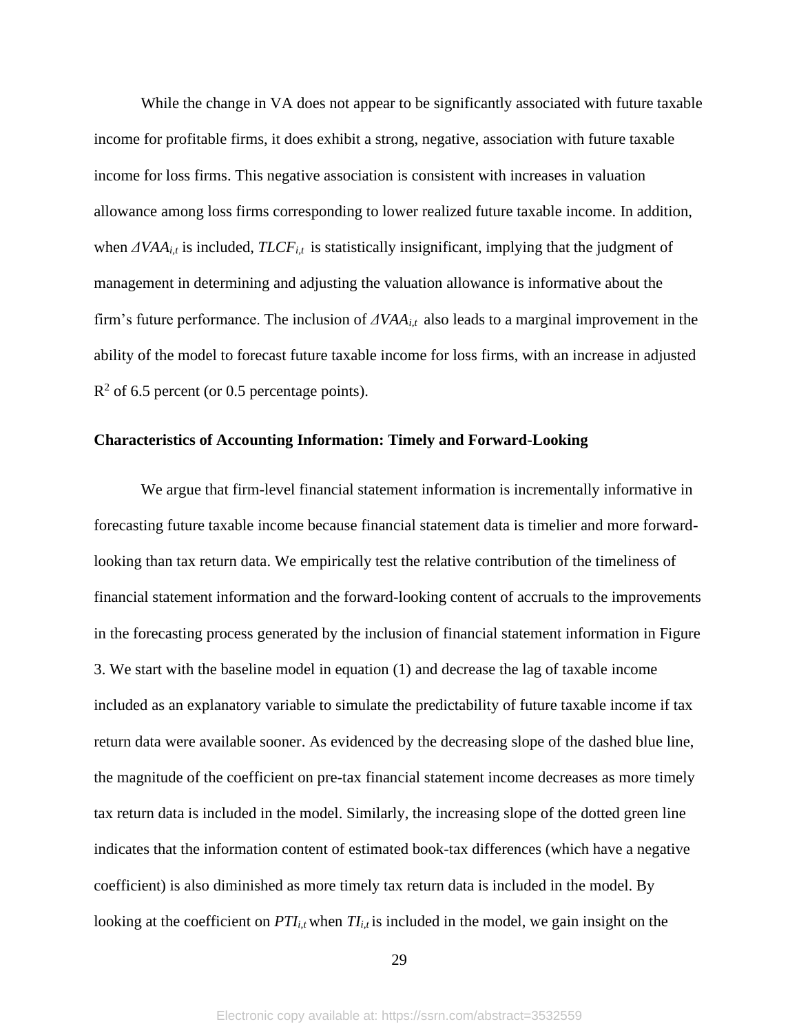While the change in VA does not appear to be significantly associated with future taxable income for profitable firms, it does exhibit a strong, negative, association with future taxable income for loss firms. This negative association is consistent with increases in valuation allowance among loss firms corresponding to lower realized future taxable income. In addition, when $\Delta VAA_{i,t}$ is included, $TLCF_{i,t}$ is statistically insignificant, implying that the judgment of management in determining and adjusting the valuation allowance is informative about the firm's future performance. The inclusion of $\Delta VAA_{i,t}$ also leads to a marginal improvement in the ability of the model to forecast future taxable income for loss firms, with an increase in adjusted $R^2$ of 6.5 percent (or 0.5 percentage points).

**Characteristics of Accounting Information: Timely and Forward-Looking**

We argue that firm-level financial statement information is incrementally informative in forecasting future taxable income because financial statement data is timelier and more forward-looking than tax return data. We empirically test the relative contribution of the timeliness of financial statement information and the forward-looking content of accruals to the improvements in the forecasting process generated by the inclusion of financial statement information in Figure 3. We start with the baseline model in equation (1) and decrease the lag of taxable income included as an explanatory variable to simulate the predictability of future taxable income if tax return data were available sooner. As evidenced by the decreasing slope of the dashed blue line, the magnitude of the coefficient on pre-tax financial statement income decreases as more timely tax return data is included in the model. Similarly, the increasing slope of the dotted green line indicates that the information content of estimated book-tax differences (which have a negative coefficient) is also diminished as more timely tax return data is included in the model. By looking at the coefficient on $PTI_{i,t}$ when $TI_{i,t}$ is included in the model, we gain insight on the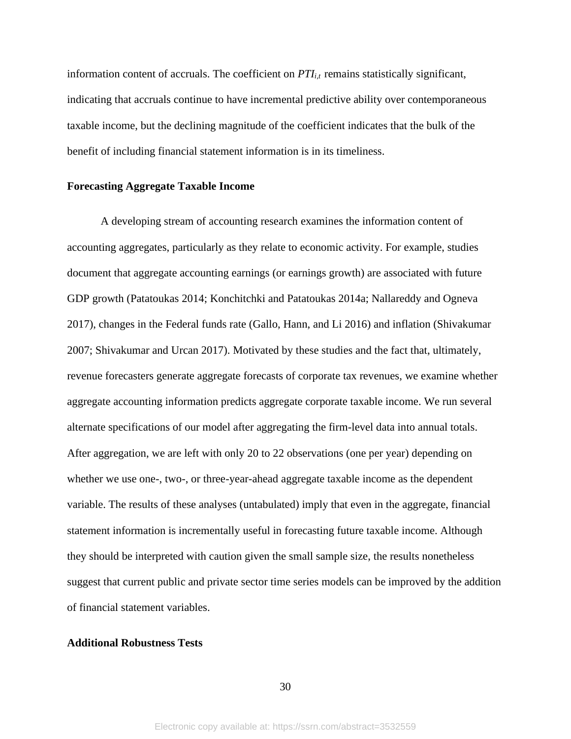information content of accruals. The coefficient on $PTI_{i,t}$ remains statistically significant, indicating that accruals continue to have incremental predictive ability over contemporaneous taxable income, but the declining magnitude of the coefficient indicates that the bulk of the benefit of including financial statement information is in its timeliness.

### Forecasting Aggregate Taxable Income

A developing stream of accounting research examines the information content of accounting aggregates, particularly as they relate to economic activity. For example, studies document that aggregate accounting earnings (or earnings growth) are associated with future GDP growth (Patatoukas 2014; Konchitchki and Patatoukas 2014a; Nallareddy and Ogneva 2017), changes in the Federal funds rate (Gallo, Hann, and Li 2016) and inflation (Shivakumar 2007; Shivakumar and Urcan 2017). Motivated by these studies and the fact that, ultimately, revenue forecasters generate aggregate forecasts of corporate tax revenues, we examine whether aggregate accounting information predicts aggregate corporate taxable income. We run several alternate specifications of our model after aggregating the firm-level data into annual totals. After aggregation, we are left with only 20 to 22 observations (one per year) depending on whether we use one-, two-, or three-year-ahead aggregate taxable income as the dependent variable. The results of these analyses (untabulated) imply that even in the aggregate, financial statement information is incrementally useful in forecasting future taxable income. Although they should be interpreted with caution given the small sample size, the results nonetheless suggest that current public and private sector time series models can be improved by the addition of financial statement variables.

### Additional Robustness Tests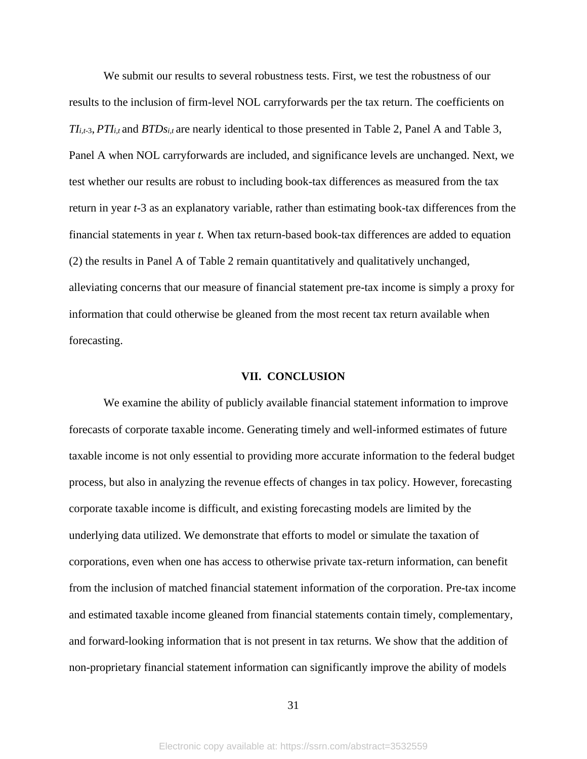We submit our results to several robustness tests. First, we test the robustness of our results to the inclusion of firm-level NOL carryforwards per the tax return. The coefficients on $TI_{i,t\text{-}3}$, $PTI_{i,t}$ and $BTDs_{i,t}$ are nearly identical to those presented in Table 2, Panel A and Table 3, Panel A when NOL carryforwards are included, and significance levels are unchanged. Next, we test whether our results are robust to including book-tax differences as measured from the tax return in year *t*-3 as an explanatory variable, rather than estimating book-tax differences from the financial statements in year *t.* When tax return-based book-tax differences are added to equation (2) the results in Panel A of Table 2 remain quantitatively and qualitatively unchanged, alleviating concerns that our measure of financial statement pre-tax income is simply a proxy for information that could otherwise be gleaned from the most recent tax return available when forecasting.

## VII. CONCLUSION

We examine the ability of publicly available financial statement information to improve forecasts of corporate taxable income. Generating timely and well-informed estimates of future taxable income is not only essential to providing more accurate information to the federal budget process, but also in analyzing the revenue effects of changes in tax policy. However, forecasting corporate taxable income is difficult, and existing forecasting models are limited by the underlying data utilized. We demonstrate that efforts to model or simulate the taxation of corporations, even when one has access to otherwise private tax-return information, can benefit from the inclusion of matched financial statement information of the corporation. Pre-tax income and estimated taxable income gleaned from financial statements contain timely, complementary, and forward-looking information that is not present in tax returns. We show that the addition of non-proprietary financial statement information can significantly improve the ability of models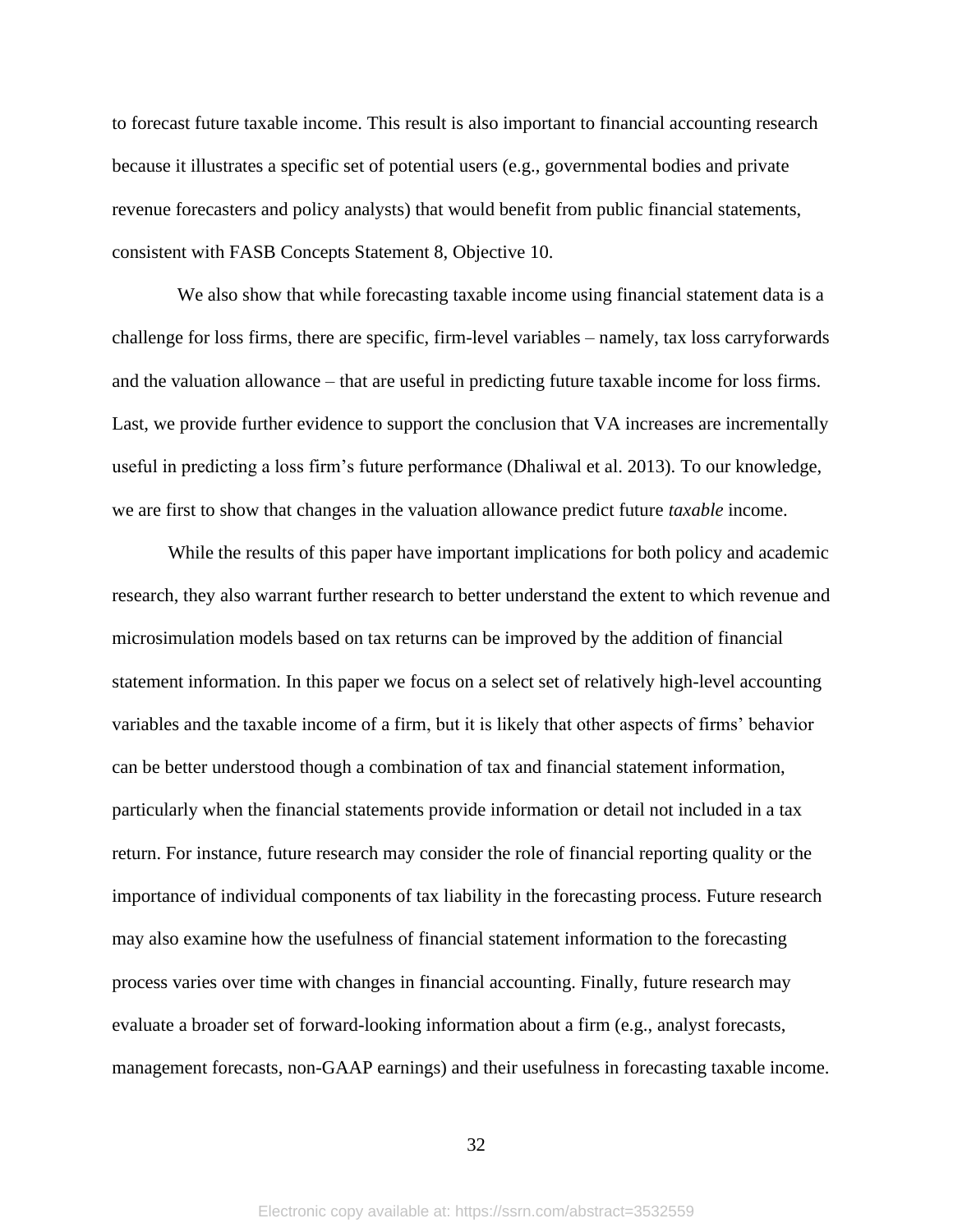to forecast future taxable income. This result is also important to financial accounting research because it illustrates a specific set of potential users (e.g., governmental bodies and private revenue forecasters and policy analysts) that would benefit from public financial statements, consistent with FASB Concepts Statement 8, Objective 10.

We also show that while forecasting taxable income using financial statement data is a challenge for loss firms, there are specific, firm-level variables – namely, tax loss carryforwards and the valuation allowance – that are useful in predicting future taxable income for loss firms. Last, we provide further evidence to support the conclusion that VA increases are incrementally useful in predicting a loss firm's future performance (Dhaliwal et al. 2013). To our knowledge, we are first to show that changes in the valuation allowance predict future *taxable* income.

While the results of this paper have important implications for both policy and academic research, they also warrant further research to better understand the extent to which revenue and microsimulation models based on tax returns can be improved by the addition of financial statement information. In this paper we focus on a select set of relatively high-level accounting variables and the taxable income of a firm, but it is likely that other aspects of firms' behavior can be better understood though a combination of tax and financial statement information, particularly when the financial statements provide information or detail not included in a tax return. For instance, future research may consider the role of financial reporting quality or the importance of individual components of tax liability in the forecasting process. Future research may also examine how the usefulness of financial statement information to the forecasting process varies over time with changes in financial accounting. Finally, future research may evaluate a broader set of forward-looking information about a firm (e.g., analyst forecasts, management forecasts, non-GAAP earnings) and their usefulness in forecasting taxable income.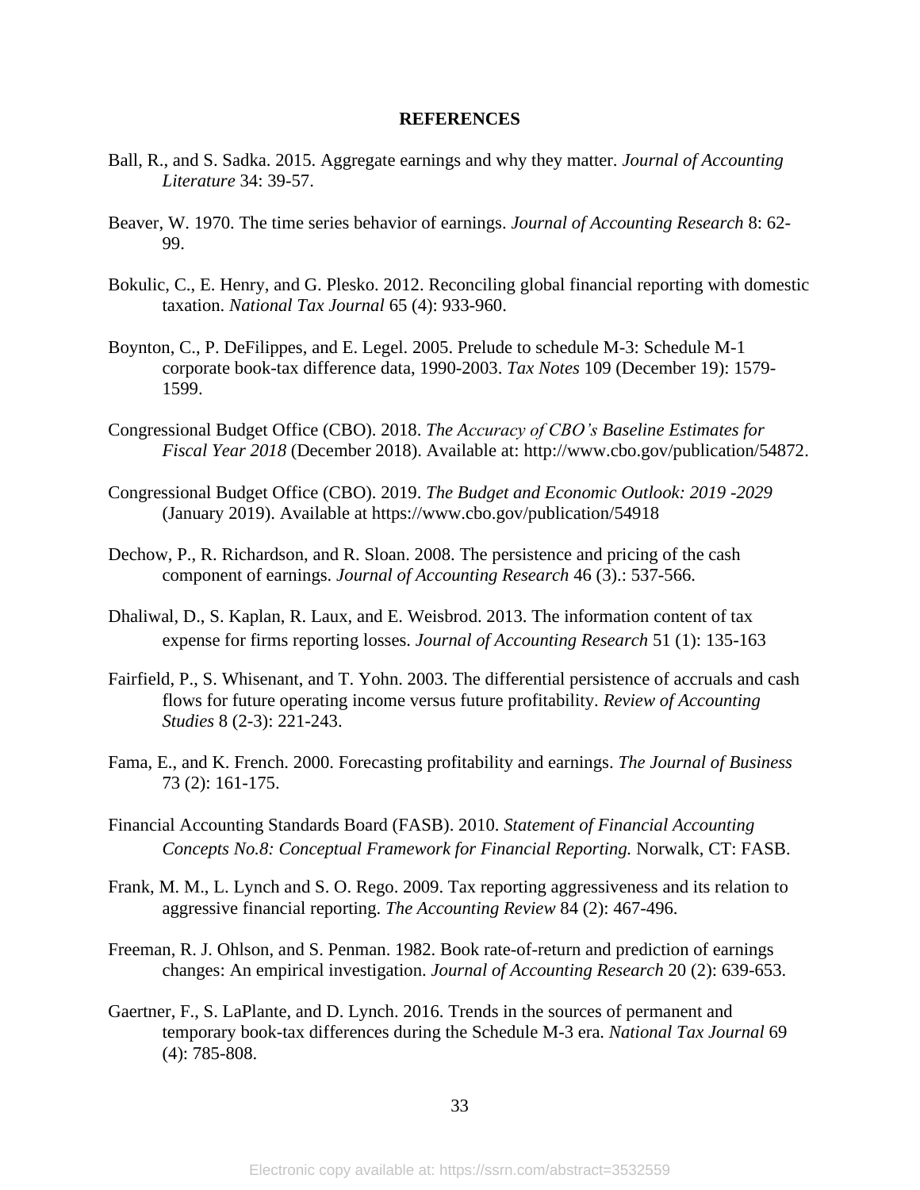## REFERENCES

Ball, R., and S. Sadka. 2015. Aggregate earnings and why they matter. *Journal of Accounting Literature* 34: 39-57.

Beaver, W. 1970. The time series behavior of earnings. *Journal of Accounting Research* 8: 62-99.

Bokulic, C., E. Henry, and G. Plesko. 2012. Reconciling global financial reporting with domestic taxation. *National Tax Journal* 65 (4): 933-960.

Boynton, C., P. DeFilippes, and E. Legel. 2005. Prelude to schedule M-3: Schedule M-1 corporate book-tax difference data, 1990-2003. *Tax Notes* 109 (December 19): 1579-1599.

Congressional Budget Office (CBO). 2018. *The Accuracy of CBO's Baseline Estimates for Fiscal Year 2018* (December 2018). Available at: http://www.cbo.gov/publication/54872.

Congressional Budget Office (CBO). 2019. *The Budget and Economic Outlook: 2019 -2029* (January 2019). Available at https://www.cbo.gov/publication/54918

Dechow, P., R. Richardson, and R. Sloan. 2008. The persistence and pricing of the cash component of earnings. *Journal of Accounting Research* 46 (3).: 537-566.

Dhaliwal, D., S. Kaplan, R. Laux, and E. Weisbrod. 2013. The information content of tax expense for firms reporting losses. *Journal of Accounting Research* 51 (1): 135-163

Fairfield, P., S. Whisenant, and T. Yohn. 2003. The differential persistence of accruals and cash flows for future operating income versus future profitability. *Review of Accounting Studies* 8 (2-3): 221-243.

Fama, E., and K. French. 2000. Forecasting profitability and earnings. *The Journal of Business* 73 (2): 161-175.

Financial Accounting Standards Board (FASB). 2010. *Statement of Financial Accounting Concepts No.8: Conceptual Framework for Financial Reporting.* Norwalk, CT: FASB.

Frank, M. M., L. Lynch and S. O. Rego. 2009. Tax reporting aggressiveness and its relation to aggressive financial reporting. *The Accounting Review* 84 (2): 467-496.

Freeman, R. J. Ohlson, and S. Penman. 1982. Book rate-of-return and prediction of earnings changes: An empirical investigation. *Journal of Accounting Research* 20 (2): 639-653.

Gaertner, F., S. LaPlante, and D. Lynch. 2016. Trends in the sources of permanent and temporary book-tax differences during the Schedule M-3 era. *National Tax Journal* 69 (4): 785-808.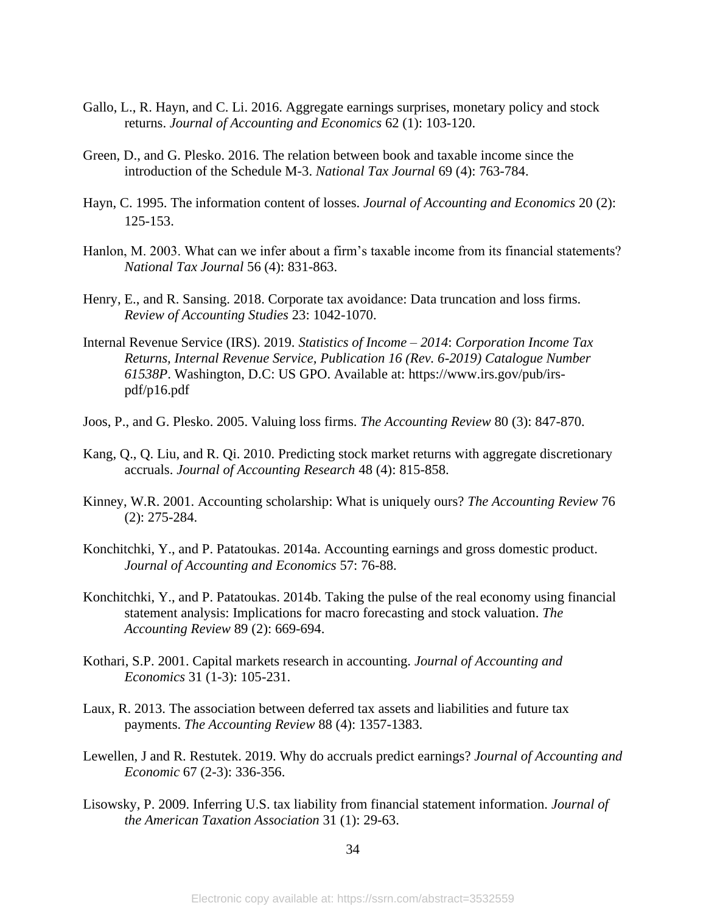Gallo, L., R. Hayn, and C. Li. 2016. Aggregate earnings surprises, monetary policy and stock returns. *Journal of Accounting and Economics* 62 (1): 103-120.

Green, D., and G. Plesko. 2016. The relation between book and taxable income since the introduction of the Schedule M-3. *National Tax Journal* 69 (4): 763-784.

Hayn, C. 1995. The information content of losses. *Journal of Accounting and Economics* 20 (2): 125-153.

Hanlon, M. 2003. What can we infer about a firm's taxable income from its financial statements? *National Tax Journal* 56 (4): 831-863.

Henry, E., and R. Sansing. 2018. Corporate tax avoidance: Data truncation and loss firms. *Review of Accounting Studies* 23: 1042-1070.

Internal Revenue Service (IRS). 2019. *Statistics of Income – 2014*: *Corporation Income Tax Returns, Internal Revenue Service, Publication 16 (Rev. 6-2019) Catalogue Number 61538P*. Washington, D.C: US GPO. Available at: https://www.irs.gov/pub/irs-pdf/p16.pdf

Joos, P., and G. Plesko. 2005. Valuing loss firms. *The Accounting Review* 80 (3): 847-870.

Kang, Q., Q. Liu, and R. Qi. 2010. Predicting stock market returns with aggregate discretionary accruals. *Journal of Accounting Research* 48 (4): 815-858.

Kinney, W.R. 2001. Accounting scholarship: What is uniquely ours? *The Accounting Review* 76 (2): 275-284.

Konchitchki, Y., and P. Patatoukas. 2014a. Accounting earnings and gross domestic product. *Journal of Accounting and Economics* 57: 76-88.

Konchitchki, Y., and P. Patatoukas. 2014b. Taking the pulse of the real economy using financial statement analysis: Implications for macro forecasting and stock valuation. *The Accounting Review* 89 (2): 669-694.

Kothari, S.P. 2001. Capital markets research in accounting. *Journal of Accounting and Economics* 31 (1-3): 105-231.

Laux, R. 2013. The association between deferred tax assets and liabilities and future tax payments. *The Accounting Review* 88 (4): 1357-1383.

Lewellen, J and R. Restutek. 2019. Why do accruals predict earnings? *Journal of Accounting and Economic* 67 (2-3): 336-356.

Lisowsky, P. 2009. Inferring U.S. tax liability from financial statement information. *Journal of the American Taxation Association* 31 (1): 29-63.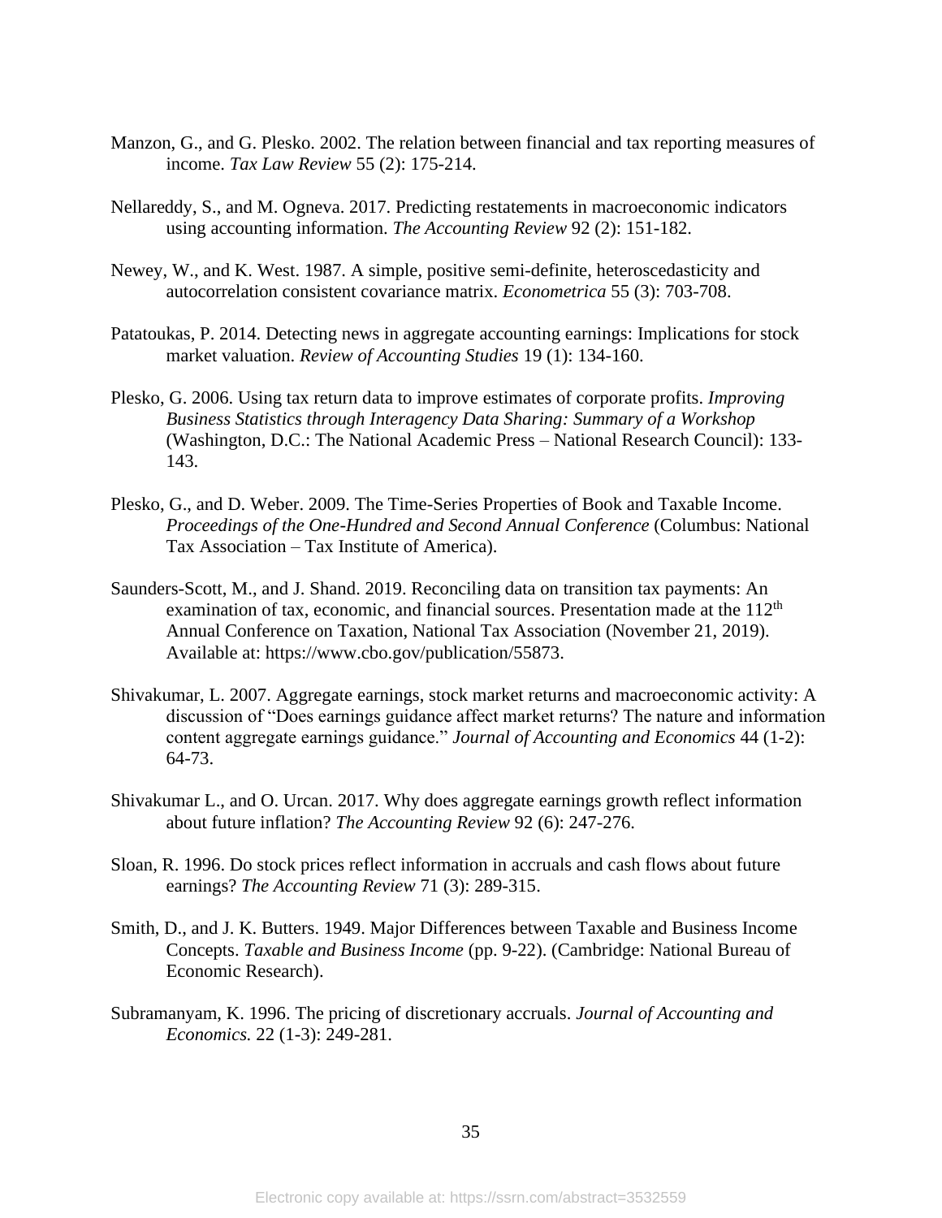Manzon, G., and G. Plesko. 2002. The relation between financial and tax reporting measures of income. *Tax Law Review* 55 (2): 175-214.

Nellareddy, S., and M. Ogneva. 2017. Predicting restatements in macroeconomic indicators using accounting information. *The Accounting Review* 92 (2): 151-182.

Newey, W., and K. West. 1987. A simple, positive semi-definite, heteroscedasticity and autocorrelation consistent covariance matrix. *Econometrica* 55 (3): 703-708.

Patatoukas, P. 2014. Detecting news in aggregate accounting earnings: Implications for stock market valuation. *Review of Accounting Studies* 19 (1): 134-160.

Plesko, G. 2006. Using tax return data to improve estimates of corporate profits. *Improving Business Statistics through Interagency Data Sharing: Summary of a Workshop* (Washington, D.C.: The National Academic Press – National Research Council): 133-143.

Plesko, G., and D. Weber. 2009. The Time-Series Properties of Book and Taxable Income. *Proceedings of the One-Hundred and Second Annual Conference* (Columbus: National Tax Association – Tax Institute of America).

Saunders-Scott, M., and J. Shand. 2019. Reconciling data on transition tax payments: An examination of tax, economic, and financial sources. Presentation made at the 112th Annual Conference on Taxation, National Tax Association (November 21, 2019). Available at: https://www.cbo.gov/publication/55873.

Shivakumar, L. 2007. Aggregate earnings, stock market returns and macroeconomic activity: A discussion of "Does earnings guidance affect market returns? The nature and information content aggregate earnings guidance." *Journal of Accounting and Economics* 44 (1-2): 64-73.

Shivakumar L., and O. Urcan. 2017. Why does aggregate earnings growth reflect information about future inflation? *The Accounting Review* 92 (6): 247-276.

Sloan, R. 1996. Do stock prices reflect information in accruals and cash flows about future earnings? *The Accounting Review* 71 (3): 289-315.

Smith, D., and J. K. Butters. 1949. Major Differences between Taxable and Business Income Concepts. *Taxable and Business Income* (pp. 9-22). (Cambridge: National Bureau of Economic Research).

Subramanyam, K. 1996. The pricing of discretionary accruals. *Journal of Accounting and Economics.* 22 (1-3): 249-281.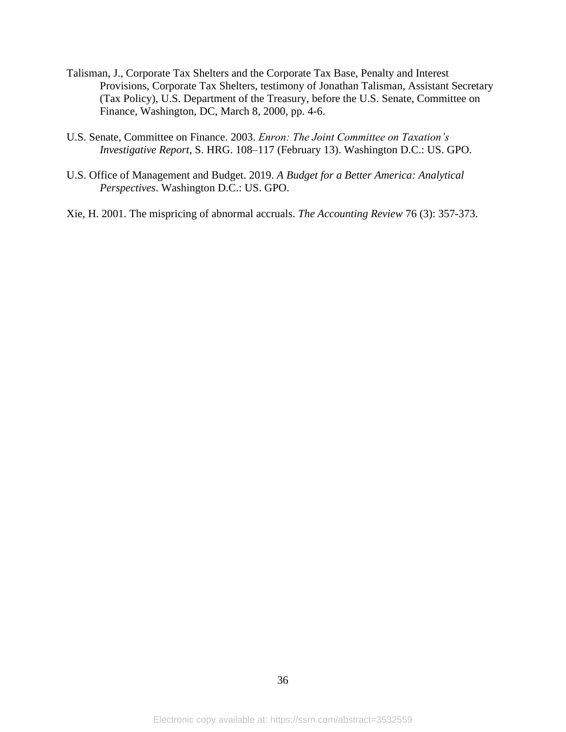Talisman, J., Corporate Tax Shelters and the Corporate Tax Base, Penalty and Interest Provisions, Corporate Tax Shelters, testimony of Jonathan Talisman, Assistant Secretary (Tax Policy), U.S. Department of the Treasury, before the U.S. Senate, Committee on Finance, Washington, DC, March 8, 2000, pp. 4-6.

U.S. Senate, Committee on Finance. 2003. *Enron: The Joint Committee on Taxation's Investigative Report*, S. HRG. 108–117 (February 13). Washington D.C.: US. GPO.

U.S. Office of Management and Budget. 2019. *A Budget for a Better America: Analytical Perspectives*. Washington D.C.: US. GPO.

Xie, H. 2001. The mispricing of abnormal accruals. *The Accounting Review* 76 (3): 357-373.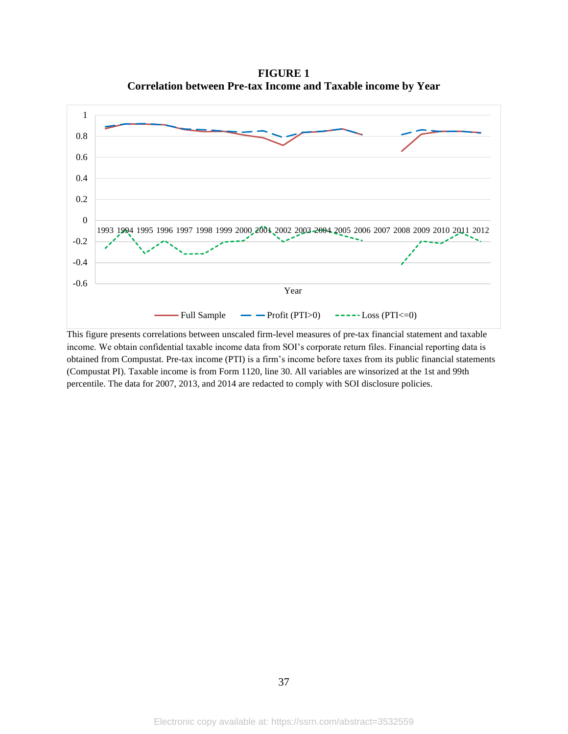**FIGURE 1**
**Correlation between Pre-tax Income and Taxable income by Year**

This figure presents correlations between unscaled firm-level measures of pre-tax financial statement and taxable income. We obtain confidential taxable income data from SOI's corporate return files. Financial reporting data is obtained from Compustat. Pre-tax income (PTI) is a firm's income before taxes from its public financial statements (Compustat PI). Taxable income is from Form 1120, line 30. All variables are winsorized at the 1st and 99th percentile. The data for 2007, 2013, and 2014 are redacted to comply with SOI disclosure policies.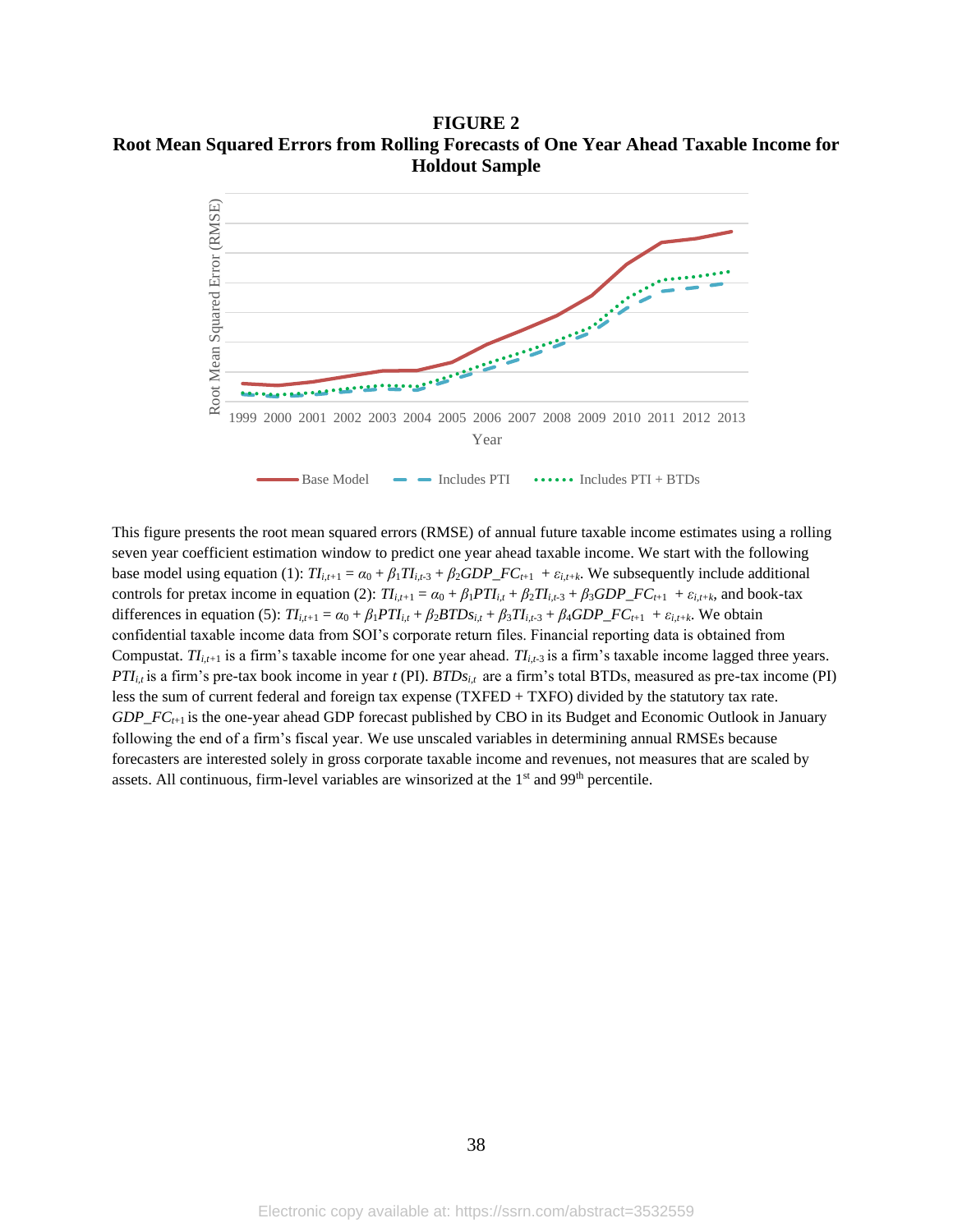**FIGURE 2**
**Root Mean Squared Errors from Rolling Forecasts of One Year Ahead Taxable Income for Holdout Sample**

This figure presents the root mean squared errors (RMSE) of annual future taxable income estimates using a rolling seven year coefficient estimation window to predict one year ahead taxable income. We start with the following base model using equation (1): $TI_{i,t+1} = \alpha_0 + \beta_1 TI_{i,t-3} + \beta_2 GDP\_FC_{t+1} + \varepsilon_{i,t+k}$. We subsequently include additional controls for pretax income in equation (2): $TI_{i,t+1} = \alpha_0 + \beta_1 PTI_{i,t} + \beta_2 TI_{i,t-3} + \beta_3 GDP\_FC_{t+1} + \varepsilon_{i,t+k}$, and book-tax differences in equation (5): $TI_{i,t+1} = \alpha_0 + \beta_1 PTI_{i,t} + \beta_2 BTDs_{i,t} + \beta_3 TI_{i,t-3} + \beta_4 GDP\_FC_{t+1} + \varepsilon_{i,t+k}$. We obtain confidential taxable income data from SOI's corporate return files. Financial reporting data is obtained from Compustat. $TI_{i,t+1}$ is a firm's taxable income for one year ahead. $TI_{i,t-3}$ is a firm's taxable income lagged three years. $PTI_{i,t}$ is a firm's pre-tax book income in year $t$ (PI). $BTDs_{i,t}$ are a firm's total BTDs, measured as pre-tax income (PI) less the sum of current federal and foreign tax expense (TXFED + TXFO) divided by the statutory tax rate. $GDP\_FC_{t+1}$ is the one-year ahead GDP forecast published by CBO in its Budget and Economic Outlook in January following the end of a firm's fiscal year. We use unscaled variables in determining annual RMSEs because forecasters are interested solely in gross corporate taxable income and revenues, not measures that are scaled by assets. All continuous, firm-level variables are winsorized at the 1st and 99th percentile.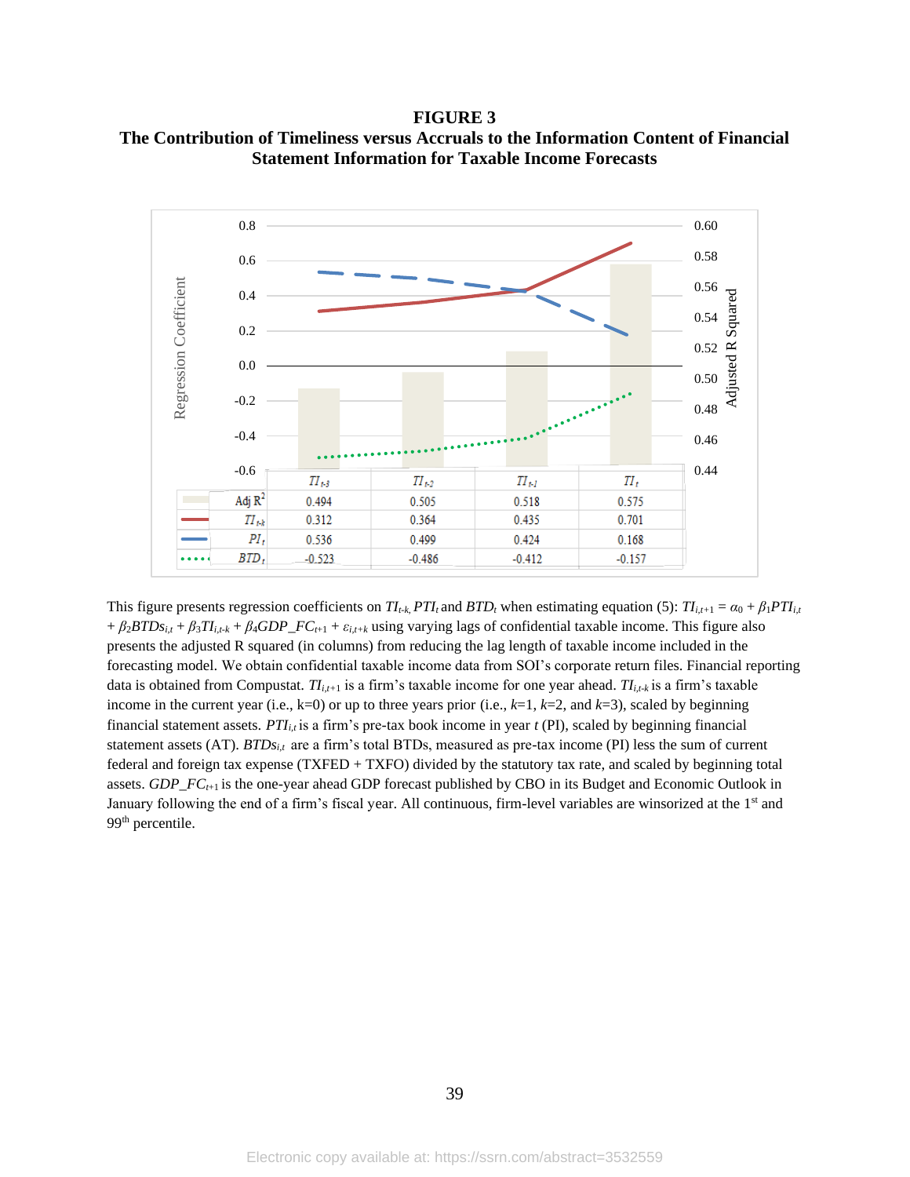# FIGURE 3

## The Contribution of Timeliness versus Accruals to the Information Content of Financial Statement Information for Taxable Income Forecasts

| | $TI_{t-3}$ | $TI_{t-2}$ | $TI_{t-1}$ | $TI_t$ |
|---|---|---|---|---|
| Adj $R^2$ | 0.494 | 0.505 | 0.518 | 0.575 |
| $TI_{t-k}$ | 0.312 | 0.364 | 0.435 | 0.701 |
| $PI_t$ | 0.536 | 0.499 | 0.424 | 0.168 |
| $BTD_t$ | -0.523 | -0.486 | -0.412 | -0.157 |

This figure presents regression coefficients on $TI_{t-k}$, $PTI_t$ and $BTD_t$ when estimating equation (5): $TI_{i,t+1} = \alpha_0 + \beta_1 PTI_{i,t} + \beta_2 BTDs_{i,t} + \beta_3 TI_{i,t-k} + \beta_4 GDP\_FC_{t+1} + \varepsilon_{i,t+k}$ using varying lags of confidential taxable income. This figure also presents the adjusted R squared (in columns) from reducing the lag length of taxable income included in the forecasting model. We obtain confidential taxable income data from SOI's corporate return files. Financial reporting data is obtained from Compustat. $TI_{i,t+1}$ is a firm's taxable income for one year ahead. $TI_{i,t-k}$ is a firm's taxable income in the current year (i.e., k=0) or up to three years prior (i.e., $k$=1, $k$=2, and $k$=3), scaled by beginning financial statement assets. $PTI_{i,t}$ is a firm's pre-tax book income in year $t$ (PI), scaled by beginning financial statement assets (AT). $BTDs_{i,t}$ are a firm's total BTDs, measured as pre-tax income (PI) less the sum of current federal and foreign tax expense (TXFED + TXFO) divided by the statutory tax rate, and scaled by beginning total assets. $GDP\_FC_{t+1}$ is the one-year ahead GDP forecast published by CBO in its Budget and Economic Outlook in January following the end of a firm's fiscal year. All continuous, firm-level variables are winsorized at the 1st and 99th percentile.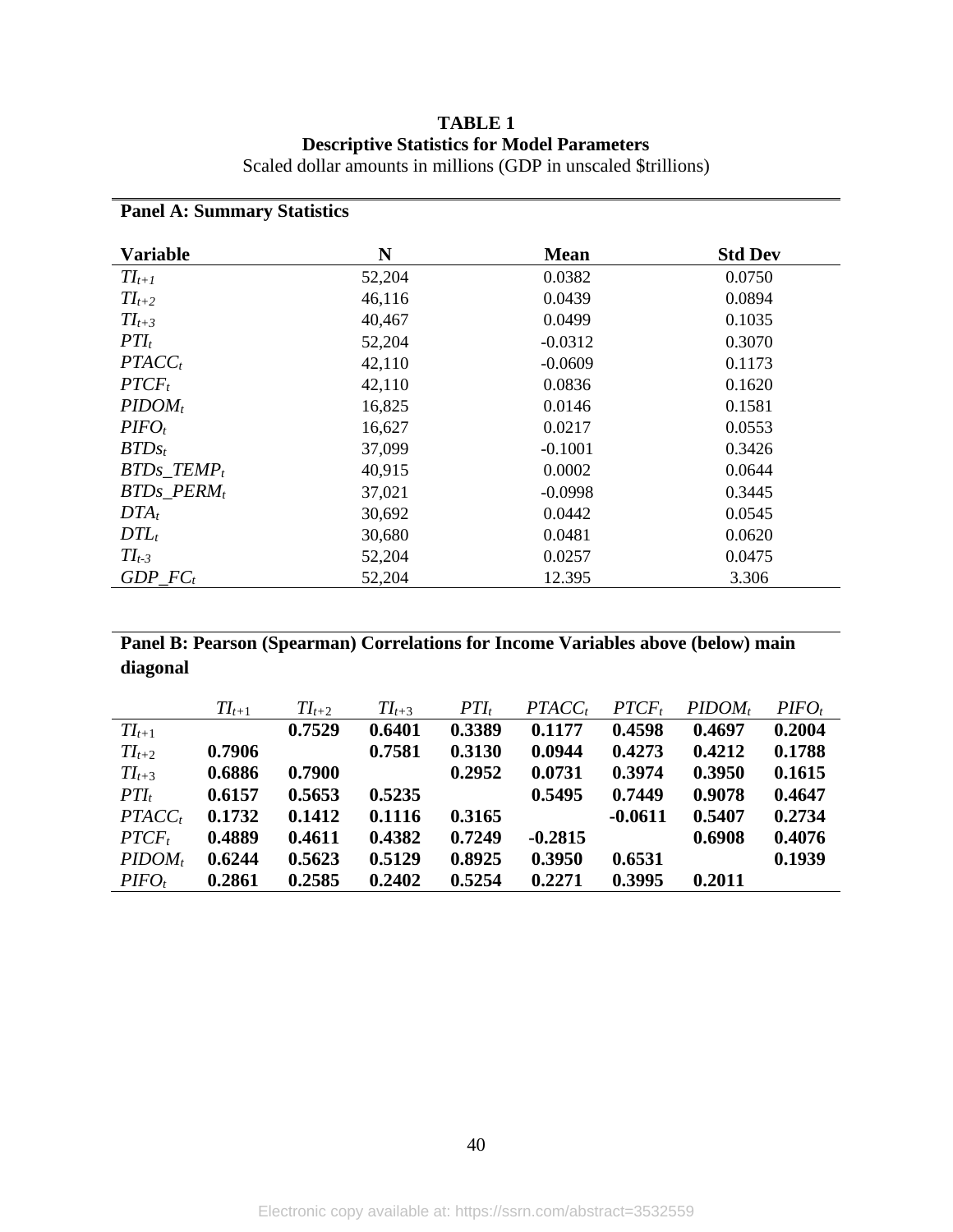**TABLE 1**
**Descriptive Statistics for Model Parameters**
Scaled dollar amounts in millions (GDP in unscaled $trillions)

**Panel A: Summary Statistics**

| Variable | N | Mean | Std Dev |
|---|---|---|---|
| $TI_{t+1}$ | 52,204 | 0.0382 | 0.0750 |
| $TI_{t+2}$ | 46,116 | 0.0439 | 0.0894 |
| $TI_{t+3}$ | 40,467 | 0.0499 | 0.1035 |
| $PTI_t$ | 52,204 | -0.0312 | 0.3070 |
| $PTACC_t$ | 42,110 | -0.0609 | 0.1173 |
| $PTCF_t$ | 42,110 | 0.0836 | 0.1620 |
| $PIDOM_t$ | 16,825 | 0.0146 | 0.1581 |
| $PIFO_t$ | 16,627 | 0.0217 | 0.0553 |
| $BTDs_t$ | 37,099 | -0.1001 | 0.3426 |
| $BTDs\_TEMP_t$ | 40,915 | 0.0002 | 0.0644 |
| $BTDs\_PERM_t$ | 37,021 | -0.0998 | 0.3445 |
| $DTA_t$ | 30,692 | 0.0442 | 0.0545 |
| $DTL_t$ | 30,680 | 0.0481 | 0.0620 |
| $TI_{t-3}$ | 52,204 | 0.0257 | 0.0475 |
| $GDP\_FC_t$ | 52,204 | 12.395 | 3.306 |

**Panel B: Pearson (Spearman) Correlations for Income Variables above (below) main diagonal**

| | $TI_{t+1}$ | $TI_{t+2}$ | $TI_{t+3}$ | $PTI_t$ | $PTACC_t$ | $PTCF_t$ | $PIDOM_t$ | $PIFO_t$ |
|---|---|---|---|---|---|---|---|---|
| $TI_{t+1}$ | | **0.7529** | **0.6401** | **0.3389** | **0.1177** | **0.4598** | **0.4697** | **0.2004** |
| $TI_{t+2}$ | **0.7906** | | **0.7581** | **0.3130** | **0.0944** | **0.4273** | **0.4212** | **0.1788** |
| $TI_{t+3}$ | **0.6886** | **0.7900** | | **0.2952** | **0.0731** | **0.3974** | **0.3950** | **0.1615** |
| $PTI_t$ | **0.6157** | **0.5653** | **0.5235** | | **0.5495** | **0.7449** | **0.9078** | **0.4647** |
| $PTACC_t$ | **0.1732** | **0.1412** | **0.1116** | **0.3165** | | **-0.0611** | **0.5407** | **0.2734** |
| $PTCF_t$ | **0.4889** | **0.4611** | **0.4382** | **0.7249** | **-0.2815** | | **0.6908** | **0.4076** |
| $PIDOM_t$ | **0.6244** | **0.5623** | **0.5129** | **0.8925** | **0.3950** | **0.6531** | | **0.1939** |
| $PIFO_t$ | **0.2861** | **0.2585** | **0.2402** | **0.5254** | **0.2271** | **0.3995** | **0.2011** | |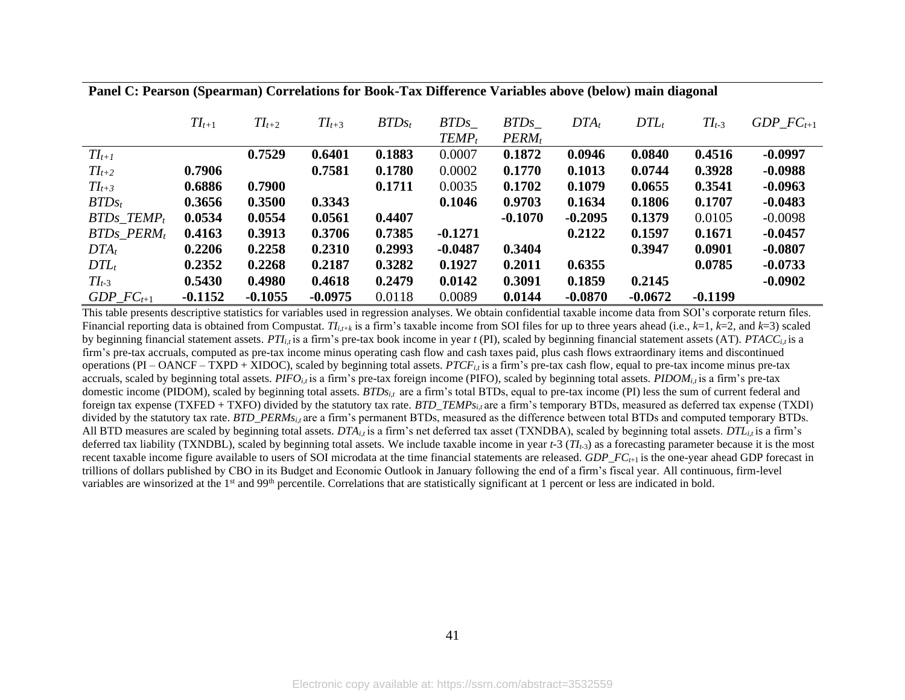**Panel C: Pearson (Spearman) Correlations for Book-Tax Difference Variables above (below) main diagonal**

| | $TI_{t+1}$ | $TI_{t+2}$ | $TI_{t+3}$ | $BTDs_t$ | $BTDs\_TEMP_t$ | $BTDs\_PERM_t$ | $DTA_t$ | $DTL_t$ | $TI_{t\text{-}3}$ | $GDP\_FC_{t+1}$ |
|---|---|---|---|---|---|---|---|---|---|---|
| $TI_{t+1}$ | | **0.7529** | **0.6401** | **0.1883** | 0.0007 | **0.1872** | **0.0946** | **0.0840** | **0.4516** | **-0.0997** |
| $TI_{t+2}$ | **0.7906** | | **0.7581** | **0.1780** | 0.0002 | **0.1770** | **0.1013** | **0.0744** | **0.3928** | **-0.0988** |
| $TI_{t+3}$ | **0.6886** | **0.7900** | | **0.1711** | 0.0035 | **0.1702** | **0.1079** | **0.0655** | **0.3541** | **-0.0963** |
| $BTDs_t$ | **0.3656** | **0.3500** | **0.3343** | | **0.1046** | **0.9703** | **0.1634** | **0.1806** | **0.1707** | **-0.0483** |
| $BTDs\_TEMP_t$ | **0.0534** | **0.0554** | **0.0561** | **0.4407** | | **-0.1070** | **-0.2095** | **0.1379** | 0.0105 | -0.0098 |
| $BTDs\_PERM_t$ | **0.4163** | **0.3913** | **0.3706** | **0.7385** | **-0.1271** | | **0.2122** | **0.1597** | **0.1671** | **-0.0457** |
| $DTA_t$ | **0.2206** | **0.2258** | **0.2310** | **0.2993** | **-0.0487** | **0.3404** | | **0.3947** | **0.0901** | **-0.0807** |
| $DTL_t$ | **0.2352** | **0.2268** | **0.2187** | **0.3282** | **0.1927** | **0.2011** | **0.6355** | | **0.0785** | **-0.0733** |
| $TI_{t\text{-}3}$ | **0.5430** | **0.4980** | **0.4618** | **0.2479** | **0.0142** | **0.3091** | **0.1859** | **0.2145** | | **-0.0902** |
| $GDP\_FC_{t+1}$ | **-0.1152** | **-0.1055** | **-0.0975** | 0.0118 | 0.0089 | **0.0144** | **-0.0870** | **-0.0672** | **-0.1199** | |

This table presents descriptive statistics for variables used in regression analyses. We obtain confidential taxable income data from SOI's corporate return files. Financial reporting data is obtained from Compustat. $TI_{i,t+k}$ is a firm's taxable income from SOI files for up to three years ahead (i.e., $k$=1, $k$=2, and $k$=3) scaled by beginning financial statement assets. $PTI_{i,t}$ is a firm's pre-tax book income in year $t$ (PI), scaled by beginning financial statement assets (AT). $PTACC_{i,t}$ is a firm's pre-tax accruals, computed as pre-tax income minus operating cash flow and cash taxes paid, plus cash flows extraordinary items and discontinued operations (PI – OANCF – TXPD + XIDOC), scaled by beginning total assets. $PTCF_{i,t}$ is a firm's pre-tax cash flow, equal to pre-tax income minus pre-tax accruals, scaled by beginning total assets. $PIFO_{i,t}$ is a firm's pre-tax foreign income (PIFO), scaled by beginning total assets. $PIDOM_{i,t}$ is a firm's pre-tax domestic income (PIDOM), scaled by beginning total assets. $BTDs_{i,t}$ are a firm's total BTDs, equal to pre-tax income (PI) less the sum of current federal and foreign tax expense (TXFED + TXFO) divided by the statutory tax rate. $BTD\_TEMPs_{i,t}$ are a firm's temporary BTDs, measured as deferred tax expense (TXDI) divided by the statutory tax rate. $BTD\_PERMs_{i,t}$ are a firm's permanent BTDs, measured as the difference between total BTDs and computed temporary BTDs. All BTD measures are scaled by beginning total assets. $DTA_{i,t}$ is a firm's net deferred tax asset (TXNDBA), scaled by beginning total assets. $DTL_{i,t}$ is a firm's deferred tax liability (TXNDBL), scaled by beginning total assets. We include taxable income in year $t$-3 ($TI_{t\text{-}3}$) as a forecasting parameter because it is the most recent taxable income figure available to users of SOI microdata at the time financial statements are released. $GDP\_FC_{t+1}$ is the one-year ahead GDP forecast in trillions of dollars published by CBO in its Budget and Economic Outlook in January following the end of a firm's fiscal year. All continuous, firm-level variables are winsorized at the 1st and 99th percentile. Correlations that are statistically significant at 1 percent or less are indicated in bold.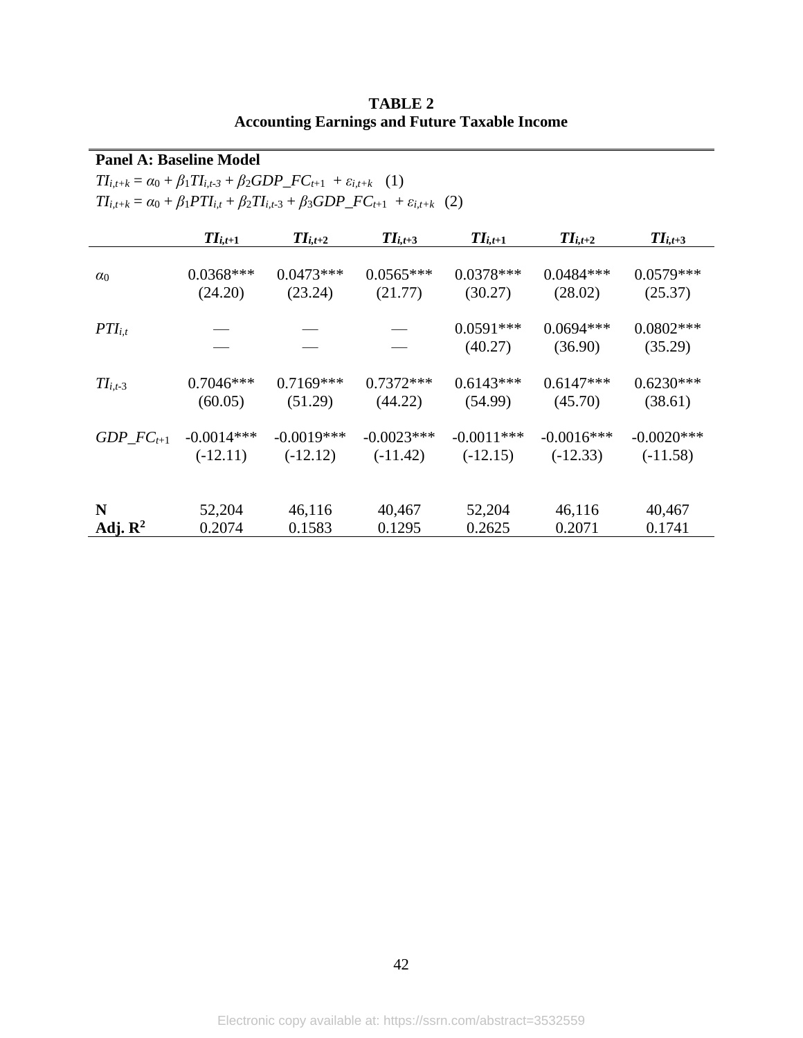**TABLE 2**
**Accounting Earnings and Future Taxable Income**

**Panel A: Baseline Model**

$TI_{i,t+k} = \alpha_0 + \beta_1 TI_{i,t-3} + \beta_2 GDP\_FC_{t+1} + \varepsilon_{i,t+k}$ (1)

$TI_{i,t+k} = \alpha_0 + \beta_1 PTI_{i,t} + \beta_2 TI_{i,t-3} + \beta_3 GDP\_FC_{t+1} + \varepsilon_{i,t+k}$ (2)

| | $TI_{i,t+1}$ | $TI_{i,t+2}$ | $TI_{i,t+3}$ | $TI_{i,t+1}$ | $TI_{i,t+2}$ | $TI_{i,t+3}$ |
|---|---|---|---|---|---|---|
| $\alpha_0$ | 0.0368*** | 0.0473*** | 0.0565*** | 0.0378*** | 0.0484*** | 0.0579*** |
| | (24.20) | (23.24) | (21.77) | (30.27) | (28.02) | (25.37) |
| $PTI_{i,t}$ | — | — | — | 0.0591*** | 0.0694*** | 0.0802*** |
| | — | — | — | (40.27) | (36.90) | (35.29) |
| $TI_{i,t-3}$ | 0.7046*** | 0.7169*** | 0.7372*** | 0.6143*** | 0.6147*** | 0.6230*** |
| | (60.05) | (51.29) | (44.22) | (54.99) | (45.70) | (38.61) |
| $GDP\_FC_{t+1}$ | -0.0014*** | -0.0019*** | -0.0023*** | -0.0011*** | -0.0016*** | -0.0020*** |
| | (-12.11) | (-12.12) | (-11.42) | (-12.15) | (-12.33) | (-11.58) |
| **N** | 52,204 | 46,116 | 40,467 | 52,204 | 46,116 | 40,467 |
| **Adj. $R^2$** | 0.2074 | 0.1583 | 0.1295 | 0.2625 | 0.2071 | 0.1741 |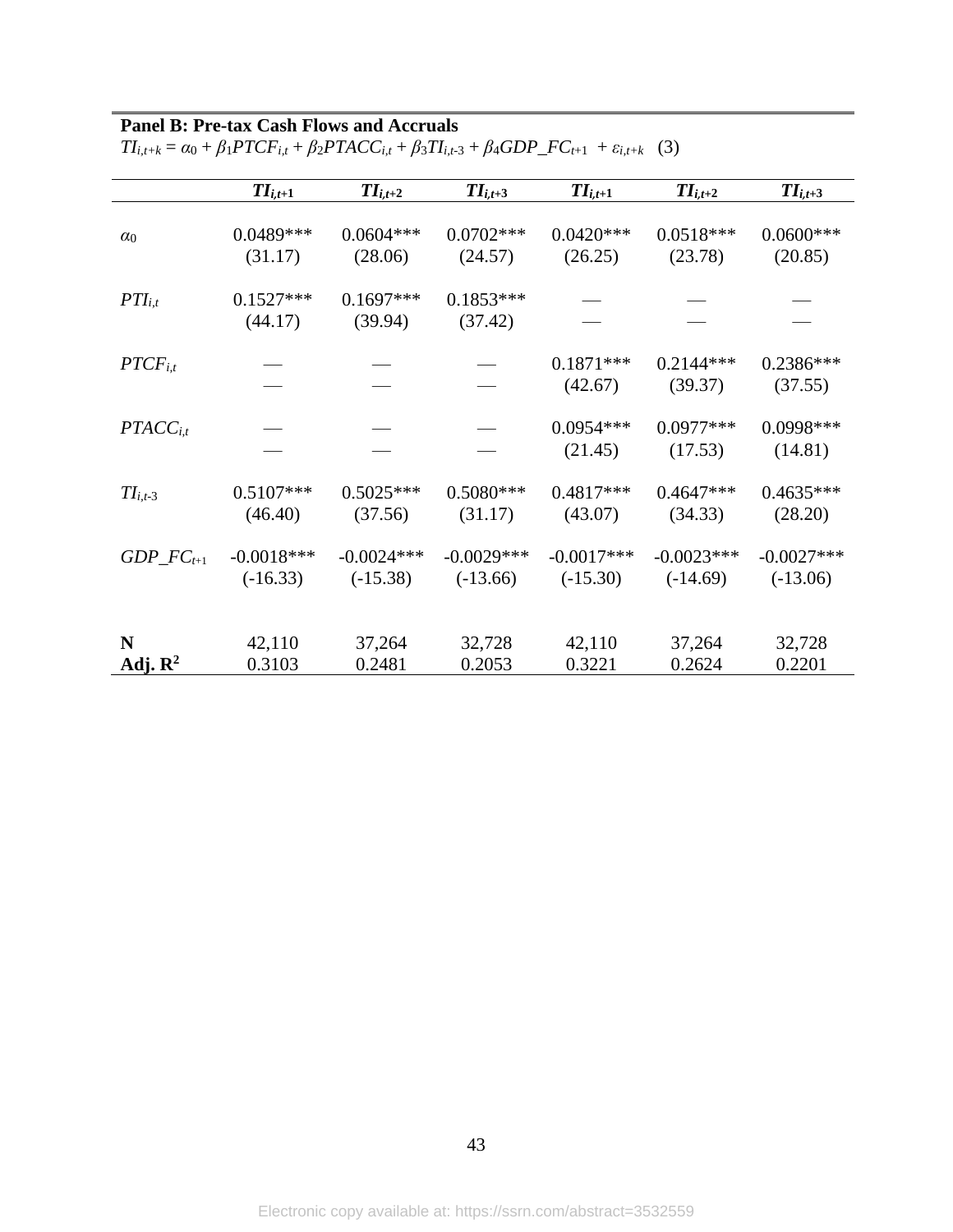**Panel B: Pre-tax Cash Flows and Accruals**

$TI_{i,t+k} = \alpha_0 + \beta_1 PTCF_{i,t} + \beta_2 PTACC_{i,t} + \beta_3 TI_{i,t-3} + \beta_4 GDP\_FC_{t+1} + \varepsilon_{i,t+k}$ (3)

| | $TI_{i,t+1}$ | $TI_{i,t+2}$ | $TI_{i,t+3}$ | $TI_{i,t+1}$ | $TI_{i,t+2}$ | $TI_{i,t+3}$ |
|---|---|---|---|---|---|---|
| $\alpha_0$ | 0.0489*** | 0.0604*** | 0.0702*** | 0.0420*** | 0.0518*** | 0.0600*** |
| | (31.17) | (28.06) | (24.57) | (26.25) | (23.78) | (20.85) |
| $PTI_{i,t}$ | 0.1527*** | 0.1697*** | 0.1853*** | — | — | — |
| | (44.17) | (39.94) | (37.42) | — | — | — |
| $PTCF_{i,t}$ | — | — | — | 0.1871*** | 0.2144*** | 0.2386*** |
| | — | — | — | (42.67) | (39.37) | (37.55) |
| $PTACC_{i,t}$ | — | — | — | 0.0954*** | 0.0977*** | 0.0998*** |
| | — | — | — | (21.45) | (17.53) | (14.81) |
| $TI_{i,t-3}$ | 0.5107*** | 0.5025*** | 0.5080*** | 0.4817*** | 0.4647*** | 0.4635*** |
| | (46.40) | (37.56) | (31.17) | (43.07) | (34.33) | (28.20) |
| $GDP\_FC_{t+1}$ | -0.0018*** | -0.0024*** | -0.0029*** | -0.0017*** | -0.0023*** | -0.0027*** |
| | (-16.33) | (-15.38) | (-13.66) | (-15.30) | (-14.69) | (-13.06) |
| **N** | 42,110 | 37,264 | 32,728 | 42,110 | 37,264 | 32,728 |
| **Adj. $R^2$** | 0.3103 | 0.2481 | 0.2053 | 0.3221 | 0.2624 | 0.2201 |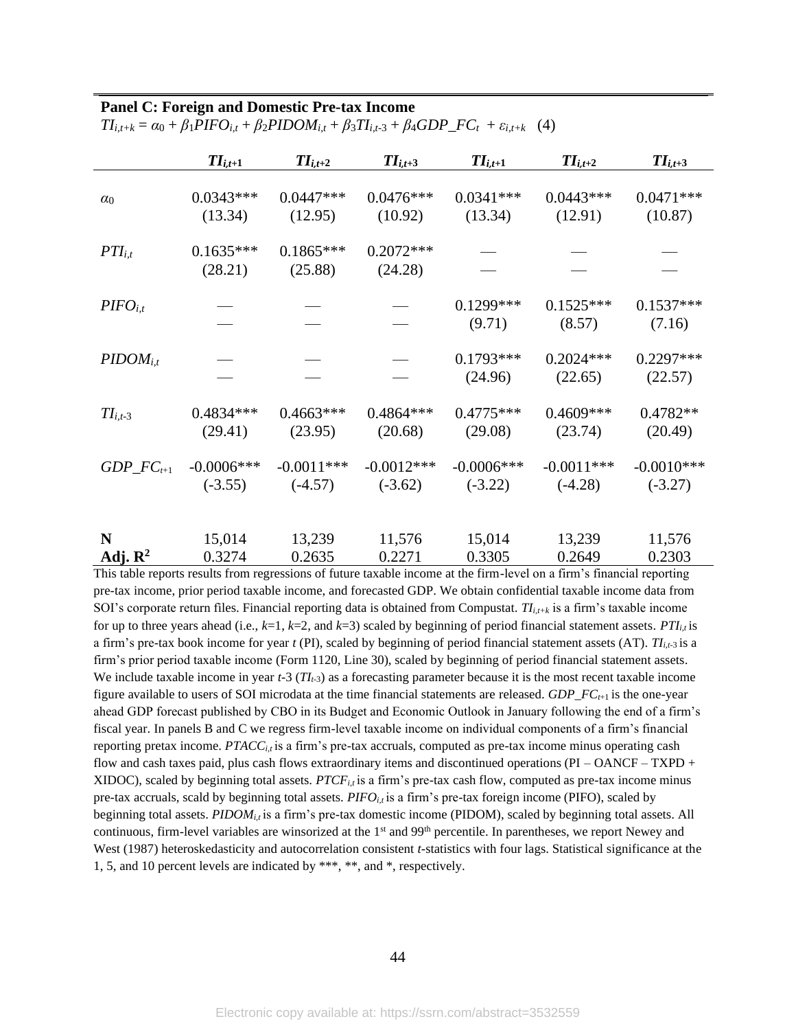**Panel C: Foreign and Domestic Pre-tax Income**

$TI_{i,t+k} = \alpha_0 + \beta_1 PIFO_{i,t} + \beta_2 PIDOM_{i,t} + \beta_3 TI_{i,t\text{-}3} + \beta_4 GDP\_FC_t + \varepsilon_{i,t+k}$ (4)

| | $TI_{i,t+1}$ | $TI_{i,t+2}$ | $TI_{i,t+3}$ | $TI_{i,t+1}$ | $TI_{i,t+2}$ | $TI_{i,t+3}$ |
|---|---|---|---|---|---|---|
| $\alpha_0$ | 0.0343*** | 0.0447*** | 0.0476*** | 0.0341*** | 0.0443*** | 0.0471*** |
| | (13.34) | (12.95) | (10.92) | (13.34) | (12.91) | (10.87) |
| $PTI_{i,t}$ | 0.1635*** | 0.1865*** | 0.2072*** | — | — | — |
| | (28.21) | (25.88) | (24.28) | — | — | — |
| $PIFO_{i,t}$ | — | — | — | 0.1299*** | 0.1525*** | 0.1537*** |
| | — | — | — | (9.71) | (8.57) | (7.16) |
| $PIDOM_{i,t}$ | — | — | — | 0.1793*** | 0.2024*** | 0.2297*** |
| | — | — | — | (24.96) | (22.65) | (22.57) |
| $TI_{i,t\text{-}3}$ | 0.4834*** | 0.4663*** | 0.4864*** | 0.4775*** | 0.4609*** | 0.4782** |
| | (29.41) | (23.95) | (20.68) | (29.08) | (23.74) | (20.49) |
| $GDP\_FC_{t+1}$ | -0.0006*** | -0.0011*** | -0.0012*** | -0.0006*** | -0.0011*** | -0.0010*** |
| | (-3.55) | (-4.57) | (-3.62) | (-3.22) | (-4.28) | (-3.27) |
| **N** | 15,014 | 13,239 | 11,576 | 15,014 | 13,239 | 11,576 |
| **Adj. $R^2$** | 0.3274 | 0.2635 | 0.2271 | 0.3305 | 0.2649 | 0.2303 |

This table reports results from regressions of future taxable income at the firm-level on a firm's financial reporting pre-tax income, prior period taxable income, and forecasted GDP. We obtain confidential taxable income data from SOI's corporate return files. Financial reporting data is obtained from Compustat. $TI_{i,t+k}$ is a firm's taxable income for up to three years ahead (i.e., $k$=1, $k$=2, and $k$=3) scaled by beginning of period financial statement assets. $PTI_{i,t}$ is a firm's pre-tax book income for year $t$ (PI), scaled by beginning of period financial statement assets (AT). $TI_{i,t\text{-}3}$ is a firm's prior period taxable income (Form 1120, Line 30), scaled by beginning of period financial statement assets. We include taxable income in year $t$-3 ($TI_{t\text{-}3}$) as a forecasting parameter because it is the most recent taxable income figure available to users of SOI microdata at the time financial statements are released. $GDP\_FC_{t+1}$ is the one-year ahead GDP forecast published by CBO in its Budget and Economic Outlook in January following the end of a firm's fiscal year. In panels B and C we regress firm-level taxable income on individual components of a firm's financial reporting pretax income. $PTACC_{i,t}$ is a firm's pre-tax accruals, computed as pre-tax income minus operating cash flow and cash taxes paid, plus cash flows extraordinary items and discontinued operations (PI – OANCF – TXPD + XIDOC), scaled by beginning total assets. $PTCF_{i,t}$ is a firm's pre-tax cash flow, computed as pre-tax income minus pre-tax accruals, scald by beginning total assets. $PIFO_{i,t}$ is a firm's pre-tax foreign income (PIFO), scaled by beginning total assets. $PIDOM_{i,t}$ is a firm's pre-tax domestic income (PIDOM), scaled by beginning total assets. All continuous, firm-level variables are winsorized at the 1st and 99th percentile. In parentheses, we report Newey and West (1987) heteroskedasticity and autocorrelation consistent $t$-statistics with four lags. Statistical significance at the 1, 5, and 10 percent levels are indicated by ***, **, and *, respectively.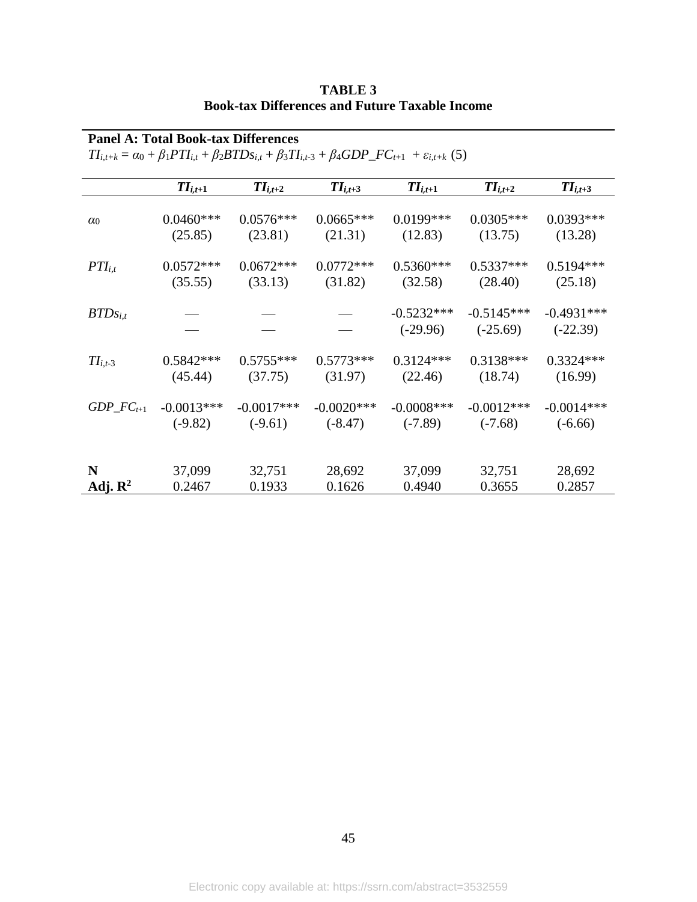**TABLE 3**
**Book-tax Differences and Future Taxable Income**

**Panel A: Total Book-tax Differences**

$TI_{i,t+k} = \alpha_0 + \beta_1 PTI_{i,t} + \beta_2 BTDs_{i,t} + \beta_3 TI_{i,t\text{-}3} + \beta_4 GDP\_FC_{t+1} + \varepsilon_{i,t+k}$ (5)

| | $TI_{i,t+1}$ | $TI_{i,t+2}$ | $TI_{i,t+3}$ | $TI_{i,t+1}$ | $TI_{i,t+2}$ | $TI_{i,t+3}$ |
|---|---|---|---|---|---|---|
| $\alpha_0$ | 0.0460*** | 0.0576*** | 0.0665*** | 0.0199*** | 0.0305*** | 0.0393*** |
| | (25.85) | (23.81) | (21.31) | (12.83) | (13.75) | (13.28) |
| $PTI_{i,t}$ | 0.0572*** | 0.0672*** | 0.0772*** | 0.5360*** | 0.5337*** | 0.5194*** |
| | (35.55) | (33.13) | (31.82) | (32.58) | (28.40) | (25.18) |
| $BTDs_{i,t}$ | — | — | — | -0.5232*** | -0.5145*** | -0.4931*** |
| | — | — | — | (-29.96) | (-25.69) | (-22.39) |
| $TI_{i,t\text{-}3}$ | 0.5842*** | 0.5755*** | 0.5773*** | 0.3124*** | 0.3138*** | 0.3324*** |
| | (45.44) | (37.75) | (31.97) | (22.46) | (18.74) | (16.99) |
| $GDP\_FC_{t+1}$ | -0.0013*** | -0.0017*** | -0.0020*** | -0.0008*** | -0.0012*** | -0.0014*** |
| | (-9.82) | (-9.61) | (-8.47) | (-7.89) | (-7.68) | (-6.66) |
| **N** | 37,099 | 32,751 | 28,692 | 37,099 | 32,751 | 28,692 |
| **Adj. $R^2$** | 0.2467 | 0.1933 | 0.1626 | 0.4940 | 0.3655 | 0.2857 |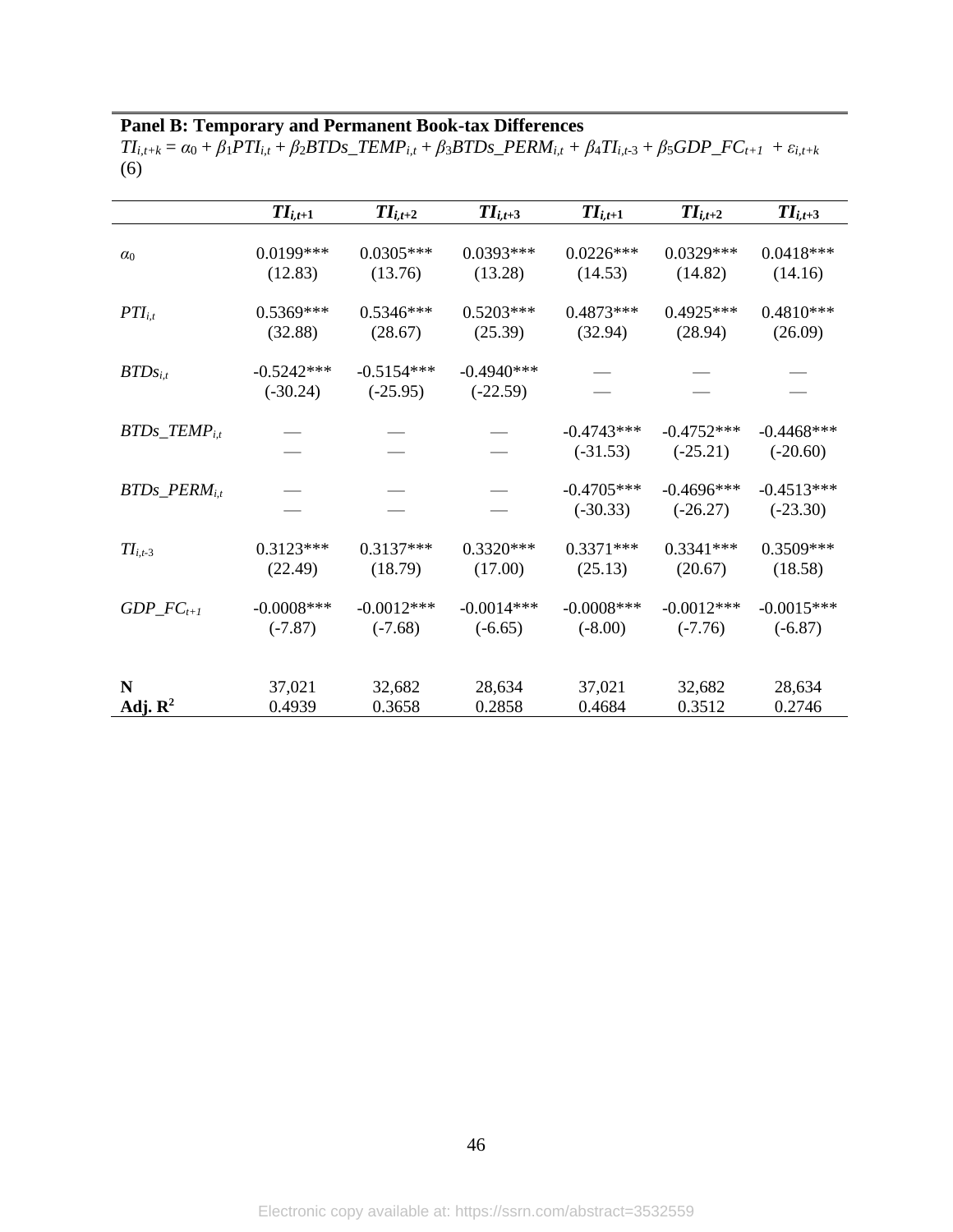**Panel B: Temporary and Permanent Book-tax Differences**

$TI_{i,t+k} = \alpha_0 + \beta_1 PTI_{i,t} + \beta_2 BTDs\_TEMP_{i,t} + \beta_3 BTDs\_PERM_{i,t} + \beta_4 TI_{i,t-3} + \beta_5 GDP\_FC_{t+1} + \varepsilon_{i,t+k}$ (6)

| | $TI_{i,t+1}$ | $TI_{i,t+2}$ | $TI_{i,t+3}$ | $TI_{i,t+1}$ | $TI_{i,t+2}$ | $TI_{i,t+3}$ |
|---|---|---|---|---|---|---|
| $\alpha_0$ | 0.0199*** | 0.0305*** | 0.0393*** | 0.0226*** | 0.0329*** | 0.0418*** |
| | (12.83) | (13.76) | (13.28) | (14.53) | (14.82) | (14.16) |
| $PTI_{i,t}$ | 0.5369*** | 0.5346*** | 0.5203*** | 0.4873*** | 0.4925*** | 0.4810*** |
| | (32.88) | (28.67) | (25.39) | (32.94) | (28.94) | (26.09) |
| $BTDs_{i,t}$ | -0.5242*** | -0.5154*** | -0.4940*** | — | — | — |
| | (-30.24) | (-25.95) | (-22.59) | — | — | — |
| $BTDs\_TEMP_{i,t}$ | — | — | — | -0.4743*** | -0.4752*** | -0.4468*** |
| | — | — | — | (-31.53) | (-25.21) | (-20.60) |
| $BTDs\_PERM_{i,t}$ | — | — | — | -0.4705*** | -0.4696*** | -0.4513*** |
| | — | — | — | (-30.33) | (-26.27) | (-23.30) |
| $TI_{i,t-3}$ | 0.3123*** | 0.3137*** | 0.3320*** | 0.3371*** | 0.3341*** | 0.3509*** |
| | (22.49) | (18.79) | (17.00) | (25.13) | (20.67) | (18.58) |
| $GDP\_FC_{t+1}$ | -0.0008*** | -0.0012*** | -0.0014*** | -0.0008*** | -0.0012*** | -0.0015*** |
| | (-7.87) | (-7.68) | (-6.65) | (-8.00) | (-7.76) | (-6.87) |
| **N** | 37,021 | 32,682 | 28,634 | 37,021 | 32,682 | 28,634 |
| **Adj. $R^2$** | 0.4939 | 0.3658 | 0.2858 | 0.4684 | 0.3512 | 0.2746 |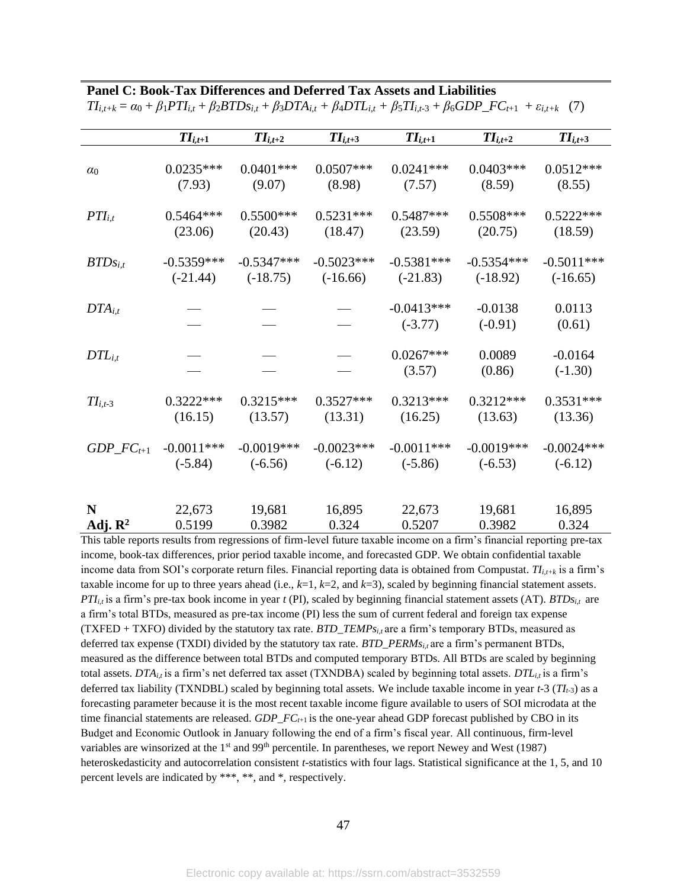**Panel C: Book-Tax Differences and Deferred Tax Assets and Liabilities**

$$TI_{i,t+k} = \alpha_0 + \beta_1 PTI_{i,t} + \beta_2 BTDs_{i,t} + \beta_3 DTA_{i,t} + \beta_4 DTL_{i,t} + \beta_5 TI_{i,t\text{-}3} + \beta_6 GDP\_FC_{t+1} + \varepsilon_{i,t+k} \quad (7)$$

| | $TI_{i,t+1}$ | $TI_{i,t+2}$ | $TI_{i,t+3}$ | $TI_{i,t+1}$ | $TI_{i,t+2}$ | $TI_{i,t+3}$ |
|---|---|---|---|---|---|---|
| $\alpha_0$ | 0.0235*** | 0.0401*** | 0.0507*** | 0.0241*** | 0.0403*** | 0.0512*** |
| | (7.93) | (9.07) | (8.98) | (7.57) | (8.59) | (8.55) |
| $PTI_{i,t}$ | 0.5464*** | 0.5500*** | 0.5231*** | 0.5487*** | 0.5508*** | 0.5222*** |
| | (23.06) | (20.43) | (18.47) | (23.59) | (20.75) | (18.59) |
| $BTDs_{i,t}$ | -0.5359*** | -0.5347*** | -0.5023*** | -0.5381*** | -0.5354*** | -0.5011*** |
| | (-21.44) | (-18.75) | (-16.66) | (-21.83) | (-18.92) | (-16.65) |
| $DTA_{i,t}$ | — | — | — | -0.0413*** | -0.0138 | 0.0113 |
| | — | — | — | (-3.77) | (-0.91) | (0.61) |
| $DTL_{i,t}$ | — | — | — | 0.0267*** | 0.0089 | -0.0164 |
| | — | — | — | (3.57) | (0.86) | (-1.30) |
| $TI_{i,t\text{-}3}$ | 0.3222*** | 0.3215*** | 0.3527*** | 0.3213*** | 0.3212*** | 0.3531*** |
| | (16.15) | (13.57) | (13.31) | (16.25) | (13.63) | (13.36) |
| $GDP\_FC_{t+1}$ | -0.0011*** | -0.0019*** | -0.0023*** | -0.0011*** | -0.0019*** | -0.0024*** |
| | (-5.84) | (-6.56) | (-6.12) | (-5.86) | (-6.53) | (-6.12) |
| **N** | 22,673 | 19,681 | 16,895 | 22,673 | 19,681 | 16,895 |
| **Adj. $R^2$** | 0.5199 | 0.3982 | 0.324 | 0.5207 | 0.3982 | 0.324 |

This table reports results from regressions of firm-level future taxable income on a firm's financial reporting pre-tax income, book-tax differences, prior period taxable income, and forecasted GDP. We obtain confidential taxable income data from SOI's corporate return files. Financial reporting data is obtained from Compustat. $TI_{i,t+k}$ is a firm's taxable income for up to three years ahead (i.e., $k$=1, $k$=2, and $k$=3), scaled by beginning financial statement assets. $PTI_{i,t}$ is a firm's pre-tax book income in year $t$ (PI), scaled by beginning financial statement assets (AT). $BTDs_{i,t}$ are a firm's total BTDs, measured as pre-tax income (PI) less the sum of current federal and foreign tax expense (TXFED + TXFO) divided by the statutory tax rate. $BTD\_TEMPs_{i,t}$ are a firm's temporary BTDs, measured as deferred tax expense (TXDI) divided by the statutory tax rate. $BTD\_PERMs_{i,t}$ are a firm's permanent BTDs, measured as the difference between total BTDs and computed temporary BTDs. All BTDs are scaled by beginning total assets. $DTA_{i,t}$ is a firm's net deferred tax asset (TXNDBA) scaled by beginning total assets. $DTL_{i,t}$ is a firm's deferred tax liability (TXNDBL) scaled by beginning total assets. We include taxable income in year $t$-3 ($TI_{t\text{-}3}$) as a forecasting parameter because it is the most recent taxable income figure available to users of SOI microdata at the time financial statements are released. $GDP\_FC_{t+1}$ is the one-year ahead GDP forecast published by CBO in its Budget and Economic Outlook in January following the end of a firm's fiscal year. All continuous, firm-level variables are winsorized at the 1st and 99th percentile. In parentheses, we report Newey and West (1987) heteroskedasticity and autocorrelation consistent $t$-statistics with four lags. Statistical significance at the 1, 5, and 10 percent levels are indicated by ***, **, and *, respectively.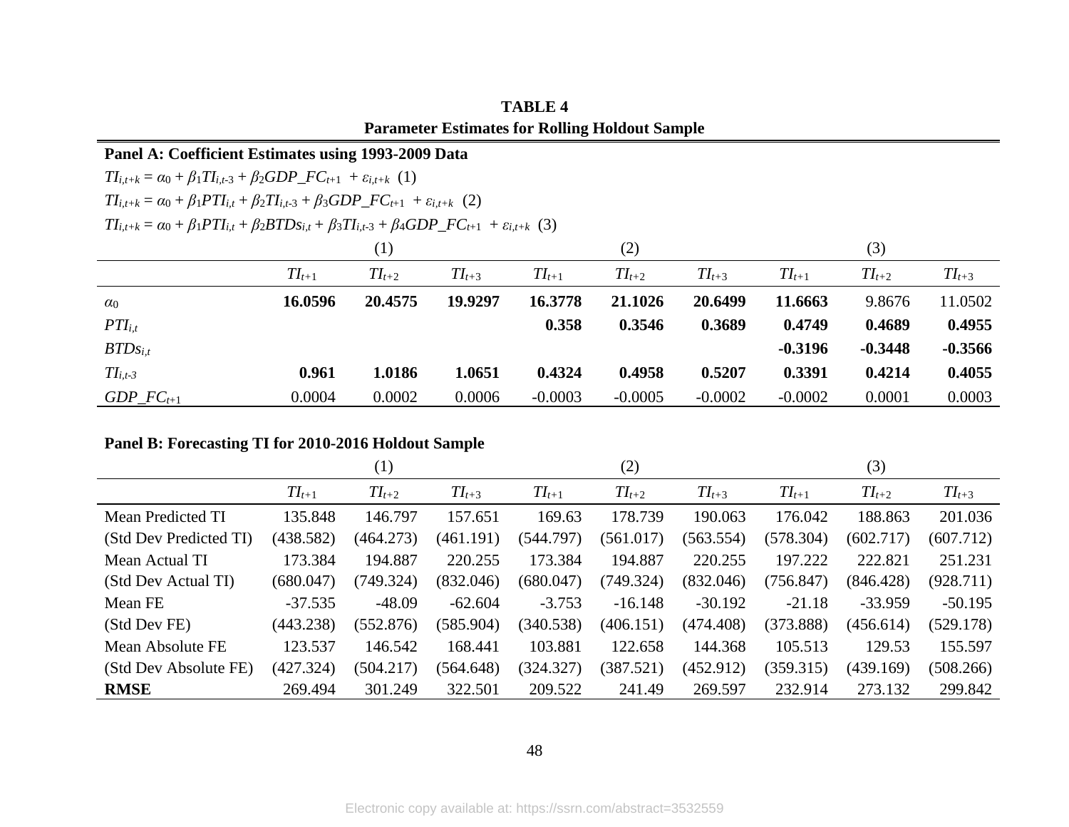**TABLE 4**
**Parameter Estimates for Rolling Holdout Sample**

**Panel A: Coefficient Estimates using 1993-2009 Data**

$TI_{i,t+k} = \alpha_0 + \beta_1 TI_{i,t\text{-}3} + \beta_2 GDP\_FC_{t+1} + \varepsilon_{i,t+k}$ (1)

$TI_{i,t+k} = \alpha_0 + \beta_1 PTI_{i,t} + \beta_2 TI_{i,t\text{-}3} + \beta_3 GDP\_FC_{t+1} + \varepsilon_{i,t+k}$ (2)

$TI_{i,t+k} = \alpha_0 + \beta_1 PTI_{i,t} + \beta_2 BTDs_{i,t} + \beta_3 TI_{i,t\text{-}3} + \beta_4 GDP\_FC_{t+1} + \varepsilon_{i,t+k}$ (3)

| | (1) | | | (2) | | | (3) | | |
|---|---|---|---|---|---|---|---|---|---|
| | $TI_{t+1}$ | $TI_{t+2}$ | $TI_{t+3}$ | $TI_{t+1}$ | $TI_{t+2}$ | $TI_{t+3}$ | $TI_{t+1}$ | $TI_{t+2}$ | $TI_{t+3}$ |
| $\alpha_0$ | **16.0596** | **20.4575** | **19.9297** | **16.3778** | **21.1026** | **20.6499** | **11.6663** | 9.8676 | 11.0502 |
| $PTI_{i,t}$ | | | | **0.358** | **0.3546** | **0.3689** | **0.4749** | **0.4689** | **0.4955** |
| $BTDs_{i,t}$ | | | | | | | **-0.3196** | **-0.3448** | **-0.3566** |
| $TI_{i,t\text{-}3}$ | **0.961** | **1.0186** | **1.0651** | **0.4324** | **0.4958** | **0.5207** | **0.3391** | **0.4214** | **0.4055** |
| $GDP\_FC_{t+1}$ | 0.0004 | 0.0002 | 0.0006 | -0.0003 | -0.0005 | -0.0002 | -0.0002 | 0.0001 | 0.0003 |

**Panel B: Forecasting TI for 2010-2016 Holdout Sample**

| | (1) | | | (2) | | | (3) | | |
|---|---|---|---|---|---|---|---|---|---|
| | $TI_{t+1}$ | $TI_{t+2}$ | $TI_{t+3}$ | $TI_{t+1}$ | $TI_{t+2}$ | $TI_{t+3}$ | $TI_{t+1}$ | $TI_{t+2}$ | $TI_{t+3}$ |
| Mean Predicted TI | 135.848 | 146.797 | 157.651 | 169.63 | 178.739 | 190.063 | 176.042 | 188.863 | 201.036 |
| (Std Dev Predicted TI) | (438.582) | (464.273) | (461.191) | (544.797) | (561.017) | (563.554) | (578.304) | (602.717) | (607.712) |
| Mean Actual TI | 173.384 | 194.887 | 220.255 | 173.384 | 194.887 | 220.255 | 197.222 | 222.821 | 251.231 |
| (Std Dev Actual TI) | (680.047) | (749.324) | (832.046) | (680.047) | (749.324) | (832.046) | (756.847) | (846.428) | (928.711) |
| Mean FE | -37.535 | -48.09 | -62.604 | -3.753 | -16.148 | -30.192 | -21.18 | -33.959 | -50.195 |
| (Std Dev FE) | (443.238) | (552.876) | (585.904) | (340.538) | (406.151) | (474.408) | (373.888) | (456.614) | (529.178) |
| Mean Absolute FE | 123.537 | 146.542 | 168.441 | 103.881 | 122.658 | 144.368 | 105.513 | 129.53 | 155.597 |
| (Std Dev Absolute FE) | (427.324) | (504.217) | (564.648) | (324.327) | (387.521) | (452.912) | (359.315) | (439.169) | (508.266) |
| **RMSE** | 269.494 | 301.249 | 322.501 | 209.522 | 241.49 | 269.597 | 232.914 | 273.132 | 299.842 |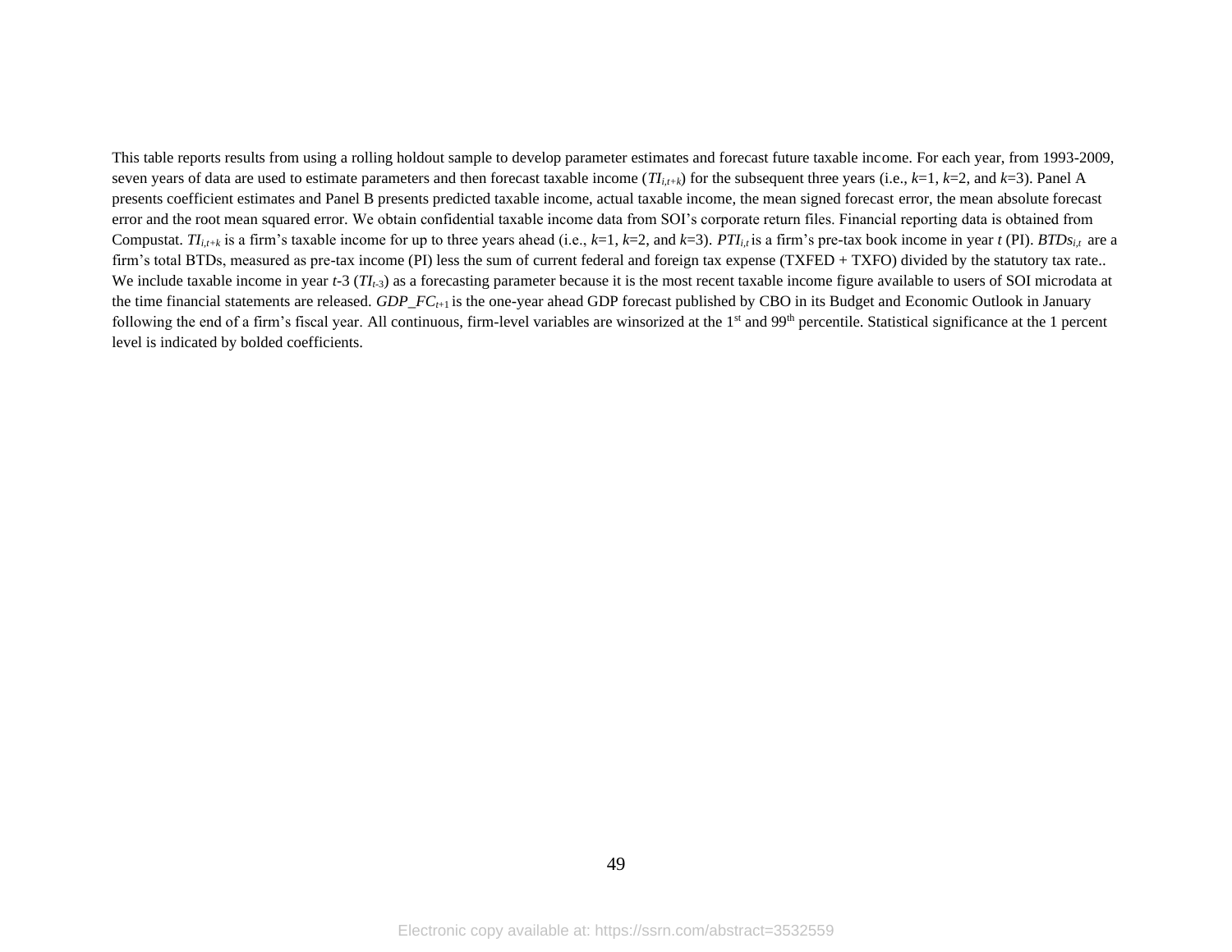This table reports results from using a rolling holdout sample to develop parameter estimates and forecast future taxable income. For each year, from 1993-2009, seven years of data are used to estimate parameters and then forecast taxable income ($TI_{i,t+k}$) for the subsequent three years (i.e., $k$=1, $k$=2, and $k$=3). Panel A presents coefficient estimates and Panel B presents predicted taxable income, actual taxable income, the mean signed forecast error, the mean absolute forecast error and the root mean squared error. We obtain confidential taxable income data from SOI's corporate return files. Financial reporting data is obtained from Compustat. $TI_{i,t+k}$ is a firm's taxable income for up to three years ahead (i.e., $k$=1, $k$=2, and $k$=3). $PTI_{i,t}$ is a firm's pre-tax book income in year $t$ (PI). $BTDs_{i,t}$ are a firm's total BTDs, measured as pre-tax income (PI) less the sum of current federal and foreign tax expense (TXFED + TXFO) divided by the statutory tax rate.. We include taxable income in year $t$-3 ($TI_{t\text{-}3}$) as a forecasting parameter because it is the most recent taxable income figure available to users of SOI microdata at the time financial statements are released. $GDP\_FC_{t+1}$ is the one-year ahead GDP forecast published by CBO in its Budget and Economic Outlook in January following the end of a firm's fiscal year. All continuous, firm-level variables are winsorized at the 1st and 99th percentile. Statistical significance at the 1 percent level is indicated by bolded coefficients.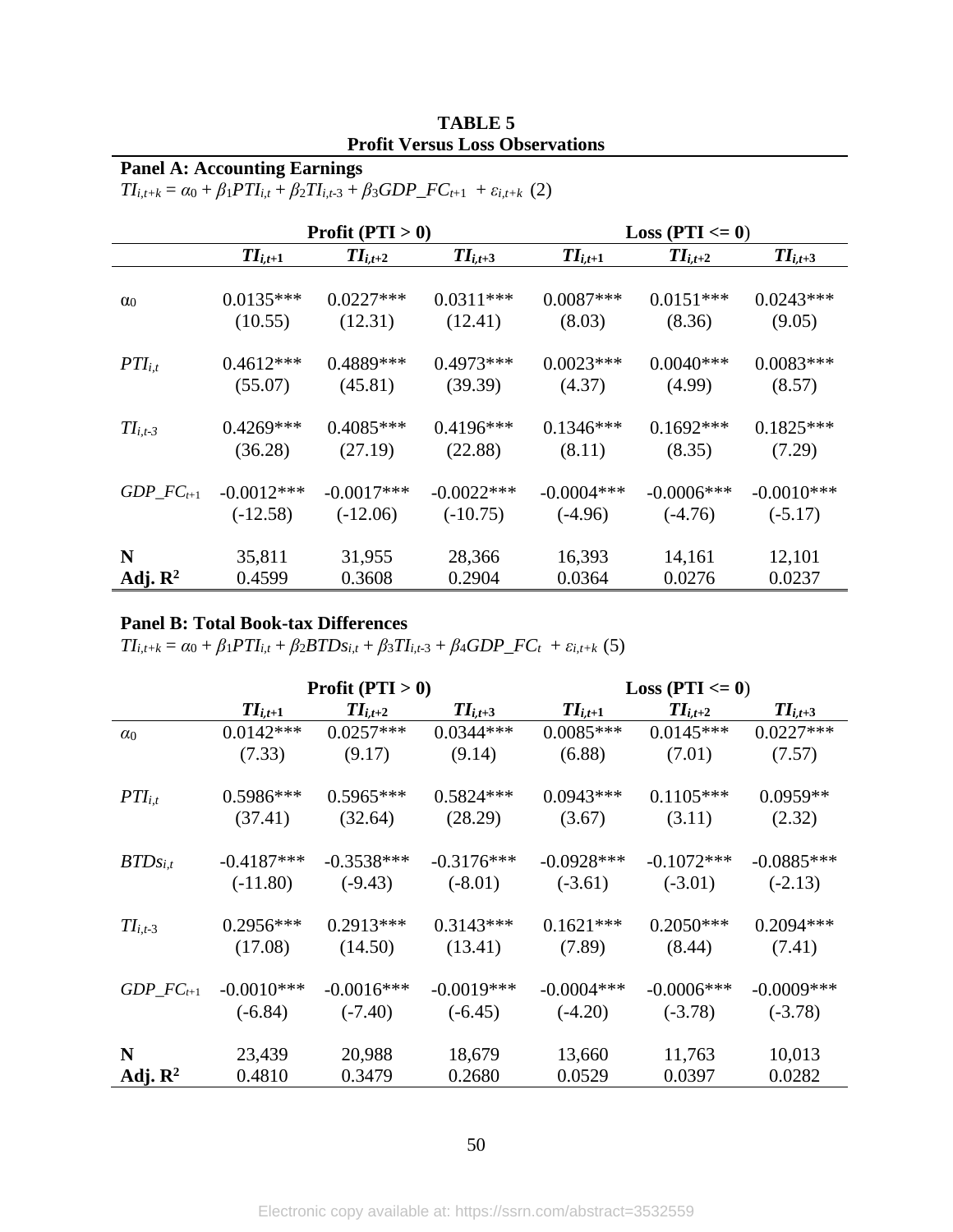**TABLE 5**
**Profit Versus Loss Observations**

**Panel A: Accounting Earnings**

$TI_{i,t+k} = \alpha_0 + \beta_1 PTI_{i,t} + \beta_2 TI_{i,t\text{-}3} + \beta_3 GDP\_FC_{t+1} + \varepsilon_{i,t+k}$ (2)

| | Profit (PTI > 0) | | | Loss (PTI <= 0) | | |
|---|---|---|---|---|---|---|
| | $TI_{i,t+1}$ | $TI_{i,t+2}$ | $TI_{i,t+3}$ | $TI_{i,t+1}$ | $TI_{i,t+2}$ | $TI_{i,t+3}$ |
| $\alpha_0$ | 0.0135*** | 0.0227*** | 0.0311*** | 0.0087*** | 0.0151*** | 0.0243*** |
| | (10.55) | (12.31) | (12.41) | (8.03) | (8.36) | (9.05) |
| $PTI_{i,t}$ | 0.4612*** | 0.4889*** | 0.4973*** | 0.0023*** | 0.0040*** | 0.0083*** |
| | (55.07) | (45.81) | (39.39) | (4.37) | (4.99) | (8.57) |
| $TI_{i,t\text{-}3}$ | 0.4269*** | 0.4085*** | 0.4196*** | 0.1346*** | 0.1692*** | 0.1825*** |
| | (36.28) | (27.19) | (22.88) | (8.11) | (8.35) | (7.29) |
| $GDP\_FC_{t+1}$ | -0.0012*** | -0.0017*** | -0.0022*** | -0.0004*** | -0.0006*** | -0.0010*** |
| | (-12.58) | (-12.06) | (-10.75) | (-4.96) | (-4.76) | (-5.17) |
| **N** | 35,811 | 31,955 | 28,366 | 16,393 | 14,161 | 12,101 |
| **Adj. $R^2$** | 0.4599 | 0.3608 | 0.2904 | 0.0364 | 0.0276 | 0.0237 |

**Panel B: Total Book-tax Differences**

$TI_{i,t+k} = \alpha_0 + \beta_1 PTI_{i,t} + \beta_2 BTDs_{i,t} + \beta_3 TI_{i,t\text{-}3} + \beta_4 GDP\_FC_t + \varepsilon_{i,t+k}$ (5)

| | Profit (PTI > 0) | | | Loss (PTI <= 0) | | |
|---|---|---|---|---|---|---|
| | $TI_{i,t+1}$ | $TI_{i,t+2}$ | $TI_{i,t+3}$ | $TI_{i,t+1}$ | $TI_{i,t+2}$ | $TI_{i,t+3}$ |
| $\alpha_0$ | 0.0142*** | 0.0257*** | 0.0344*** | 0.0085*** | 0.0145*** | 0.0227*** |
| | (7.33) | (9.17) | (9.14) | (6.88) | (7.01) | (7.57) |
| $PTI_{i,t}$ | 0.5986*** | 0.5965*** | 0.5824*** | 0.0943*** | 0.1105*** | 0.0959** |
| | (37.41) | (32.64) | (28.29) | (3.67) | (3.11) | (2.32) |
| $BTDs_{i,t}$ | -0.4187*** | -0.3538*** | -0.3176*** | -0.0928*** | -0.1072*** | -0.0885*** |
| | (-11.80) | (-9.43) | (-8.01) | (-3.61) | (-3.01) | (-2.13) |
| $TI_{i,t\text{-}3}$ | 0.2956*** | 0.2913*** | 0.3143*** | 0.1621*** | 0.2050*** | 0.2094*** |
| | (17.08) | (14.50) | (13.41) | (7.89) | (8.44) | (7.41) |
| $GDP\_FC_{t+1}$ | -0.0010*** | -0.0016*** | -0.0019*** | -0.0004*** | -0.0006*** | -0.0009*** |
| | (-6.84) | (-7.40) | (-6.45) | (-4.20) | (-3.78) | (-3.78) |
| **N** | 23,439 | 20,988 | 18,679 | 13,660 | 11,763 | 10,013 |
| **Adj. $R^2$** | 0.4810 | 0.3479 | 0.2680 | 0.0529 | 0.0397 | 0.0282 |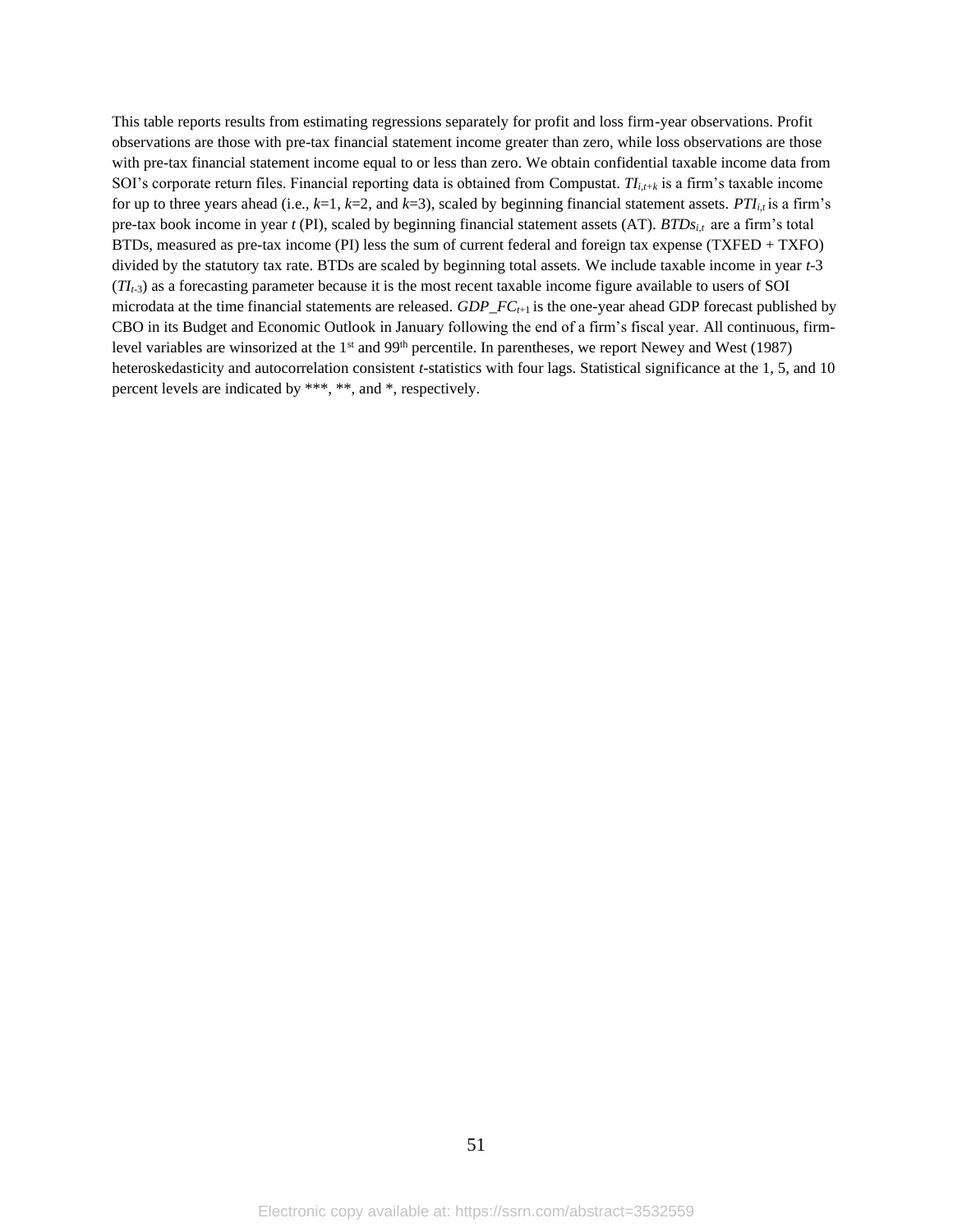This table reports results from estimating regressions separately for profit and loss firm-year observations. Profit observations are those with pre-tax financial statement income greater than zero, while loss observations are those with pre-tax financial statement income equal to or less than zero. We obtain confidential taxable income data from SOI's corporate return files. Financial reporting data is obtained from Compustat. $TI_{i,t+k}$ is a firm's taxable income for up to three years ahead (i.e., $k$=1, $k$=2, and $k$=3), scaled by beginning financial statement assets. $PTI_{i,t}$ is a firm's pre-tax book income in year $t$ (PI), scaled by beginning financial statement assets (AT). $BTDs_{i,t}$ are a firm's total BTDs, measured as pre-tax income (PI) less the sum of current federal and foreign tax expense (TXFED + TXFO) divided by the statutory tax rate. BTDs are scaled by beginning total assets. We include taxable income in year $t$-3 ($TI_{t-3}$) as a forecasting parameter because it is the most recent taxable income figure available to users of SOI microdata at the time financial statements are released. $GDP\_FC_{t+1}$ is the one-year ahead GDP forecast published by CBO in its Budget and Economic Outlook in January following the end of a firm's fiscal year. All continuous, firm-level variables are winsorized at the 1st and 99th percentile. In parentheses, we report Newey and West (1987) heteroskedasticity and autocorrelation consistent $t$-statistics with four lags. Statistical significance at the 1, 5, and 10 percent levels are indicated by ***, **, and *, respectively.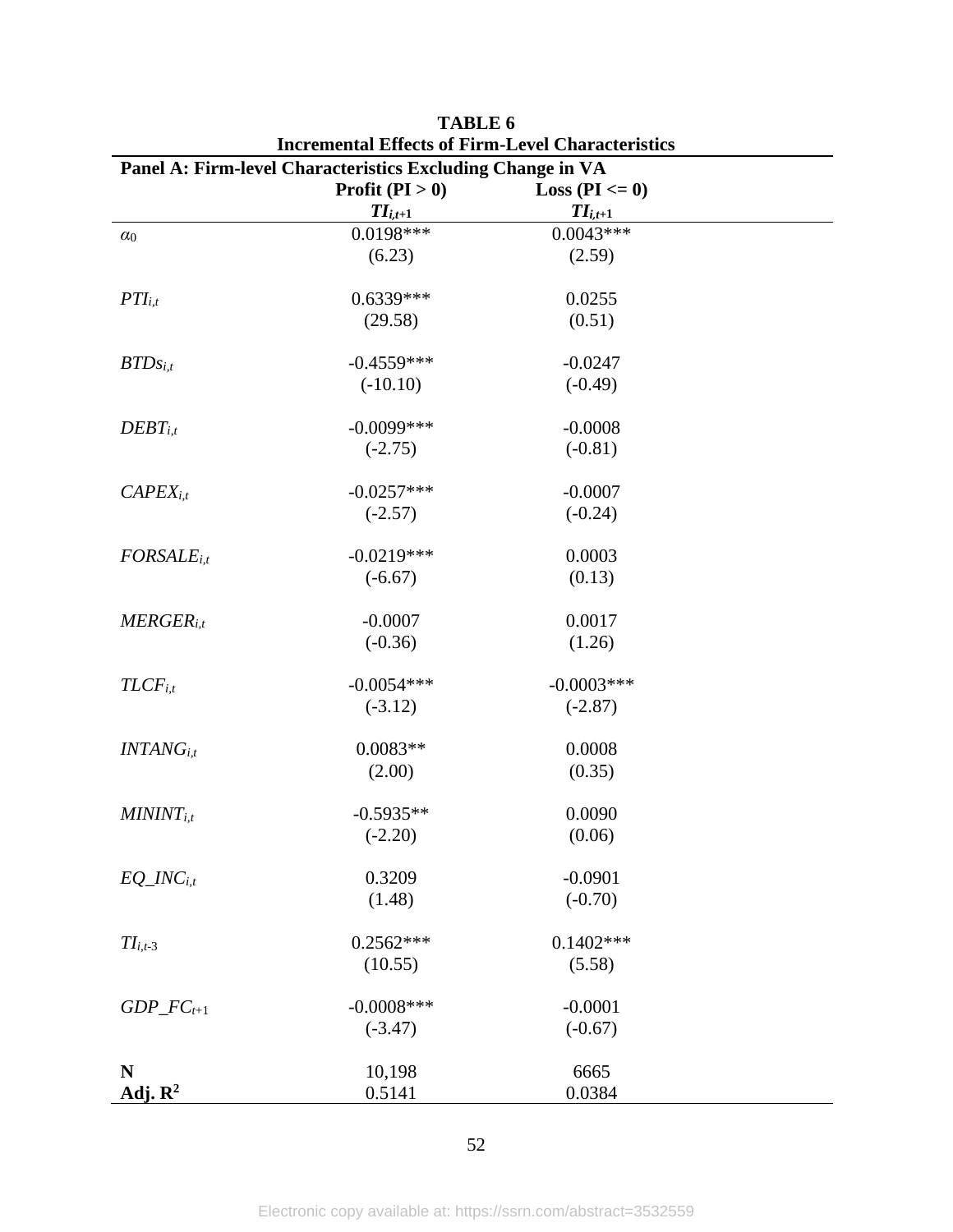**TABLE 6**
**Incremental Effects of Firm-Level Characteristics**

**Panel A: Firm-level Characteristics Excluding Change in VA**

| | **Profit (PI > 0)** | **Loss (PI <= 0)** |
|---|---|---|
| | $TI_{i,t+1}$ | $TI_{i,t+1}$ |
| $\alpha_0$ | 0.0198*** | 0.0043*** |
| | (6.23) | (2.59) |
| $PTI_{i,t}$ | 0.6339*** | 0.0255 |
| | (29.58) | (0.51) |
| $BTDs_{i,t}$ | -0.4559*** | -0.0247 |
| | (-10.10) | (-0.49) |
| $DEBT_{i,t}$ | -0.0099*** | -0.0008 |
| | (-2.75) | (-0.81) |
| $CAPEX_{i,t}$ | -0.0257*** | -0.0007 |
| | (-2.57) | (-0.24) |
| $FORSALE_{i,t}$ | -0.0219*** | 0.0003 |
| | (-6.67) | (0.13) |
| $MERGER_{i,t}$ | -0.0007 | 0.0017 |
| | (-0.36) | (1.26) |
| $TLCF_{i,t}$ | -0.0054*** | -0.0003*** |
| | (-3.12) | (-2.87) |
| $INTANG_{i,t}$ | 0.0083** | 0.0008 |
| | (2.00) | (0.35) |
| $MININT_{i,t}$ | -0.5935** | 0.0090 |
| | (-2.20) | (0.06) |
| $EQ\_INC_{i,t}$ | 0.3209 | -0.0901 |
| | (1.48) | (-0.70) |
| $TI_{i,t-3}$ | 0.2562*** | 0.1402*** |
| | (10.55) | (5.58) |
| $GDP\_FC_{t+1}$ | -0.0008*** | -0.0001 |
| | (-3.47) | (-0.67) |
| **N** | 10,198 | 6665 |
| **Adj. $R^2$** | 0.5141 | 0.0384 |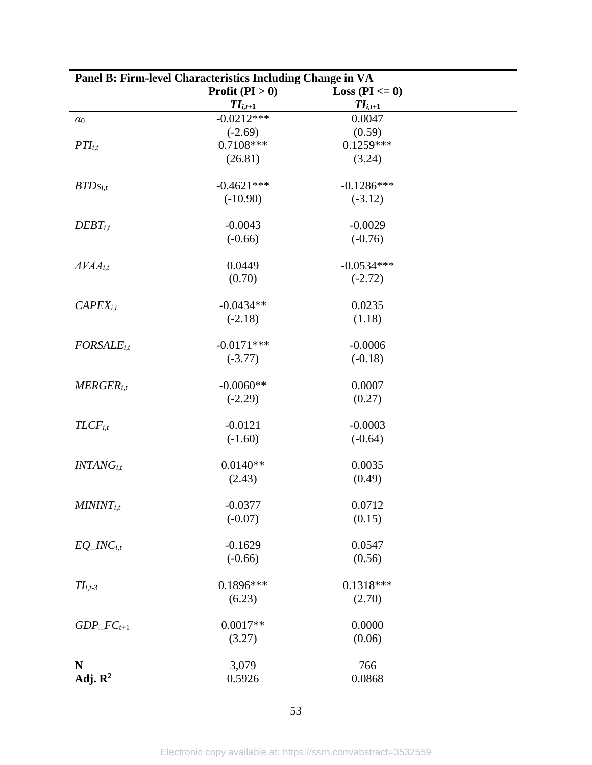| Panel B: Firm-level Characteristics Including Change in VA | | |
|---|---|---|
| | **Profit (PI > 0)** | **Loss (PI <= 0)** |
| | $TI_{i,t+1}$ | $TI_{i,t+1}$ |
| $\alpha_0$ | -0.0212*** | 0.0047 |
| | (-2.69) | (0.59) |
| $PTI_{i,t}$ | 0.7108*** | 0.1259*** |
| | (26.81) | (3.24) |
| $BTDs_{i,t}$ | -0.4621*** | -0.1286*** |
| | (-10.90) | (-3.12) |
| $DEBT_{i,t}$ | -0.0043 | -0.0029 |
| | (-0.66) | (-0.76) |
| $\Delta VAA_{i,t}$ | 0.0449 | -0.0534*** |
| | (0.70) | (-2.72) |
| $CAPEX_{i,t}$ | -0.0434** | 0.0235 |
| | (-2.18) | (1.18) |
| $FORSALE_{i,t}$ | -0.0171*** | -0.0006 |
| | (-3.77) | (-0.18) |
| $MERGER_{i,t}$ | -0.0060** | 0.0007 |
| | (-2.29) | (0.27) |
| $TLCF_{i,t}$ | -0.0121 | -0.0003 |
| | (-1.60) | (-0.64) |
| $INTANG_{i,t}$ | 0.0140** | 0.0035 |
| | (2.43) | (0.49) |
| $MININT_{i,t}$ | -0.0377 | 0.0712 |
| | (-0.07) | (0.15) |
| $EQ\_INC_{i,t}$ | -0.1629 | 0.0547 |
| | (-0.66) | (0.56) |
| $TI_{i,t-3}$ | 0.1896*** | 0.1318*** |
| | (6.23) | (2.70) |
| $GDP\_FC_{t+1}$ | 0.0017** | 0.0000 |
| | (3.27) | (0.06) |
| **N** | 3,079 | 766 |
| **Adj. $R^2$** | 0.5926 | 0.0868 |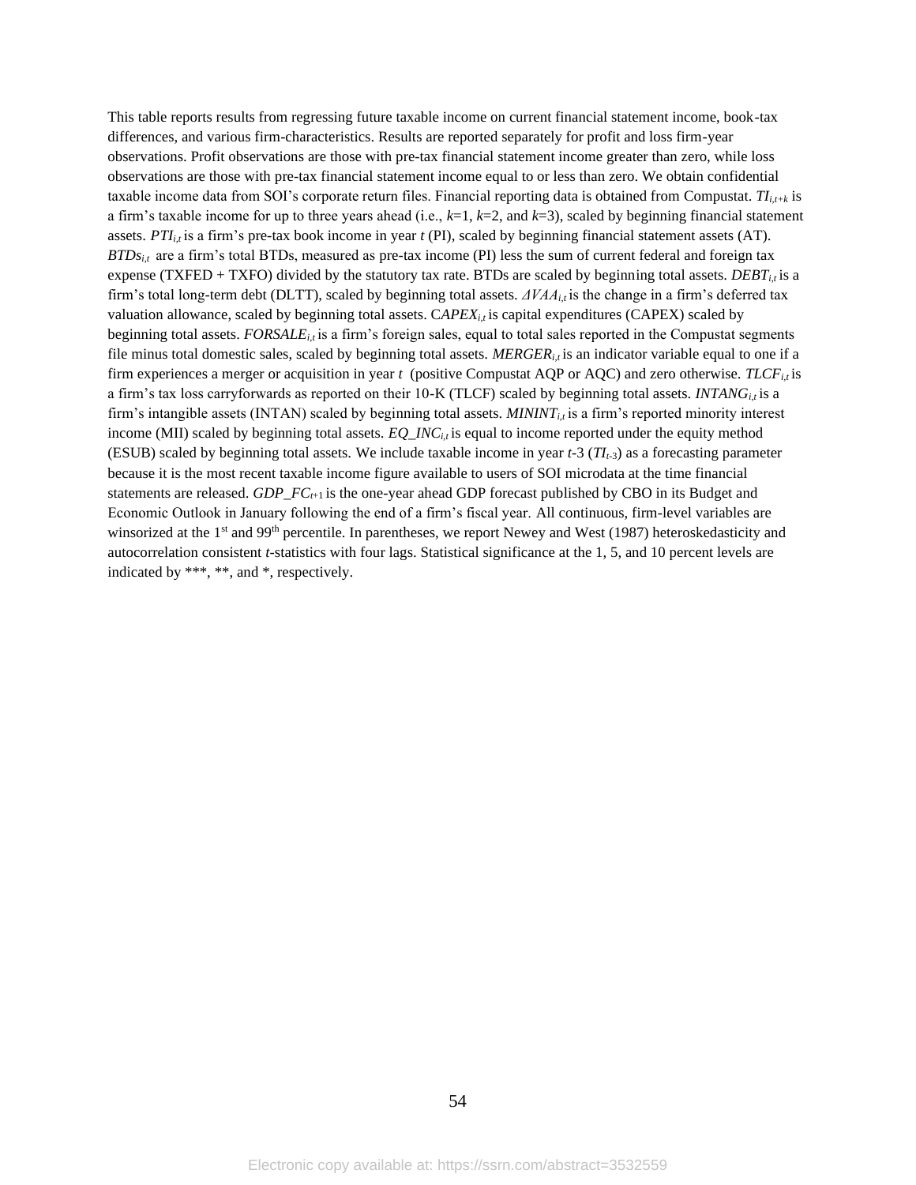This table reports results from regressing future taxable income on current financial statement income, book-tax differences, and various firm-characteristics. Results are reported separately for profit and loss firm-year observations. Profit observations are those with pre-tax financial statement income greater than zero, while loss observations are those with pre-tax financial statement income equal to or less than zero. We obtain confidential taxable income data from SOI's corporate return files. Financial reporting data is obtained from Compustat. $TI_{i,t+k}$ is a firm's taxable income for up to three years ahead (i.e., $k$=1, $k$=2, and $k$=3), scaled by beginning financial statement assets. $PTI_{i,t}$ is a firm's pre-tax book income in year $t$ (PI), scaled by beginning financial statement assets (AT). $BTDs_{i,t}$ are a firm's total BTDs, measured as pre-tax income (PI) less the sum of current federal and foreign tax expense (TXFED + TXFO) divided by the statutory tax rate. BTDs are scaled by beginning total assets. $DEBT_{i,t}$ is a firm's total long-term debt (DLTT), scaled by beginning total assets. $\Delta VAA_{i,t}$ is the change in a firm's deferred tax valuation allowance, scaled by beginning total assets. $CAPEX_{i,t}$ is capital expenditures (CAPEX) scaled by beginning total assets. $FORSALE_{i,t}$ is a firm's foreign sales, equal to total sales reported in the Compustat segments file minus total domestic sales, scaled by beginning total assets. $MERGER_{i,t}$ is an indicator variable equal to one if a firm experiences a merger or acquisition in year $t$ (positive Compustat AQP or AQC) and zero otherwise. $TLCF_{i,t}$ is a firm's tax loss carryforwards as reported on their 10-K (TLCF) scaled by beginning total assets. $INTANG_{i,t}$ is a firm's intangible assets (INTAN) scaled by beginning total assets. $MININT_{i,t}$ is a firm's reported minority interest income (MII) scaled by beginning total assets. $EQ\_INC_{i,t}$ is equal to income reported under the equity method (ESUB) scaled by beginning total assets. We include taxable income in year $t$-3 ($TI_{t-3}$) as a forecasting parameter because it is the most recent taxable income figure available to users of SOI microdata at the time financial statements are released. $GDP\_FC_{t+1}$ is the one-year ahead GDP forecast published by CBO in its Budget and Economic Outlook in January following the end of a firm's fiscal year. All continuous, firm-level variables are winsorized at the 1st and 99th percentile. In parentheses, we report Newey and West (1987) heteroskedasticity and autocorrelation consistent $t$-statistics with four lags. Statistical significance at the 1, 5, and 10 percent levels are indicated by ***, **, and *, respectively.